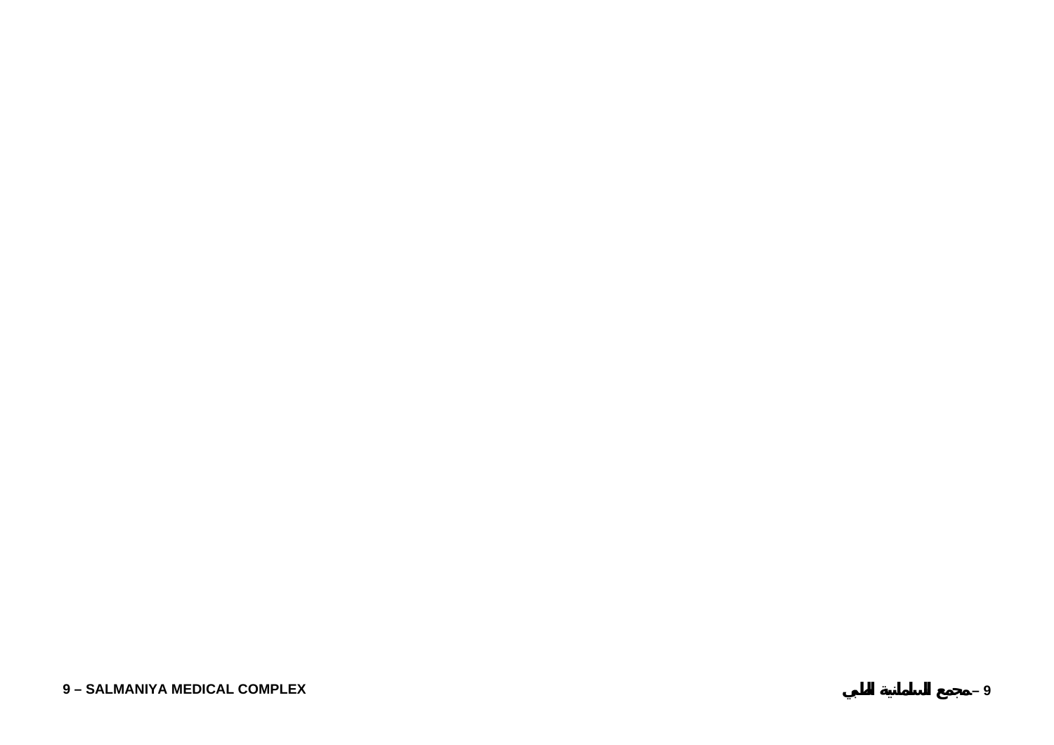9 – SALMANIYA MEDICAL COMPLEX

9 – مجمع السلمانية الطبي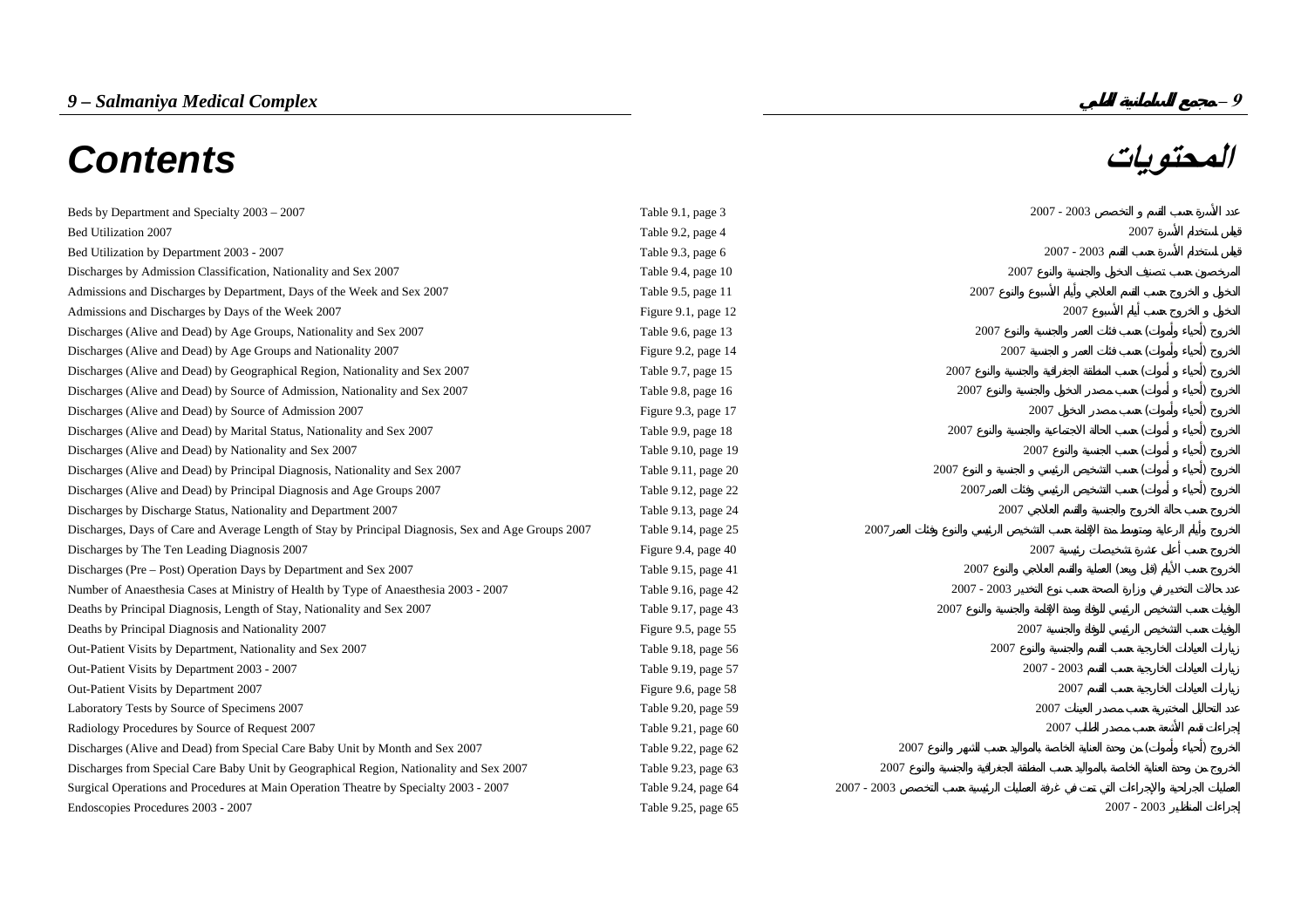# Contents

# المحتويات

| | | |
|---|---|---|
| Beds by Department and Specialty 2003 – 2007 | Table 9.1, page 3 | عدد الأسرة حسب القسم و التخصص 2003 - 2007 |
| Bed Utilization 2007 | Table 9.2, page 4 | قياس استخدام الأسرة 2007 |
| Bed Utilization by Department 2003 - 2007 | Table 9.3, page 6 | قياس استخدام الأسرة حسب القسم 2003 - 2007 |
| Discharges by Admission Classification, Nationality and Sex 2007 | Table 9.4, page 10 | المرخصون حسب تصنيف الدخول والجنسية والنوع 2007 |
| Admissions and Discharges by Department, Days of the Week and Sex 2007 | Table 9.5, page 11 | الدخول و الخروج حسب القسم العلاجي وأيام الأسبوع والنوع 2007 |
| Admissions and Discharges by Days of the Week 2007 | Figure 9.1, page 12 | الدخول و الخروج حسب أيام الأسبوع 2007 |
| Discharges (Alive and Dead) by Age Groups, Nationality and Sex 2007 | Table 9.6, page 13 | الخروج (أحياء وأموات) حسب فئات العمر والجنسية والنوع 2007 |
| Discharges (Alive and Dead) by Age Groups and Nationality 2007 | Figure 9.2, page 14 | الخروج (أحياء وأموات) حسب فئات العمر و الجنسية 2007 |
| Discharges (Alive and Dead) by Geographical Region, Nationality and Sex 2007 | Table 9.7, page 15 | الخروج (أحياء و أموات) حسب المنطقة الجغرافية والجنسية والنوع 2007 |
| Discharges (Alive and Dead) by Source of Admission, Nationality and Sex 2007 | Table 9.8, page 16 | الخروج (أحياء و أموات) حسب مصدر الدخول والجنسية والنوع 2007 |
| Discharges (Alive and Dead) by Source of Admission 2007 | Figure 9.3, page 17 | الخروج (أحياء وأموات) حسب مصدر الدخول 2007 |
| Discharges (Alive and Dead) by Marital Status, Nationality and Sex 2007 | Table 9.9, page 18 | الخروج (أحياء و أموات) حسب الحالة الاجتماعية والجنسية والنوع 2007 |
| Discharges (Alive and Dead) by Nationality and Sex 2007 | Table 9.10, page 19 | الخروج (أحياء و أموات) حسب الجنسية والنوع 2007 |
| Discharges (Alive and Dead) by Principal Diagnosis, Nationality and Sex 2007 | Table 9.11, page 20 | الخروج (أحياء و أموات) حسب التشخيص الرئيسي و الجنسية و النوع 2007 |
| Discharges (Alive and Dead) by Principal Diagnosis and Age Groups 2007 | Table 9.12, page 22 | الخروج (أحياء و أموات) حسب التشخيص الرئيسي وفئات العمر2007 |
| Discharges by Discharge Status, Nationality and Department 2007 | Table 9.13, page 24 | الخروج حسب حالة الخروج والجنسية والقسم العلاجي 2007 |
| Discharges, Days of Care and Average Length of Stay by Principal Diagnosis, Sex and Age Groups 2007 | Table 9.14, page 25 | الخروج وأيام الرعاية ومتوسط مدة الإقامة حسب التشخيص الرئيسي والنوع وفئات العمر2007 |
| Discharges by The Ten Leading Diagnosis 2007 | Figure 9.4, page 40 | الخروج حسب أعلى عشرة تشخيصات رئيسية 2007 |
| Discharges (Pre – Post) Operation Days by Department and Sex 2007 | Table 9.15, page 41 | الخروج حسب الأيام (قبل وبعد) العملية والقسم العلاجي والنوع 2007 |
| Number of Anaesthesia Cases at Ministry of Health by Type of Anaesthesia 2003 - 2007 | Table 9.16, page 42 | عدد حالات التخدير في وزارة الصحة حسب نوع التخدير 2003 - 2007 |
| Deaths by Principal Diagnosis, Length of Stay, Nationality and Sex 2007 | Table 9.17, page 43 | الوفيات حسب التشخيص الرئيسي للوفاة ومدة الإقامة والجنسية والنوع 2007 |
| Deaths by Principal Diagnosis and Nationality 2007 | Figure 9.5, page 55 | الوفيات حسب التشخيص الرئيسي للوفاة والجنسية 2007 |
| Out-Patient Visits by Department, Nationality and Sex 2007 | Table 9.18, page 56 | زيارات العيادات الخارجية حسب القسم والجنسية والنوع 2007 |
| Out-Patient Visits by Department 2003 - 2007 | Table 9.19, page 57 | زيارات العيادات الخارجية حسب القسم 2003 - 2007 |
| Out-Patient Visits by Department 2007 | Figure 9.6, page 58 | زيارات العيادات الخارجية حسب القسم 2007 |
| Laboratory Tests by Source of Specimens 2007 | Table 9.20, page 59 | عدد التحاليل المختبرية حسب مصدر العينات 2007 |
| Radiology Procedures by Source of Request 2007 | Table 9.21, page 60 | إجراءات قسم الأشعة حسب مصدر الطلب 2007 |
| Discharges (Alive and Dead) from Special Care Baby Unit by Month and Sex 2007 | Table 9.22, page 62 | الخروج (أحياء وأموات) من وحدة العناية الخاصة بالمواليد حسب الشهر والنوع 2007 |
| Discharges from Special Care Baby Unit by Geographical Region, Nationality and Sex 2007 | Table 9.23, page 63 | الخروج من وحدة العناية الخاصة بالمواليد حسب المنطقة الجغرافية والجنسية والنوع 2007 |
| Surgical Operations and Procedures at Main Operation Theatre by Specialty 2003 - 2007 | Table 9.24, page 64 | العمليات الجراحية والإجراءات التي تمت في غرفة العمليات الرئيسية حسب التخصص 2003 - 2007 |
| Endoscopies Procedures 2003 - 2007 | Table 9.25, page 65 | إجراءات المناظير 2003 - 2007 |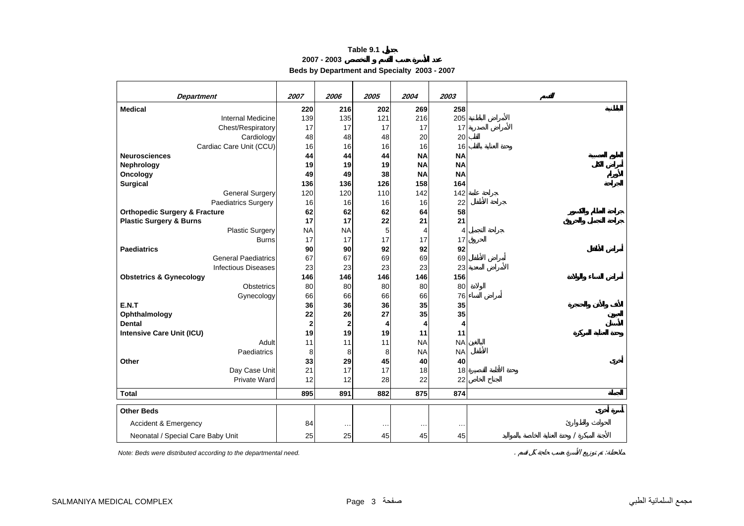**Table 9.1 جدول**

**عدد الأسرة حسب القسم و التخصص 2003 - 2007**

**Beds by Department and Specialty 2003 - 2007**

| *Department* | *2007* | *2006* | *2005* | *2004* | *2003* | القسم |
|---|---|---|---|---|---|---|
| **Medical** | **220** | **216** | **202** | **269** | **258** | **الباطنية** |
| Internal Medicine | 139 | 135 | 121 | 216 | 205 | الأمراض الباطنية |
| Chest/Respiratory | 17 | 17 | 17 | 17 | 17 | الأمراض الصدرية |
| Cardiology | 48 | 48 | 48 | 20 | 20 | القلب |
| Cardiac Care Unit (CCU) | 16 | 16 | 16 | 16 | 16 | وحدة العناية بالقلب |
| **Neurosciences** | **44** | **44** | **44** | **NA** | **NA** | **العلوم العصبية** |
| **Nephrology** | **19** | **19** | **19** | **NA** | **NA** | **أمراض الكلى** |
| **Oncology** | **49** | **49** | **38** | **NA** | **NA** | **الأورام** |
| **Surgical** | **136** | **136** | **126** | **158** | **164** | **الجراحة** |
| General Surgery | 120 | 120 | 110 | 142 | 142 | جراحة عامة |
| Paediatrics Surgery | 16 | 16 | 16 | 16 | 22 | جراحة الأطفال |
| **Orthopedic Surgery & Fracture** | **62** | **62** | **62** | **64** | **58** | **جراحة العظام والكسور** |
| **Plastic Surgery & Burns** | **17** | **17** | **22** | **21** | **21** | **جراحة التجميل والحروق** |
| Plastic Surgery | NA | NA | 5 | 4 | 4 | جراحة التجميل |
| Burns | 17 | 17 | 17 | 17 | 17 | الحروق |
| **Paediatrics** | **90** | **90** | **92** | **92** | **92** | **أمراض الأطفال** |
| General Paediatrics | 67 | 67 | 69 | 69 | 69 | أمراض الأطفال |
| Infectious Diseases | 23 | 23 | 23 | 23 | 23 | الأمراض المعدية |
| **Obstetrics & Gynecology** | **146** | **146** | **146** | **146** | **156** | **أمراض النساء والولادة** |
| Obstetrics | 80 | 80 | 80 | 80 | 80 | الولادة |
| Gynecology | 66 | 66 | 66 | 66 | 76 | أمراض النساء |
| **E.N.T** | **36** | **36** | **36** | **35** | **35** | **الأنف والأذن والحنجرة** |
| **Ophthalmology** | **22** | **26** | **27** | **35** | **35** | **العيون** |
| **Dental** | **2** | **2** | **4** | **4** | **4** | **الأسنان** |
| **Intensive Care Unit (ICU)** | **19** | **19** | **19** | **11** | **11** | **وحدة العناية المركزة** |
| Adult | 11 | 11 | 11 | NA | NA | البالغين |
| Paediatrics | 8 | 8 | 8 | NA | NA | الأطفال |
| **Other** | **33** | **29** | **45** | **40** | **40** | **أخرى** |
| Day Case Unit | 21 | 17 | 17 | 18 | 18 | وحدة الأقامة القصيرة |
| Private Ward | 12 | 12 | 28 | 22 | 22 | الجناح الخاص |
| **Total** | **895** | **891** | **882** | **875** | **874** | **الجملة** |
| **Other Beds** | | | | | | **أسرة أخرى** |
| Accident & Emergency | 84 | … | … | … | … | الحوادث والطوارئ |
| Neonatal / Special Care Baby Unit | 25 | 25 | 45 | 45 | 45 | الأجنة المبكرة / وحدة العناية الخاصة بالمواليد |

*Note: Beds were distributed according to the departmental need.*

ملاحظة: تم توزيع الأسرة حسب حاجة كل قسم .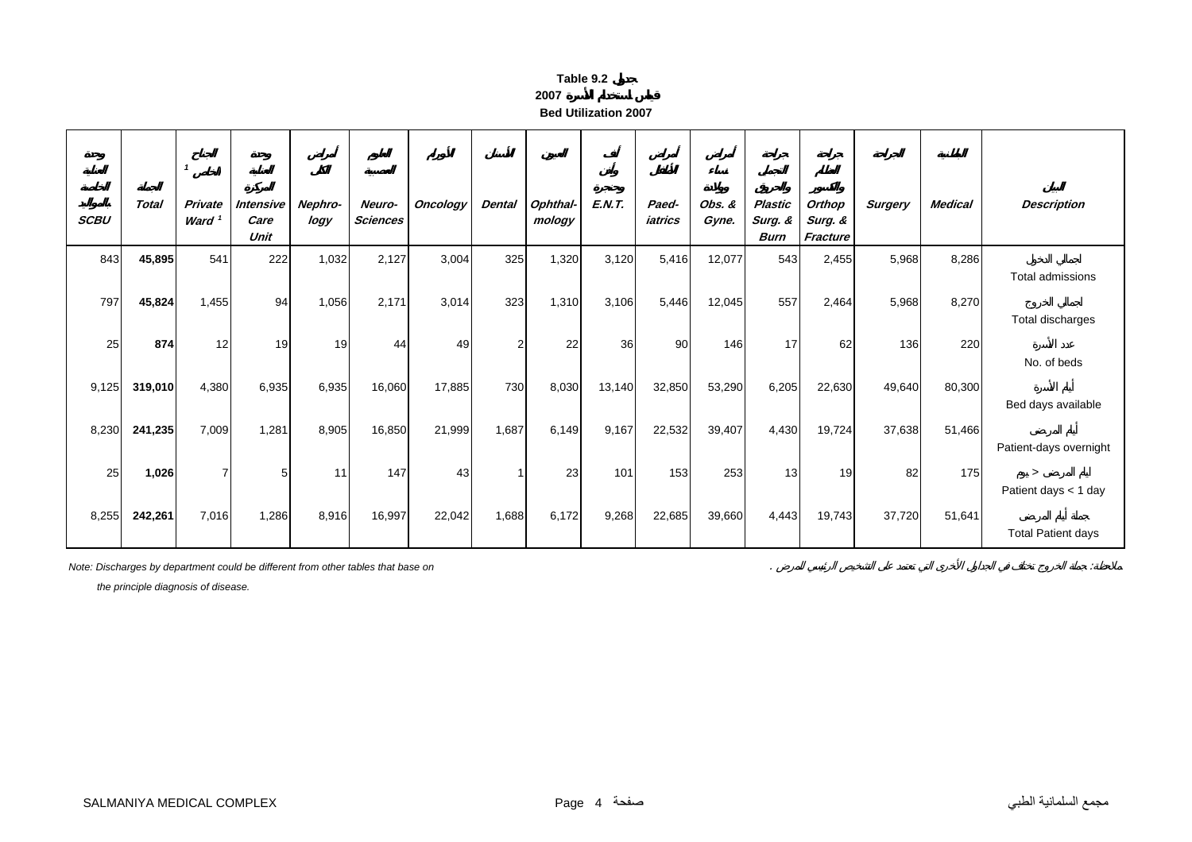# Table 9.2 جدول

## 2007 قياس استخدام الأسرة

## Bed Utilization 2007

| وحدة العناية الخاصة بالمواليد SCBU | الجملة Total | الجناح الخاص [1] Private Ward [1] | وحدة العناية المركزة Intensive Care Unit | أمراض الكلى Nephro-logy | العلوم العصبية Neuro-Sciences | الأورام Oncology | الأسنان Dental | العيون Ophthal-mology | أنف وأذن وحنجرة E.N.T. | أمراض الأطفال Paed-iatrics | أمراض نساء وولادة Obs. & Gyne. | جراحة التجميل والحروق Plastic Surg. & Burn | جراحة العظام والكسور Orthop Surg. & Fracture | الجراحة Surgery | الباطنية Medical | البيان Description |
|---|---|---|---|---|---|---|---|---|---|---|---|---|---|---|---|---|
| 843 | **45,895** | 541 | 222 | 1,032 | 2,127 | 3,004 | 325 | 1,320 | 3,120 | 5,416 | 12,077 | 543 | 2,455 | 5,968 | 8,286 | اجمالي الدخول Total admissions |
| 797 | **45,824** | 1,455 | 94 | 1,056 | 2,171 | 3,014 | 323 | 1,310 | 3,106 | 5,446 | 12,045 | 557 | 2,464 | 5,968 | 8,270 | اجمالي الخروج Total discharges |
| 25 | **874** | 12 | 19 | 19 | 44 | 49 | 2 | 22 | 36 | 90 | 146 | 17 | 62 | 136 | 220 | عدد الأسرة No. of beds |
| 9,125 | **319,010** | 4,380 | 6,935 | 6,935 | 16,060 | 17,885 | 730 | 8,030 | 13,140 | 32,850 | 53,290 | 6,205 | 22,630 | 49,640 | 80,300 | أيام الأسرة Bed days available |
| 8,230 | **241,235** | 7,009 | 1,281 | 8,905 | 16,850 | 21,999 | 1,687 | 6,149 | 9,167 | 22,532 | 39,407 | 4,430 | 19,724 | 37,638 | 51,466 | أيام المرضى Patient-days overnight |
| 25 | **1,026** | 7 | 5 | 11 | 147 | 43 | 1 | 23 | 101 | 153 | 253 | 13 | 19 | 82 | 175 | أيام المرضى < يوم Patient days < 1 day |
| 8,255 | **242,261** | 7,016 | 1,286 | 8,916 | 16,997 | 22,042 | 1,688 | 6,172 | 9,268 | 22,685 | 39,660 | 4,443 | 19,743 | 37,720 | 51,641 | جملة أيام المرضى Total Patient days |

*Note: Discharges by department could be different from other tables that base on the principle diagnosis of disease.*

ملاحظة: جملة الخروج تختلف في الجداول الأخرى التي تعتمد على التشخيص الرئيسي للمرض.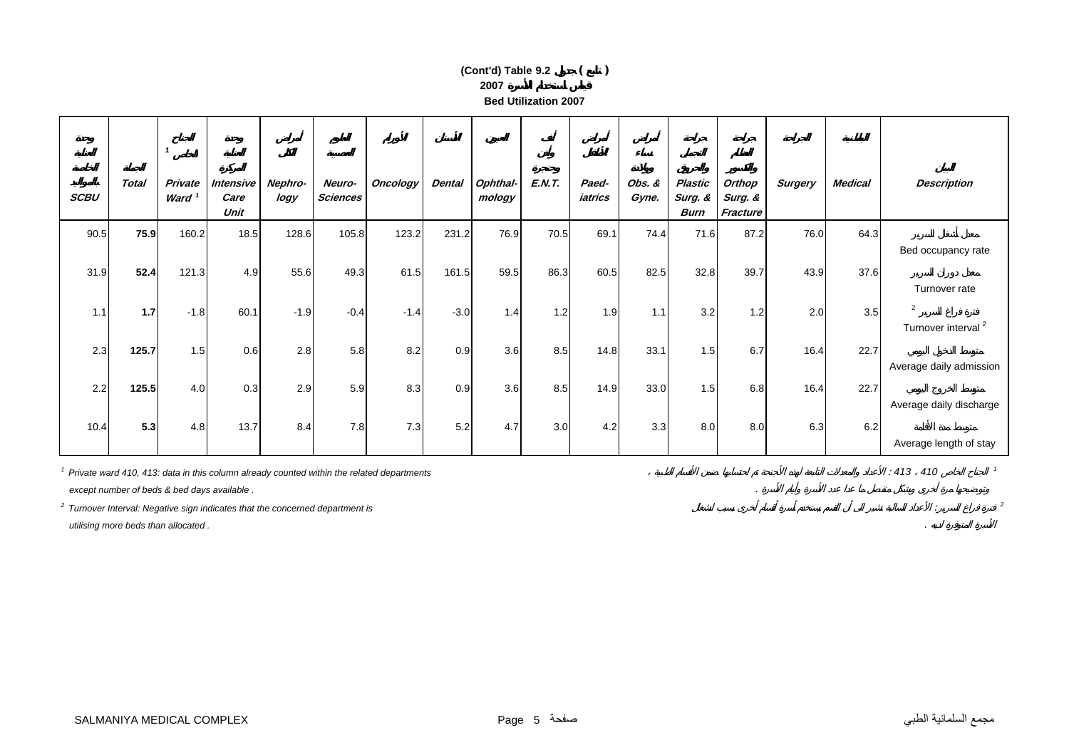**(Cont'd) Table 9.2 جدول ( تابع )**

**2007 قياس استخدام الأسرة**

**Bed Utilization 2007**

| وحدة العناية الخاصة بالمواليد SCBU | الجملة Total | الجناح الخاص[1] Private Ward [1] | وحدة العناية المركزة Intensive Care Unit | أمراض الكلى Nephro-logy | العلوم العصبية Neuro-Sciences | الأورام Oncology | الأسنان Dental | العيون Ophthal-mology | أنف وأذن وحنجرة E.N.T. | أمراض الأطفال Paed-iatrics | أمراض نساء وولادة Obs. & Gyne. | جراحة التجميل والحروق Plastic Surg. & Burn | جراحة العظام والكسور Orthop Surg. & Fracture | الجراحة Surgery | الباطنية Medical | البيان Description |
|---|---|---|---|---|---|---|---|---|---|---|---|---|---|---|---|---|
| 90.5 | **75.9** | 160.2 | 18.5 | 128.6 | 105.8 | 123.2 | 231.2 | 76.9 | 70.5 | 69.1 | 74.4 | 71.6 | 87.2 | 76.0 | 64.3 | معدل أشغال السرير Bed occupancy rate |
| 31.9 | **52.4** | 121.3 | 4.9 | 55.6 | 49.3 | 61.5 | 161.5 | 59.5 | 86.3 | 60.5 | 82.5 | 32.8 | 39.7 | 43.9 | 37.6 | معدل دوران السرير Turnover rate |
| 1.1 | **1.7** | -1.8 | 60.1 | -1.9 | -0.4 | -1.4 | -3.0 | 1.4 | 1.2 | 1.9 | 1.1 | 3.2 | 1.2 | 2.0 | 3.5 | فترة فراغ السرير [2] Turnover interval [2] |
| 2.3 | **125.7** | 1.5 | 0.6 | 2.8 | 5.8 | 8.2 | 0.9 | 3.6 | 8.5 | 14.8 | 33.1 | 1.5 | 6.7 | 16.4 | 22.7 | متوسط الدخول اليومي Average daily admission |
| 2.2 | **125.5** | 4.0 | 0.3 | 2.9 | 5.9 | 8.3 | 0.9 | 3.6 | 8.5 | 14.9 | 33.0 | 1.5 | 6.8 | 16.4 | 22.7 | متوسط الخروج اليومي Average daily discharge |
| 10.4 | **5.3** | 4.8 | 13.7 | 8.4 | 7.8 | 7.3 | 5.2 | 4.7 | 3.0 | 4.2 | 3.3 | 8.0 | 8.0 | 6.3 | 6.2 | متوسط مدة الأقامة Average length of stay |

[1] Private ward 410, 413: data in this column already counted within the related departments except number of beds & bed days available .

[1] الجناح الخاص 410 ، 413 : الأعداد والمعدلات التابعة لهذه الأجنحة تم احتسابها ضمن الأقسام الطبية ، وتوضيحها مرة أخرى وبشكل منفصل ما عدا عدد الأسرة وأيام الأسرة .

[2] Turnover Interval: Negative sign indicates that the concerned department is utilising more beds than allocated .

[2] فترة فراغ السرير: الأعداد السالبة تشير الى أن القسم يستخدم أسرة أقسام أخرى بسبب انشغال الأسرة المتوفرة لديه .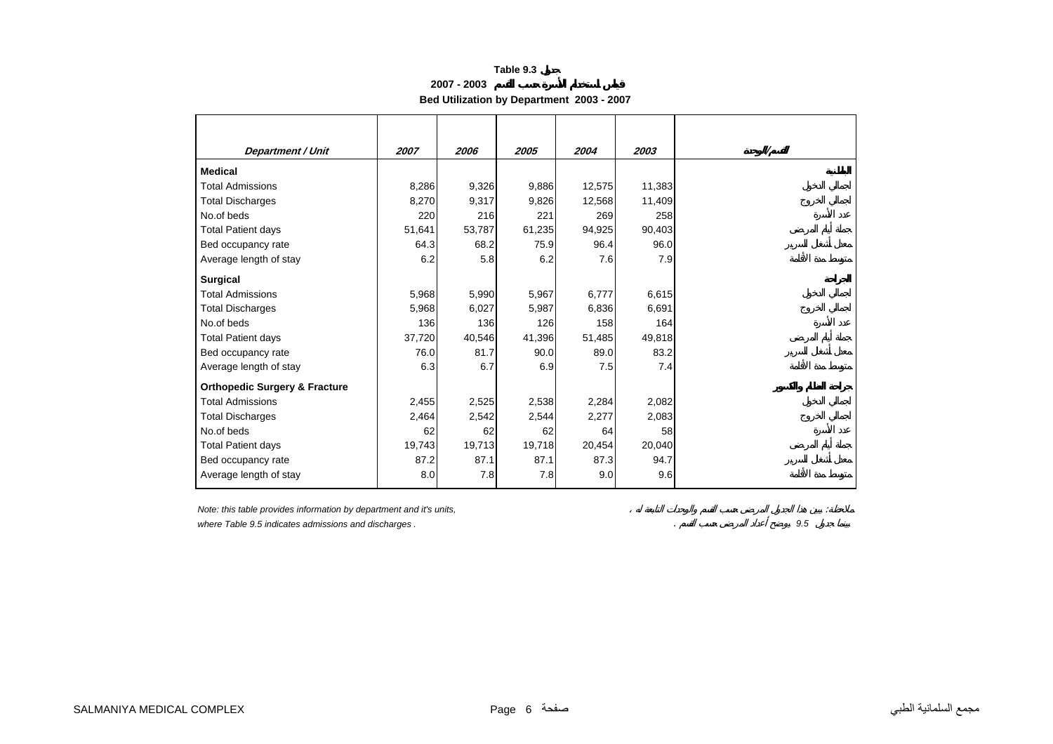# Table 9.3 جدول

## قياس استخدام الأسرة حسب القسم 2003 - 2007

## Bed Utilization by Department 2003 - 2007

| *Department / Unit* | *2007* | *2006* | *2005* | *2004* | *2003* | *القسم/الوحدة* |
|---|---|---|---|---|---|---|
| **Medical** | | | | | | **الباطنية** |
| Total Admissions | 8,286 | 9,326 | 9,886 | 12,575 | 11,383 | إجمالي الدخول |
| Total Discharges | 8,270 | 9,317 | 9,826 | 12,568 | 11,409 | إجمالي الخروج |
| No.of beds | 220 | 216 | 221 | 269 | 258 | عدد الأسرة |
| Total Patient days | 51,641 | 53,787 | 61,235 | 94,925 | 90,403 | جملة أيام المرضى |
| Bed occupancy rate | 64.3 | 68.2 | 75.9 | 96.4 | 96.0 | معدل أشغال السرير |
| Average length of stay | 6.2 | 5.8 | 6.2 | 7.6 | 7.9 | متوسط مدة الأقامة |
| **Surgical** | | | | | | **الجراحة** |
| Total Admissions | 5,968 | 5,990 | 5,967 | 6,777 | 6,615 | إجمالي الدخول |
| Total Discharges | 5,968 | 6,027 | 5,987 | 6,836 | 6,691 | إجمالي الخروج |
| No.of beds | 136 | 136 | 126 | 158 | 164 | عدد الأسرة |
| Total Patient days | 37,720 | 40,546 | 41,396 | 51,485 | 49,818 | جملة أيام المرضى |
| Bed occupancy rate | 76.0 | 81.7 | 90.0 | 89.0 | 83.2 | معدل أشغال السرير |
| Average length of stay | 6.3 | 6.7 | 6.9 | 7.5 | 7.4 | متوسط مدة الأقامة |
| **Orthopedic Surgery & Fracture** | | | | | | **جراحة العظام والكسور** |
| Total Admissions | 2,455 | 2,525 | 2,538 | 2,284 | 2,082 | إجمالي الدخول |
| Total Discharges | 2,464 | 2,542 | 2,544 | 2,277 | 2,083 | إجمالي الخروج |
| No.of beds | 62 | 62 | 62 | 64 | 58 | عدد الأسرة |
| Total Patient days | 19,743 | 19,713 | 19,718 | 20,454 | 20,040 | جملة أيام المرضى |
| Bed occupancy rate | 87.2 | 87.1 | 87.1 | 87.3 | 94.7 | معدل أشغال السرير |
| Average length of stay | 8.0 | 7.8 | 7.8 | 9.0 | 9.6 | متوسط مدة الأقامة |

*Note: this table provides information by department and it's units,*
*where Table 9.5 indicates admissions and discharges .*

*ملاحظة: يبين هذا الجدول المرضى حسب القسم والوحدات التابعة له ،*
*بينما جدول 9.5 يوضح أعداد المرضى حسب القسم .*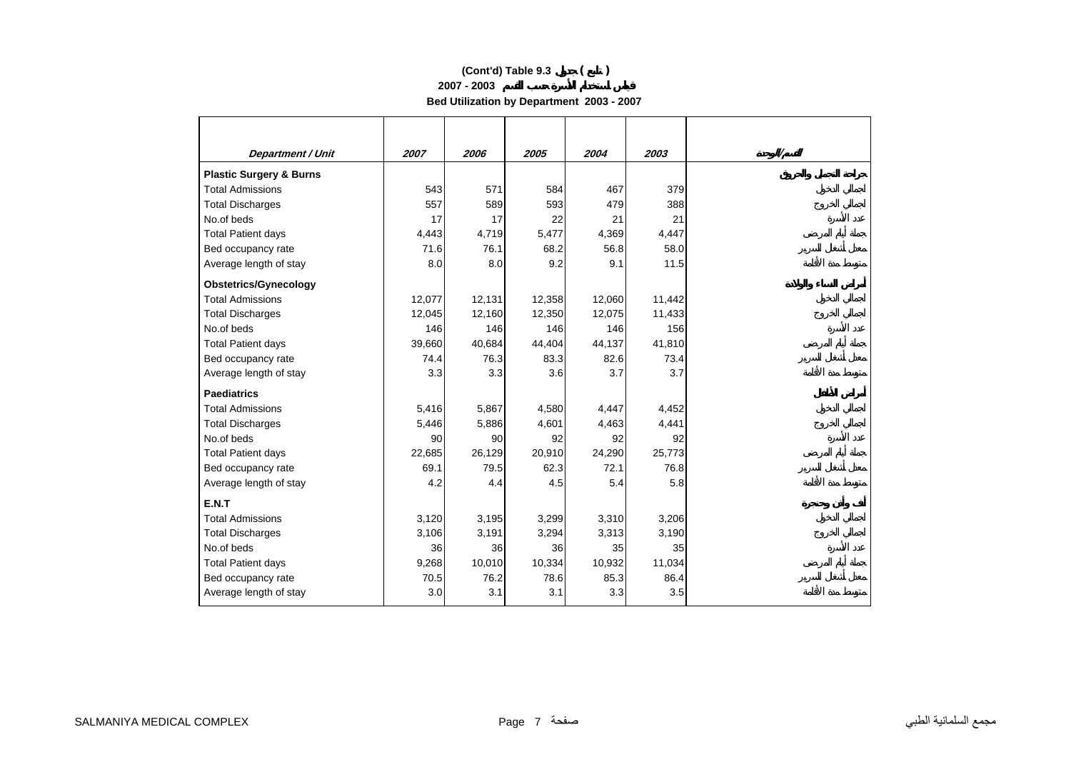**(Cont'd) Table 9.3 جدول ( تابع )**

**2007 - 2003 قياس استخدام الأسرة حسب القسم**

**Bed Utilization by Department 2003 - 2007**

| *Department / Unit* | *2007* | *2006* | *2005* | *2004* | *2003* | القسم/الوحدة |
|---|---|---|---|---|---|---|
| **Plastic Surgery & Burns** | | | | | | جراحة التجميل والحروق |
| Total Admissions | 543 | 571 | 584 | 467 | 379 | إجمالي الدخول |
| Total Discharges | 557 | 589 | 593 | 479 | 388 | إجمالي الخروج |
| No.of beds | 17 | 17 | 22 | 21 | 21 | عدد الأسرة |
| Total Patient days | 4,443 | 4,719 | 5,477 | 4,369 | 4,447 | جملة أيام المرضى |
| Bed occupancy rate | 71.6 | 76.1 | 68.2 | 56.8 | 58.0 | معدل أشغال السرير |
| Average length of stay | 8.0 | 8.0 | 9.2 | 9.1 | 11.5 | متوسط مدة الأقامة |
| **Obstetrics/Gynecology** | | | | | | أمراض النساء والولادة |
| Total Admissions | 12,077 | 12,131 | 12,358 | 12,060 | 11,442 | إجمالي الدخول |
| Total Discharges | 12,045 | 12,160 | 12,350 | 12,075 | 11,433 | إجمالي الخروج |
| No.of beds | 146 | 146 | 146 | 146 | 156 | عدد الأسرة |
| Total Patient days | 39,660 | 40,684 | 44,404 | 44,137 | 41,810 | جملة أيام المرضى |
| Bed occupancy rate | 74.4 | 76.3 | 83.3 | 82.6 | 73.4 | معدل أشغال السرير |
| Average length of stay | 3.3 | 3.3 | 3.6 | 3.7 | 3.7 | متوسط مدة الأقامة |
| **Paediatrics** | | | | | | أمراض الأطفال |
| Total Admissions | 5,416 | 5,867 | 4,580 | 4,447 | 4,452 | إجمالي الدخول |
| Total Discharges | 5,446 | 5,886 | 4,601 | 4,463 | 4,441 | إجمالي الخروج |
| No.of beds | 90 | 90 | 92 | 92 | 92 | عدد الأسرة |
| Total Patient days | 22,685 | 26,129 | 20,910 | 24,290 | 25,773 | جملة أيام المرضى |
| Bed occupancy rate | 69.1 | 79.5 | 62.3 | 72.1 | 76.8 | معدل أشغال السرير |
| Average length of stay | 4.2 | 4.4 | 4.5 | 5.4 | 5.8 | متوسط مدة الأقامة |
| **E.N.T** | | | | | | أنف وأذن وحنجرة |
| Total Admissions | 3,120 | 3,195 | 3,299 | 3,310 | 3,206 | إجمالي الدخول |
| Total Discharges | 3,106 | 3,191 | 3,294 | 3,313 | 3,190 | إجمالي الخروج |
| No.of beds | 36 | 36 | 36 | 35 | 35 | عدد الأسرة |
| Total Patient days | 9,268 | 10,010 | 10,334 | 10,932 | 11,034 | جملة أيام المرضى |
| Bed occupancy rate | 70.5 | 76.2 | 78.6 | 85.3 | 86.4 | معدل أشغال السرير |
| Average length of stay | 3.0 | 3.1 | 3.1 | 3.3 | 3.5 | متوسط مدة الأقامة |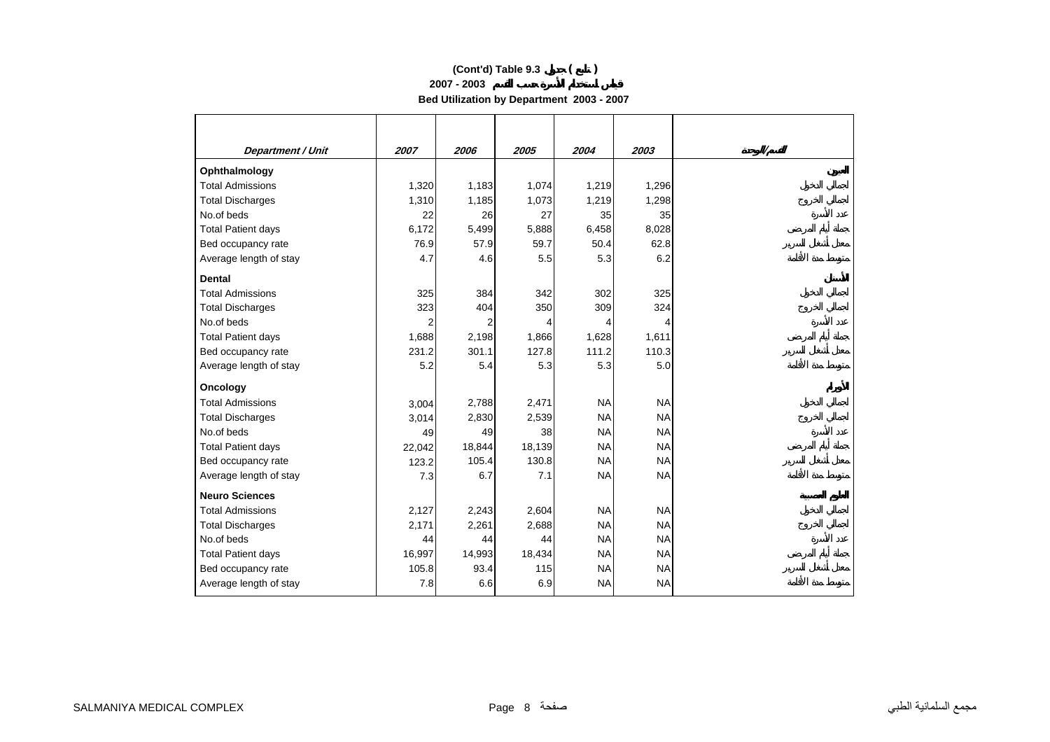**(Cont'd) Table 9.3 جدول ( تابع )**

**2007 - 2003 قياس استخدام الأسرة حسب القسم**

**Bed Utilization by Department 2003 - 2007**

| *Department / Unit* | *2007* | *2006* | *2005* | *2004* | *2003* | *القسم/الوحدة* |
|---|---|---|---|---|---|---|
| **Ophthalmology** | | | | | | **العيون** |
| Total Admissions | 1,320 | 1,183 | 1,074 | 1,219 | 1,296 | اجمالي الدخول |
| Total Discharges | 1,310 | 1,185 | 1,073 | 1,219 | 1,298 | اجمالي الخروج |
| No.of beds | 22 | 26 | 27 | 35 | 35 | عدد الأسرة |
| Total Patient days | 6,172 | 5,499 | 5,888 | 6,458 | 8,028 | جملة أيام المرضى |
| Bed occupancy rate | 76.9 | 57.9 | 59.7 | 50.4 | 62.8 | معدل أشغال السرير |
| Average length of stay | 4.7 | 4.6 | 5.5 | 5.3 | 6.2 | متوسط مدة الأقامة |
| **Dental** | | | | | | **الأسنان** |
| Total Admissions | 325 | 384 | 342 | 302 | 325 | اجمالي الدخول |
| Total Discharges | 323 | 404 | 350 | 309 | 324 | اجمالي الخروج |
| No.of beds | 2 | 2 | 4 | 4 | 4 | عدد الأسرة |
| Total Patient days | 1,688 | 2,198 | 1,866 | 1,628 | 1,611 | جملة أيام المرضى |
| Bed occupancy rate | 231.2 | 301.1 | 127.8 | 111.2 | 110.3 | معدل أشغال السرير |
| Average length of stay | 5.2 | 5.4 | 5.3 | 5.3 | 5.0 | متوسط مدة الأقامة |
| **Oncology** | | | | | | **الأورام** |
| Total Admissions | 3,004 | 2,788 | 2,471 | NA | NA | اجمالي الدخول |
| Total Discharges | 3,014 | 2,830 | 2,539 | NA | NA | اجمالي الخروج |
| No.of beds | 49 | 49 | 38 | NA | NA | عدد الأسرة |
| Total Patient days | 22,042 | 18,844 | 18,139 | NA | NA | جملة أيام المرضى |
| Bed occupancy rate | 123.2 | 105.4 | 130.8 | NA | NA | معدل أشغال السرير |
| Average length of stay | 7.3 | 6.7 | 7.1 | NA | NA | متوسط مدة الأقامة |
| **Neuro Sciences** | | | | | | **العلوم العصبية** |
| Total Admissions | 2,127 | 2,243 | 2,604 | NA | NA | اجمالي الدخول |
| Total Discharges | 2,171 | 2,261 | 2,688 | NA | NA | اجمالي الخروج |
| No.of beds | 44 | 44 | 44 | NA | NA | عدد الأسرة |
| Total Patient days | 16,997 | 14,993 | 18,434 | NA | NA | جملة أيام المرضى |
| Bed occupancy rate | 105.8 | 93.4 | 115 | NA | NA | معدل أشغال السرير |
| Average length of stay | 7.8 | 6.6 | 6.9 | NA | NA | متوسط مدة الأقامة |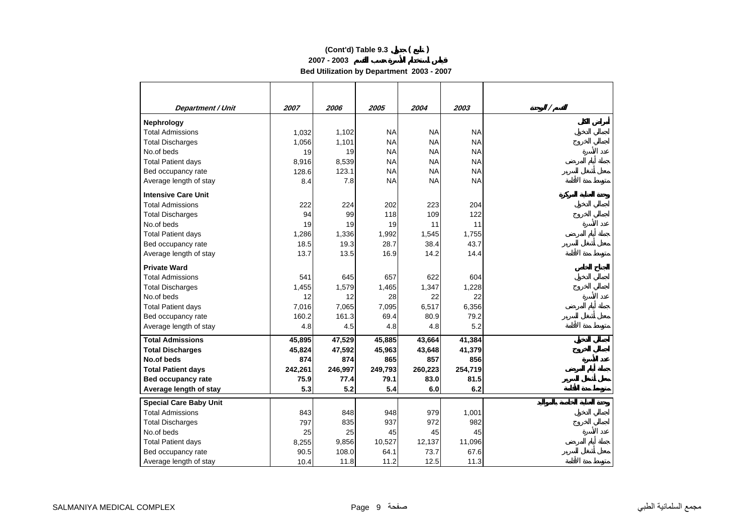# (Cont'd) Table 9.3 جدول ( تابع )

## 2003 - 2007 قياس استخدام الأسرة حسب القسم

## Bed Utilization by Department 2003 - 2007

| *Department / Unit* | *2007* | *2006* | *2005* | *2004* | *2003* | القسم / الوحدة |
|---|---|---|---|---|---|---|
| **Nephrology** | | | | | | أمراض الكلى |
| Total Admissions | 1,032 | 1,102 | NA | NA | NA | إجمالي الدخول |
| Total Discharges | 1,056 | 1,101 | NA | NA | NA | إجمالي الخروج |
| No.of beds | 19 | 19 | NA | NA | NA | عدد الأسرة |
| Total Patient days | 8,916 | 8,539 | NA | NA | NA | جملة أيام المرضى |
| Bed occupancy rate | 128.6 | 123.1 | NA | NA | NA | معدل أشغال السرير |
| Average length of stay | 8.4 | 7.8 | NA | NA | NA | متوسط مدة الأقامة |
| **Intensive Care Unit** | | | | | | وحدة العناية المركزة |
| Total Admissions | 222 | 224 | 202 | 223 | 204 | إجمالي الدخول |
| Total Discharges | 94 | 99 | 118 | 109 | 122 | إجمالي الخروج |
| No.of beds | 19 | 19 | 19 | 11 | 11 | عدد الأسرة |
| Total Patient days | 1,286 | 1,336 | 1,992 | 1,545 | 1,755 | جملة أيام المرضى |
| Bed occupancy rate | 18.5 | 19.3 | 28.7 | 38.4 | 43.7 | معدل أشغال السرير |
| Average length of stay | 13.7 | 13.5 | 16.9 | 14.2 | 14.4 | متوسط مدة الأقامة |
| **Private Ward** | | | | | | الجناح الخاص |
| Total Admissions | 541 | 645 | 657 | 622 | 604 | إجمالي الدخول |
| Total Discharges | 1,455 | 1,579 | 1,465 | 1,347 | 1,228 | إجمالي الخروج |
| No.of beds | 12 | 12 | 28 | 22 | 22 | عدد الأسرة |
| Total Patient days | 7,016 | 7,065 | 7,095 | 6,517 | 6,356 | جملة أيام المرضى |
| Bed occupancy rate | 160.2 | 161.3 | 69.4 | 80.9 | 79.2 | معدل أشغال السرير |
| Average length of stay | 4.8 | 4.5 | 4.8 | 4.8 | 5.2 | متوسط مدة الأقامة |
| **Total Admissions** | **45,895** | **47,529** | **45,885** | **43,664** | **41,384** | **إجمالي الدخول** |
| **Total Discharges** | **45,824** | **47,592** | **45,963** | **43,648** | **41,379** | **إجمالي الخروج** |
| **No.of beds** | **874** | **874** | **865** | **857** | **856** | **عدد الأسرة** |
| **Total Patient days** | **242,261** | **246,997** | **249,793** | **260,223** | **254,719** | **جملة أيام المرضى** |
| **Bed occupancy rate** | **75.9** | **77.4** | **79.1** | **83.0** | **81.5** | **معدل أشغال السرير** |
| **Average length of stay** | **5.3** | **5.2** | **5.4** | **6.0** | **6.2** | **متوسط مدة الأقامة** |
| **Special Care Baby Unit** | | | | | | وحدة العناية الخاصة بالمواليد |
| Total Admissions | 843 | 848 | 948 | 979 | 1,001 | إجمالي الدخول |
| Total Discharges | 797 | 835 | 937 | 972 | 982 | إجمالي الخروج |
| No.of beds | 25 | 25 | 45 | 45 | 45 | عدد الأسرة |
| Total Patient days | 8,255 | 9,856 | 10,527 | 12,137 | 11,096 | جملة أيام المرضى |
| Bed occupancy rate | 90.5 | 108.0 | 64.1 | 73.7 | 67.6 | معدل أشغال السرير |
| Average length of stay | 10.4 | 11.8 | 11.2 | 12.5 | 11.3 | متوسط مدة الأقامة |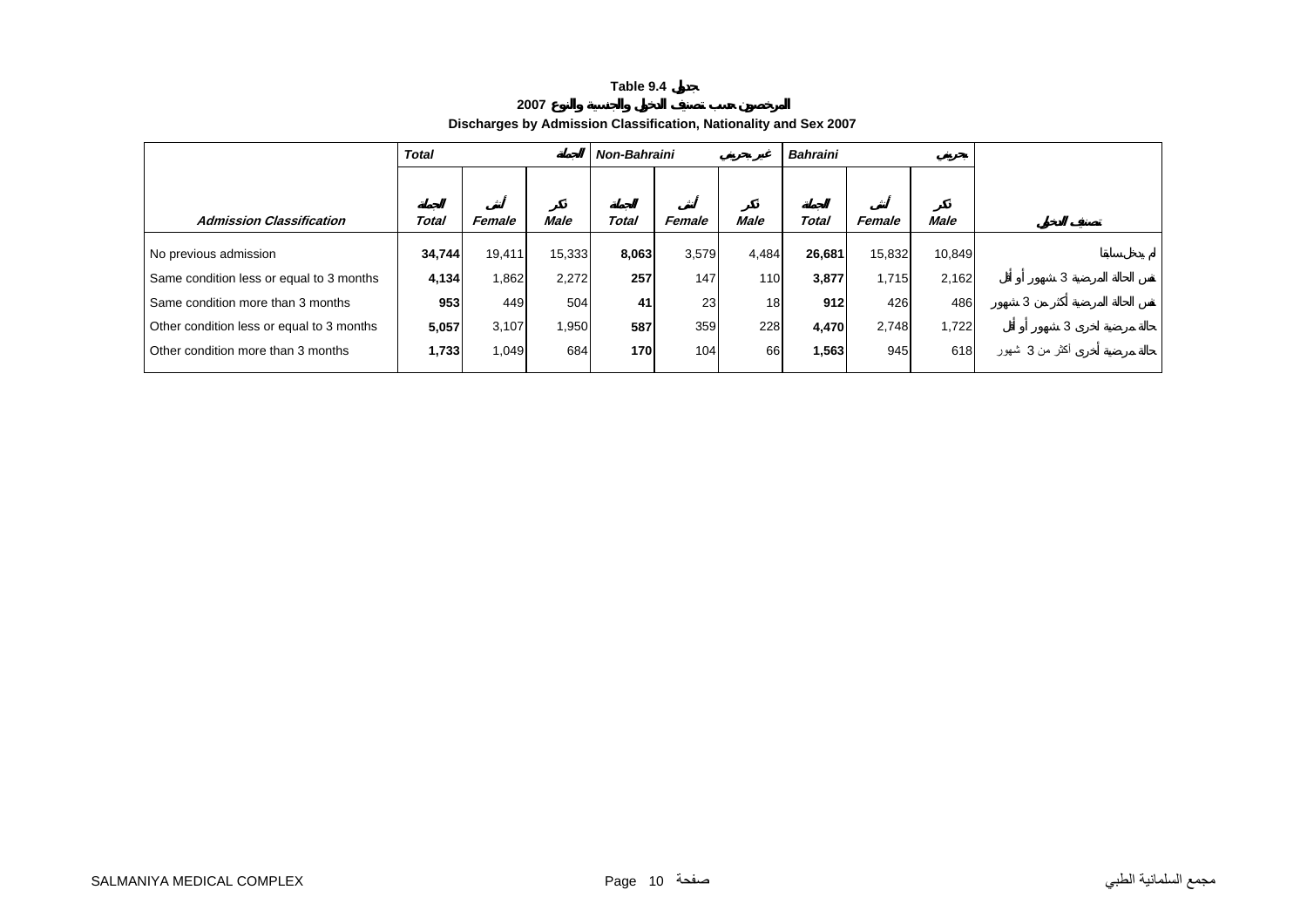**Table 9.4 جدول**

**2007 المرخصون حسب تصنيف الدخول والجنسية والنوع**

**Discharges by Admission Classification, Nationality and Sex 2007**

| | *Total* | | *الجملة* | *Non-Bahraini* | | *غير بحريني* | *Bahraini* | | *بحريني* | |
|---|---|---|---|---|---|---|---|---|---|---|
| ***Admission Classification*** | **الجملة** ***Total*** | **أنثى** ***Female*** | **ذكر** ***Male*** | **الجملة** ***Total*** | **أنثى** ***Female*** | **ذكر** ***Male*** | **الجملة** ***Total*** | **أنثى** ***Female*** | **ذكر** ***Male*** | **تصنيف الدخول** |
| No previous admission | **34,744** | 19,411 | 15,333 | **8,063** | 3,579 | 4,484 | **26,681** | 15,832 | 10,849 | لم يدخل سابقا |
| Same condition less or equal to 3 months | **4,134** | 1,862 | 2,272 | **257** | 147 | 110 | **3,877** | 1,715 | 2,162 | نفس الحالة المرضية 3 شهور أو أقل |
| Same condition more than 3 months | **953** | 449 | 504 | **41** | 23 | 18 | **912** | 426 | 486 | نفس الحالة المرضية أكثر من 3 شهور |
| Other condition less or equal to 3 months | **5,057** | 3,107 | 1,950 | **587** | 359 | 228 | **4,470** | 2,748 | 1,722 | حالة مرضية أخرى 3 شهور أو أقل |
| Other condition more than 3 months | **1,733** | 1,049 | 684 | **170** | 104 | 66 | **1,563** | 945 | 618 | حالة مرضية أخرى أكثر من 3 شهور |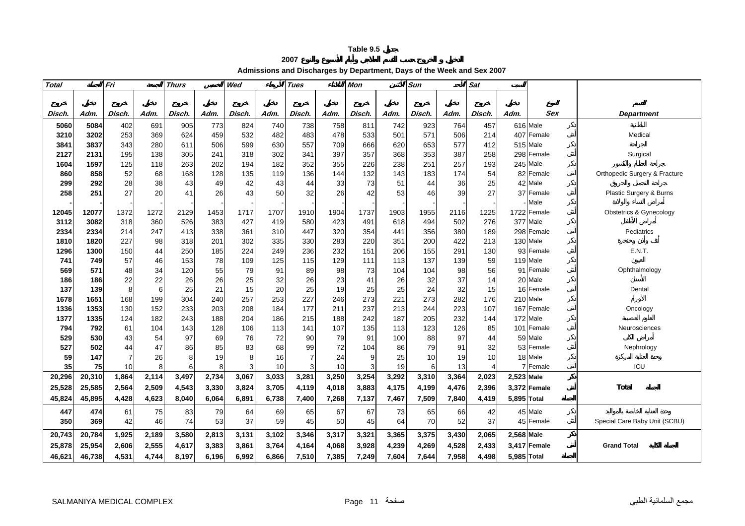# Table 9.5 جدول

## الدخول و الخروج حسب القسم العلاجي وأيام الأسبوع والنوع 2007

## Admissions and Discharges by Department, Days of the Week and Sex 2007

| Total الجملة | | Fri الجمعة | | Thurs الخميس | | Wed الأربعاء | | Tues الثلاثاء | | Mon الأثنين | | Sun الأحد | | Sat السبت | | | |
|---|---|---|---|---|---|---|---|---|---|---|---|---|---|---|---|---|---|
| خروج Disch. | دخول Adm. | خروج Disch. | دخول Adm. | خروج Disch. | دخول Adm. | خروج Disch. | دخول Adm. | خروج Disch. | دخول Adm. | خروج Disch. | دخول Adm. | خروج Disch. | دخول Adm. | خروج Disch. | دخول Adm. | النوع Sex | القسم Department |
| 5060 | 5084 | 402 | 691 | 905 | 773 | 824 | 740 | 738 | 758 | 811 | 742 | 923 | 764 | 457 | 616 | Male ذكر | الباطنية Medical |
| 3210 | 3202 | 253 | 369 | 624 | 459 | 532 | 482 | 483 | 478 | 533 | 501 | 571 | 506 | 214 | 407 | Female أنثى | |
| 3841 | 3837 | 343 | 280 | 611 | 506 | 599 | 630 | 557 | 709 | 666 | 620 | 653 | 577 | 412 | 515 | Male ذكر | الجراحة Surgical |
| 2127 | 2131 | 195 | 138 | 305 | 241 | 318 | 302 | 341 | 397 | 357 | 368 | 353 | 387 | 258 | 298 | Female أنثى | |
| 1604 | 1597 | 125 | 118 | 263 | 202 | 194 | 182 | 352 | 355 | 226 | 238 | 251 | 257 | 193 | 245 | Male ذكر | جراحة العظام والكسور Orthopedic Surgery & Fracture |
| 860 | 858 | 52 | 68 | 168 | 128 | 135 | 119 | 136 | 144 | 132 | 143 | 183 | 174 | 54 | 82 | Female أنثى | |
| 299 | 292 | 28 | 38 | 43 | 49 | 42 | 43 | 44 | 33 | 73 | 51 | 44 | 36 | 25 | 42 | Male ذكر | جراحة التجميل والحروق Plastic Surgery & Burns |
| 258 | 251 | 27 | 20 | 41 | 26 | 43 | 50 | 32 | 26 | 42 | 53 | 46 | 39 | 27 | 37 | Female أنثى | |
| - | - | - | - | - | - | - | - | - | - | - | - | - | - | - | - | Male ذكر | أمراض النساء والولادة Obstetrics & Gynecology |
| 12045 | 12077 | 1372 | 1272 | 2129 | 1453 | 1717 | 1707 | 1910 | 1904 | 1737 | 1903 | 1955 | 2116 | 1225 | 1722 | Female أنثى | |
| 3112 | 3082 | 318 | 360 | 526 | 383 | 427 | 419 | 580 | 423 | 491 | 618 | 494 | 502 | 276 | 377 | Male ذكر | أمراض الأطفال Pediatrics |
| 2334 | 2334 | 214 | 247 | 413 | 338 | 361 | 310 | 447 | 320 | 354 | 441 | 356 | 380 | 189 | 298 | Female أنثى | |
| 1810 | 1820 | 227 | 98 | 318 | 201 | 302 | 335 | 330 | 283 | 220 | 351 | 200 | 422 | 213 | 130 | Male ذكر | أنف وأذن وحنجرة E.N.T. |
| 1296 | 1300 | 150 | 44 | 250 | 185 | 224 | 249 | 236 | 232 | 151 | 206 | 155 | 291 | 130 | 93 | Female أنثى | |
| 741 | 749 | 57 | 46 | 153 | 78 | 109 | 125 | 115 | 129 | 111 | 113 | 137 | 139 | 59 | 119 | Male ذكر | العيون Ophthalmology |
| 569 | 571 | 48 | 34 | 120 | 55 | 79 | 91 | 89 | 98 | 73 | 104 | 104 | 98 | 56 | 91 | Female أنثى | |
| 186 | 186 | 22 | 22 | 26 | 26 | 25 | 32 | 26 | 23 | 41 | 26 | 32 | 37 | 14 | 20 | Male ذكر | الأسنان Dental |
| 137 | 139 | 8 | 6 | 25 | 21 | 15 | 20 | 25 | 19 | 25 | 25 | 24 | 32 | 15 | 16 | Female أنثى | |
| 1678 | 1651 | 168 | 199 | 304 | 240 | 257 | 253 | 227 | 246 | 273 | 221 | 273 | 282 | 176 | 210 | Male ذكر | الأورام Oncology |
| 1336 | 1353 | 130 | 152 | 233 | 203 | 208 | 184 | 177 | 211 | 237 | 213 | 244 | 223 | 107 | 167 | Female أنثى | |
| 1377 | 1335 | 124 | 182 | 243 | 188 | 204 | 186 | 215 | 188 | 242 | 187 | 205 | 232 | 144 | 172 | Male ذكر | العلوم العصبية Neurosciences |
| 794 | 792 | 61 | 104 | 143 | 128 | 106 | 113 | 141 | 107 | 135 | 113 | 123 | 126 | 85 | 101 | Female أنثى | |
| 529 | 530 | 43 | 54 | 97 | 69 | 76 | 72 | 90 | 79 | 91 | 100 | 88 | 97 | 44 | 59 | Male ذكر | أمراض الكلى Nephrology |
| 527 | 502 | 44 | 47 | 86 | 85 | 83 | 68 | 99 | 72 | 104 | 86 | 79 | 91 | 32 | 53 | Female أنثى | |
| 59 | 147 | 7 | 26 | 8 | 19 | 8 | 16 | 7 | 24 | 9 | 25 | 10 | 19 | 10 | 18 | Male ذكر | وحدة العناية المركزة ICU |
| 35 | 75 | 10 | 8 | 6 | 8 | 3 | 10 | 3 | 10 | 3 | 19 | 6 | 13 | 4 | 7 | Female أنثى | |
| **20,296** | **20,310** | **1,864** | **2,114** | **3,497** | **2,734** | **3,067** | **3,033** | **3,281** | **3,250** | **3,254** | **3,292** | **3,310** | **3,364** | **2,023** | **2,523** | **Male ذكر** | **Total الجملة** |
| **25,528** | **25,585** | **2,564** | **2,509** | **4,543** | **3,330** | **3,824** | **3,705** | **4,119** | **4,018** | **3,883** | **4,175** | **4,199** | **4,476** | **2,396** | **3,372** | **Female أنثى** | |
| **45,824** | **45,895** | **4,428** | **4,623** | **8,040** | **6,064** | **6,891** | **6,738** | **7,400** | **7,268** | **7,137** | **7,467** | **7,509** | **7,840** | **4,419** | **5,895** | **Total الجملة** | |
| 447 | 474 | 61 | 75 | 83 | 79 | 64 | 69 | 65 | 67 | 67 | 73 | 65 | 66 | 42 | 45 | Male ذكر | وحدة العناية الخاصة بالمواليد Special Care Baby Unit (SCBU) |
| 350 | 369 | 42 | 46 | 74 | 53 | 37 | 59 | 45 | 50 | 45 | 64 | 70 | 52 | 37 | 45 | Female أنثى | |
| **20,743** | **20,784** | **1,925** | **2,189** | **3,580** | **2,813** | **3,131** | **3,102** | **3,346** | **3,317** | **3,321** | **3,365** | **3,375** | **3,430** | **2,065** | **2,568** | **Male ذكر** | **Grand Total الجملة الكلية** |
| **25,878** | **25,954** | **2,606** | **2,555** | **4,617** | **3,383** | **3,861** | **3,764** | **4,164** | **4,068** | **3,928** | **4,239** | **4,269** | **4,528** | **2,433** | **3,417** | **Female أنثى** | |
| **46,621** | **46,738** | **4,531** | **4,744** | **8,197** | **6,196** | **6,992** | **6,866** | **7,510** | **7,385** | **7,249** | **7,604** | **7,644** | **7,958** | **4,498** | **5,985** | **Total الجملة** | |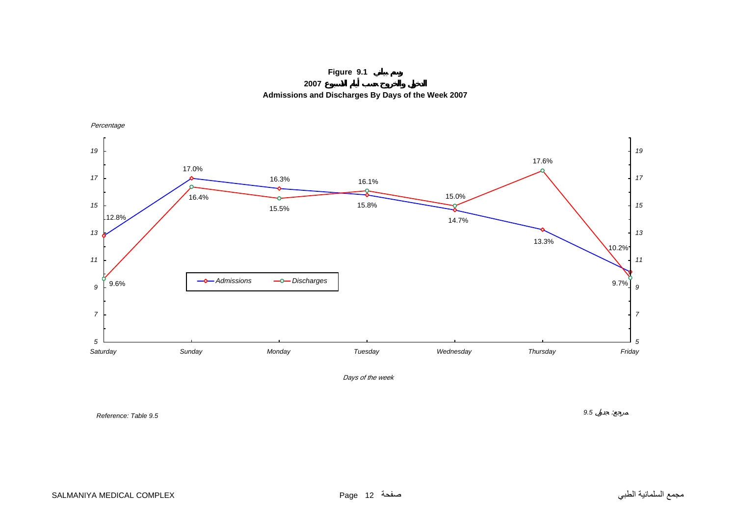**Figure 9.1 رسم بياني**

**الدخول والخروج حسب أيام الاسبوع 2007**

**Admissions and Discharges By Days of the Week 2007**

*Percentage*

| Day | Admissions | Discharges |
|---|---|---|
| Saturday | 12.8% | 9.6% |
| Sunday | 17.0% | 16.4% |
| Monday | 16.3% | 15.5% |
| Tuesday | 15.8% | 16.1% |
| Wednesday | 14.7% | 15.0% |
| Thursday | 13.3% | 17.6% |
| Friday | 10.2% | 9.7% |

*Days of the week*

*Reference: Table 9.5*

مرجع: جدول 9.5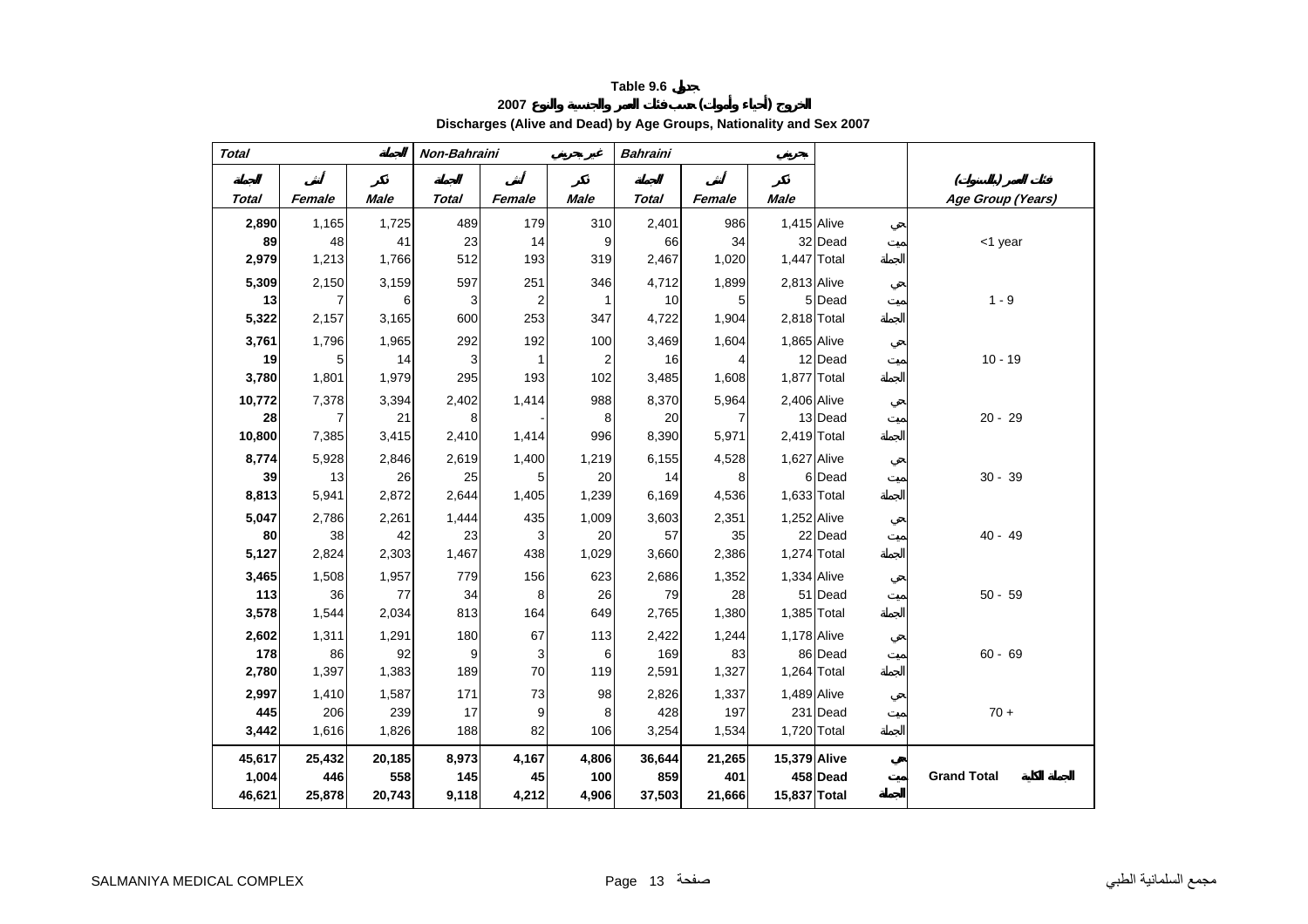# Table 9.6 جدول

## الخروج (أحياء وأموات) حسب فئات العمر والجنسية والنوع 2007

## Discharges (Alive and Dead) by Age Groups, Nationality and Sex 2007

| Total الجملة | | | Non-Bahraini غير بحريني | | | Bahraini بحريني | | | | |
|---|---|---|---|---|---|---|---|---|---|---|
| الجملة Total | أنثى Female | ذكر Male | الجملة Total | أنثى Female | ذكر Male | الجملة Total | أنثى Female | ذكر Male | | فئات العمر (بالسنوات) Age Group (Years) |
| **2,890** | 1,165 | 1,725 | 489 | 179 | 310 | 2,401 | 986 | 1,415 | Alive حي | <1 year |
| **89** | 48 | 41 | 23 | 14 | 9 | 66 | 34 | 32 | Dead ميت | |
| **2,979** | 1,213 | 1,766 | 512 | 193 | 319 | 2,467 | 1,020 | 1,447 | Total الجملة | |
| **5,309** | 2,150 | 3,159 | 597 | 251 | 346 | 4,712 | 1,899 | 2,813 | Alive حي | 1 - 9 |
| **13** | 7 | 6 | 3 | 2 | 1 | 10 | 5 | 5 | Dead ميت | |
| **5,322** | 2,157 | 3,165 | 600 | 253 | 347 | 4,722 | 1,904 | 2,818 | Total الجملة | |
| **3,761** | 1,796 | 1,965 | 292 | 192 | 100 | 3,469 | 1,604 | 1,865 | Alive حي | 10 - 19 |
| **19** | 5 | 14 | 3 | 1 | 2 | 16 | 4 | 12 | Dead ميت | |
| **3,780** | 1,801 | 1,979 | 295 | 193 | 102 | 3,485 | 1,608 | 1,877 | Total الجملة | |
| **10,772** | 7,378 | 3,394 | 2,402 | 1,414 | 988 | 8,370 | 5,964 | 2,406 | Alive حي | 20 - 29 |
| **28** | 7 | 21 | 8 | - | 8 | 20 | 7 | 13 | Dead ميت | |
| **10,800** | 7,385 | 3,415 | 2,410 | 1,414 | 996 | 8,390 | 5,971 | 2,419 | Total الجملة | |
| **8,774** | 5,928 | 2,846 | 2,619 | 1,400 | 1,219 | 6,155 | 4,528 | 1,627 | Alive حي | 30 - 39 |
| **39** | 13 | 26 | 25 | 5 | 20 | 14 | 8 | 6 | Dead ميت | |
| **8,813** | 5,941 | 2,872 | 2,644 | 1,405 | 1,239 | 6,169 | 4,536 | 1,633 | Total الجملة | |
| **5,047** | 2,786 | 2,261 | 1,444 | 435 | 1,009 | 3,603 | 2,351 | 1,252 | Alive حي | 40 - 49 |
| **80** | 38 | 42 | 23 | 3 | 20 | 57 | 35 | 22 | Dead ميت | |
| **5,127** | 2,824 | 2,303 | 1,467 | 438 | 1,029 | 3,660 | 2,386 | 1,274 | Total الجملة | |
| **3,465** | 1,508 | 1,957 | 779 | 156 | 623 | 2,686 | 1,352 | 1,334 | Alive حي | 50 - 59 |
| **113** | 36 | 77 | 34 | 8 | 26 | 79 | 28 | 51 | Dead ميت | |
| **3,578** | 1,544 | 2,034 | 813 | 164 | 649 | 2,765 | 1,380 | 1,385 | Total الجملة | |
| **2,602** | 1,311 | 1,291 | 180 | 67 | 113 | 2,422 | 1,244 | 1,178 | Alive حي | 60 - 69 |
| **178** | 86 | 92 | 9 | 3 | 6 | 169 | 83 | 86 | Dead ميت | |
| **2,780** | 1,397 | 1,383 | 189 | 70 | 119 | 2,591 | 1,327 | 1,264 | Total الجملة | |
| **2,997** | 1,410 | 1,587 | 171 | 73 | 98 | 2,826 | 1,337 | 1,489 | Alive حي | 70 + |
| **445** | 206 | 239 | 17 | 9 | 8 | 428 | 197 | 231 | Dead ميت | |
| **3,442** | 1,616 | 1,826 | 188 | 82 | 106 | 3,254 | 1,534 | 1,720 | Total الجملة | |
| **45,617** | **25,432** | **20,185** | **8,973** | **4,167** | **4,806** | **36,644** | **21,265** | **15,379** | **Alive حي** | **Grand Total الجملة الكلية** |
| **1,004** | **446** | **558** | **145** | **45** | **100** | **859** | **401** | **458** | **Dead ميت** | |
| **46,621** | **25,878** | **20,743** | **9,118** | **4,212** | **4,906** | **37,503** | **21,666** | **15,837** | **Total الجملة** | |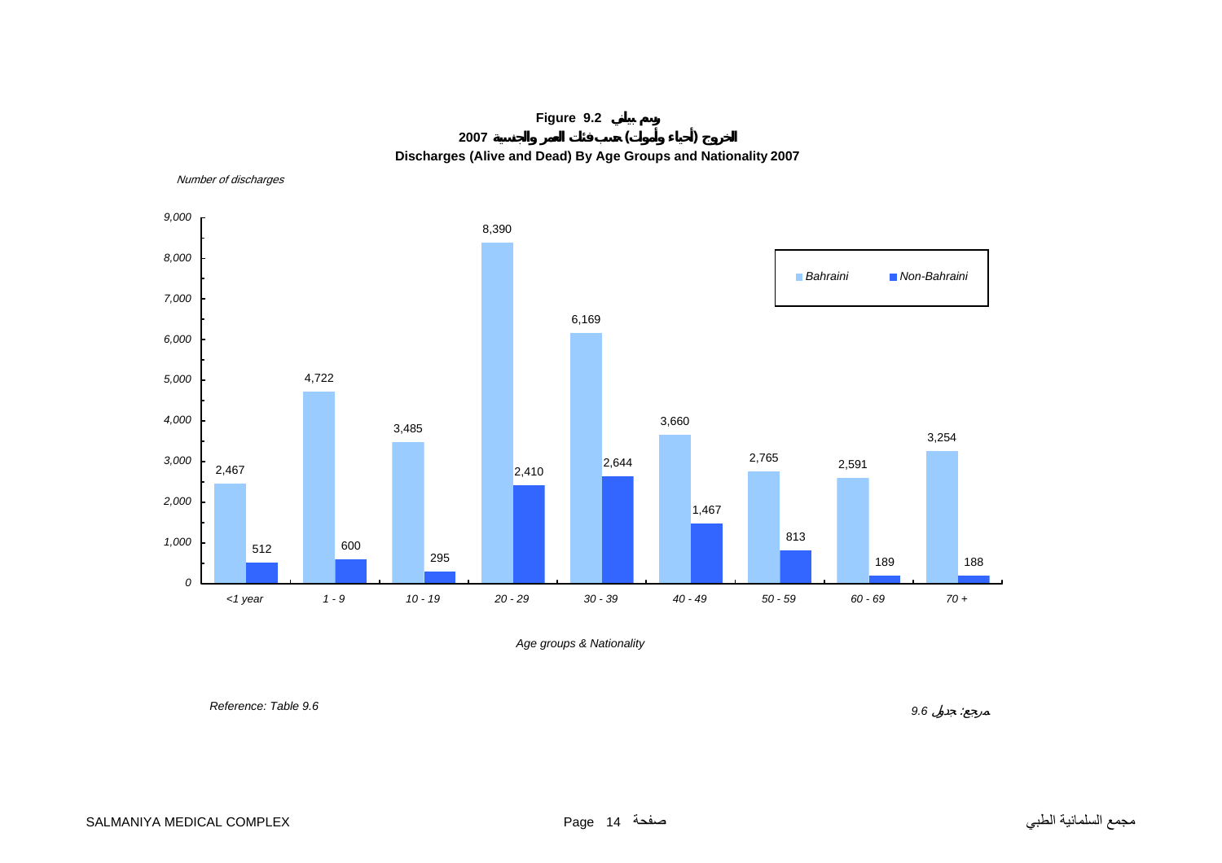**Figure 9.2 رسم بياني**

**الخروج (أحياء وأموات) حسب فئات العمر والجنسية 2007**

**Discharges (Alive and Dead) By Age Groups and Nationality 2007**

*Number of discharges*

| Age groups & Nationality | Bahraini | Non-Bahraini |
|---|---|---|
| <1 year | 2,467 | 512 |
| 1 - 9 | 4,722 | 600 |
| 10 - 19 | 3,485 | 295 |
| 20 - 29 | 8,390 | 2,410 |
| 30 - 39 | 6,169 | 2,644 |
| 40 - 49 | 3,660 | 1,467 |
| 50 - 59 | 2,765 | 813 |
| 60 - 69 | 2,591 | 189 |
| 70 + | 3,254 | 188 |

*Reference: Table 9.6* مرجع: جدول 9.6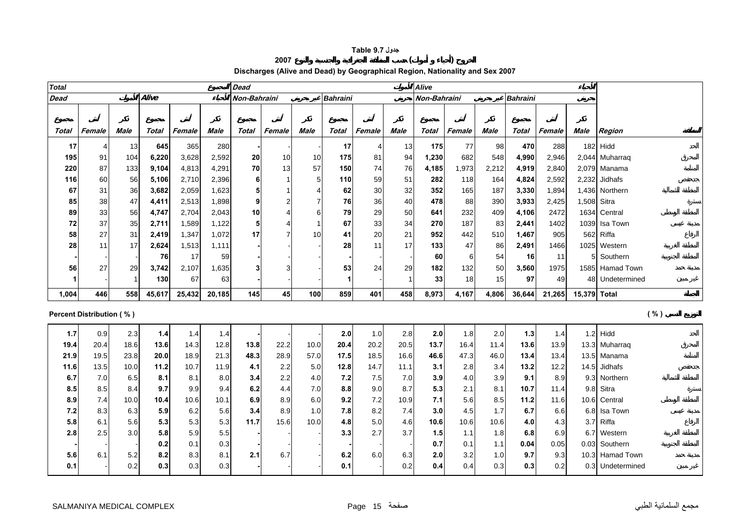**Table 9.7 جدول**

**الخروج (أحياء و أموات) حسب المنطقة الجغرافية والجنسية والنوع 2007**

**Discharges (Alive and Dead) by Geographical Region, Nationality and Sex 2007**

| Total المجموع | | | | | | Dead الأموات | | | | | | Alive الأحياء | | | | | | | |
|---|---|---|---|---|---|---|---|---|---|---|---|---|---|---|---|---|---|---|---|
| Dead الأموات | | | Alive الأحياء | | | Non-Bahraini غير بحريني | | | Bahraini بحريني | | | Non-Bahraini غير بحريني | | | Bahraini بحريني | | | | |
| Total المجموع | Female أنثى | Male ذكر | Total المجموع | Female أنثى | Male ذكر | Total المجموع | Female أنثى | Male ذكر | Total المجموع | Female أنثى | Male ذكر | Total المجموع | Female أنثى | Male ذكر | Total المجموع | Female أنثى | Male ذكر | Region | المنطقة |
| **17** | 4 | 13 | **645** | 365 | 280 | **-** | - | - | **17** | 4 | 13 | **175** | 77 | 98 | **470** | 288 | 182 | Hidd | الحد |
| **195** | 91 | 104 | **6,220** | 3,628 | 2,592 | **20** | 10 | 10 | **175** | 81 | 94 | **1,230** | 682 | 548 | **4,990** | 2,946 | 2,044 | Muharraq | المحرق |
| **220** | 87 | 133 | **9,104** | 4,813 | 4,291 | **70** | 13 | 57 | **150** | 74 | 76 | **4,185** | 1,973 | 2,212 | **4,919** | 2,840 | 2,079 | Manama | المنامة |
| **116** | 60 | 56 | **5,106** | 2,710 | 2,396 | **6** | 1 | 5 | **110** | 59 | 51 | **282** | 118 | 164 | **4,824** | 2,592 | 2,232 | Jidhafs | جدحفص |
| **67** | 31 | 36 | **3,682** | 2,059 | 1,623 | **5** | 1 | 4 | **62** | 30 | 32 | **352** | 165 | 187 | **3,330** | 1,894 | 1,436 | Northern | المنطقة الشمالية |
| **85** | 38 | 47 | **4,411** | 2,513 | 1,898 | **9** | 2 | 7 | **76** | 36 | 40 | **478** | 88 | 390 | **3,933** | 2,425 | 1,508 | Sitra | سترة |
| **89** | 33 | 56 | **4,747** | 2,704 | 2,043 | **10** | 4 | 6 | **79** | 29 | 50 | **641** | 232 | 409 | **4,106** | 2472 | 1634 | Central | المنطقة الوسطى |
| **72** | 37 | 35 | **2,711** | 1,589 | 1,122 | **5** | 4 | 1 | **67** | 33 | 34 | **270** | 187 | 83 | **2,441** | 1402 | 1039 | Isa Town | مدينة عيسى |
| **58** | 27 | 31 | **2,419** | 1,347 | 1,072 | **17** | 7 | 10 | **41** | 20 | 21 | **952** | 442 | 510 | **1,467** | 905 | 562 | Riffa | الرفاع |
| **28** | 11 | 17 | **2,624** | 1,513 | 1,111 | **-** | - | - | **28** | 11 | 17 | **133** | 47 | 86 | **2,491** | 1466 | 1025 | Western | المنطقة الغربية |
| **-** | - | - | **76** | 17 | 59 | **-** | - | - | **-** | - | - | **60** | 6 | 54 | **16** | 11 | 5 | Southern | المنطقة الجنوبية |
| **56** | 27 | 29 | **3,742** | 2,107 | 1,635 | **3** | 3 | - | **53** | 24 | 29 | **182** | 132 | 50 | **3,560** | 1975 | 1585 | Hamad Town | مدينة حمد |
| **1** | - | 1 | **130** | 67 | 63 | **-** | - | - | **1** | - | 1 | **33** | 18 | 15 | **97** | 49 | 48 | Undetermined | غير مبين |
| **1,004** | **446** | **558** | **45,617** | **25,432** | **20,185** | **145** | **45** | **100** | **859** | **401** | **458** | **8,973** | **4,167** | **4,806** | **36,644** | **21,265** | **15,379** | **Total** | **المجموع** |

**Percent Distribution ( % )** **التوزيع النسبي ( % )**

| Total المجموع | Female أنثى | Male ذكر | Total المجموع | Female أنثى | Male ذكر | Total المجموع | Female أنثى | Male ذكر | Total المجموع | Female أنثى | Male ذكر | Total المجموع | Female أنثى | Male ذكر | Total المجموع | Female أنثى | Male ذكر | Region | المنطقة |
|---|---|---|---|---|---|---|---|---|---|---|---|---|---|---|---|---|---|---|---|
| **1.7** | 0.9 | 2.3 | **1.4** | 1.4 | 1.4 | **-** | - | - | **2.0** | 1.0 | 2.8 | **2.0** | 1.8 | 2.0 | **1.3** | 1.4 | 1.2 | Hidd | الحد |
| **19.4** | 20.4 | 18.6 | **13.6** | 14.3 | 12.8 | **13.8** | 22.2 | 10.0 | **20.4** | 20.2 | 20.5 | **13.7** | 16.4 | 11.4 | **13.6** | 13.9 | 13.3 | Muharraq | المحرق |
| **21.9** | 19.5 | 23.8 | **20.0** | 18.9 | 21.3 | **48.3** | 28.9 | 57.0 | **17.5** | 18.5 | 16.6 | **46.6** | 47.3 | 46.0 | **13.4** | 13.4 | 13.5 | Manama | المنامة |
| **11.6** | 13.5 | 10.0 | **11.2** | 10.7 | 11.9 | **4.1** | 2.2 | 5.0 | **12.8** | 14.7 | 11.1 | **3.1** | 2.8 | 3.4 | **13.2** | 12.2 | 14.5 | Jidhafs | جدحفص |
| **6.7** | 7.0 | 6.5 | **8.1** | 8.1 | 8.0 | **3.4** | 2.2 | 4.0 | **7.2** | 7.5 | 7.0 | **3.9** | 4.0 | 3.9 | **9.1** | 8.9 | 9.3 | Northern | المنطقة الشمالية |
| **8.5** | 8.5 | 8.4 | **9.7** | 9.9 | 9.4 | **6.2** | 4.4 | 7.0 | **8.8** | 9.0 | 8.7 | **5.3** | 2.1 | 8.1 | **10.7** | 11.4 | 9.8 | Sitra | سترة |
| **8.9** | 7.4 | 10.0 | **10.4** | 10.6 | 10.1 | **6.9** | 8.9 | 6.0 | **9.2** | 7.2 | 10.9 | **7.1** | 5.6 | 8.5 | **11.2** | 11.6 | 10.6 | Central | المنطقة الوسطى |
| **7.2** | 8.3 | 6.3 | **5.9** | 6.2 | 5.6 | **3.4** | 8.9 | 1.0 | **7.8** | 8.2 | 7.4 | **3.0** | 4.5 | 1.7 | **6.7** | 6.6 | 6.8 | Isa Town | مدينة عيسى |
| **5.8** | 6.1 | 5.6 | **5.3** | 5.3 | 5.3 | **11.7** | 15.6 | 10.0 | **4.8** | 5.0 | 4.6 | **10.6** | 10.6 | 10.6 | **4.0** | 4.3 | 3.7 | Riffa | الرفاع |
| **2.8** | 2.5 | 3.0 | **5.8** | 5.9 | 5.5 | **-** | - | - | **3.3** | 2.7 | 3.7 | **1.5** | 1.1 | 1.8 | **6.8** | 6.9 | 6.7 | Western | المنطقة الغربية |
| **-** | - | - | **0.2** | 0.1 | 0.3 | **-** | - | - | **-** | - | - | **0.7** | 0.1 | 1.1 | **0.04** | 0.05 | 0.03 | Southern | المنطقة الجنوبية |
| **5.6** | 6.1 | 5.2 | **8.2** | 8.3 | 8.1 | **2.1** | 6.7 | - | **6.2** | 6.0 | 6.3 | **2.0** | 3.2 | 1.0 | **9.7** | 9.3 | 10.3 | Hamad Town | مدينة حمد |
| **0.1** | - | 0.2 | **0.3** | 0.3 | 0.3 | **-** | - | - | **0.1** | - | 0.2 | **0.4** | 0.4 | 0.3 | **0.3** | 0.2 | 0.3 | Undetermined | غير مبين |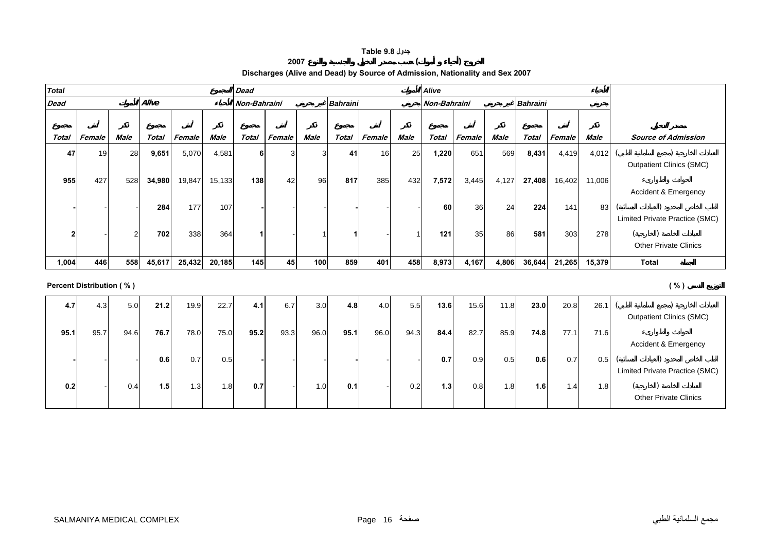# Table 9.8 جدول

## الخروج (أحياء و أموات) حسب مصدر الدخول والجنسية والنوع 2007

## Discharges (Alive and Dead) by Source of Admission, Nationality and Sex 2007

| Total المجموع | | | | | | Dead الأموات | | | | | | Alive الأحياء | | | | | | |
|---|---|---|---|---|---|---|---|---|---|---|---|---|---|---|---|---|---|---|
| Dead الأموات | | | Alive الأحياء | | | Non-Bahraini غير بحريني | | | Bahraini بحريني | | | Non-Bahraini غير بحريني | | | Bahraini بحريني | | | |
| المجموع Total | أنثى Female | ذكر Male | المجموع Total | أنثى Female | ذكر Male | المجموع Total | أنثى Female | ذكر Male | المجموع Total | أنثى Female | ذكر Male | المجموع Total | أنثى Female | ذكر Male | المجموع Total | أنثى Female | ذكر Male | مصدر الدخول Source of Admission |
| **47** | 19 | 28 | **9,651** | 5,070 | 4,581 | **6** | 3 | 3 | **41** | 16 | 25 | **1,220** | 651 | 569 | **8,431** | 4,419 | 4,012 | العيادات الخارجية (مجمع السلمانية الطبي) Outpatient Clinics (SMC) |
| **955** | 427 | 528 | **34,980** | 19,847 | 15,133 | **138** | 42 | 96 | **817** | 385 | 432 | **7,572** | 3,445 | 4,127 | **27,408** | 16,402 | 11,006 | الحوادث والطوارىء Accident & Emergency |
| **-** | - | - | **284** | 177 | 107 | **-** | - | - | **-** | - | - | **60** | 36 | 24 | **224** | 141 | 83 | الطب الخاص المحدود (العيادات المسائية) Limited Private Practice (SMC) |
| **2** | - | 2 | **702** | 338 | 364 | **1** | - | 1 | **1** | - | 1 | **121** | 35 | 86 | **581** | 303 | 278 | العيادات الخاصة (الخارجية) Other Private Clinics |
| **1,004** | **446** | **558** | **45,617** | **25,432** | **20,185** | **145** | **45** | **100** | **859** | **401** | **458** | **8,973** | **4,167** | **4,806** | **36,644** | **21,265** | **15,379** | **Total الجملة** |

**Percent Distribution ( % )** **التوزيع النسبي ( % )**

| المجموع Total | أنثى Female | ذكر Male | المجموع Total | أنثى Female | ذكر Male | المجموع Total | أنثى Female | ذكر Male | المجموع Total | أنثى Female | ذكر Male | المجموع Total | أنثى Female | ذكر Male | المجموع Total | أنثى Female | ذكر Male | مصدر الدخول Source of Admission |
|---|---|---|---|---|---|---|---|---|---|---|---|---|---|---|---|---|---|---|
| **4.7** | 4.3 | 5.0 | **21.2** | 19.9 | 22.7 | **4.1** | 6.7 | 3.0 | **4.8** | 4.0 | 5.5 | **13.6** | 15.6 | 11.8 | **23.0** | 20.8 | 26.1 | العيادات الخارجية (مجمع السلمانية الطبي) Outpatient Clinics (SMC) |
| **95.1** | 95.7 | 94.6 | **76.7** | 78.0 | 75.0 | **95.2** | 93.3 | 96.0 | **95.1** | 96.0 | 94.3 | **84.4** | 82.7 | 85.9 | **74.8** | 77.1 | 71.6 | الحوادث والطوارىء Accident & Emergency |
| **-** | - | - | **0.6** | 0.7 | 0.5 | **-** | - | - | **-** | - | - | **0.7** | 0.9 | 0.5 | **0.6** | 0.7 | 0.5 | الطب الخاص المحدود (العيادات المسائية) Limited Private Practice (SMC) |
| **0.2** | - | 0.4 | **1.5** | 1.3 | 1.8 | **0.7** | - | 1.0 | **0.1** | - | 0.2 | **1.3** | 0.8 | 1.8 | **1.6** | 1.4 | 1.8 | العيادات الخاصة (الخارجية) Other Private Clinics |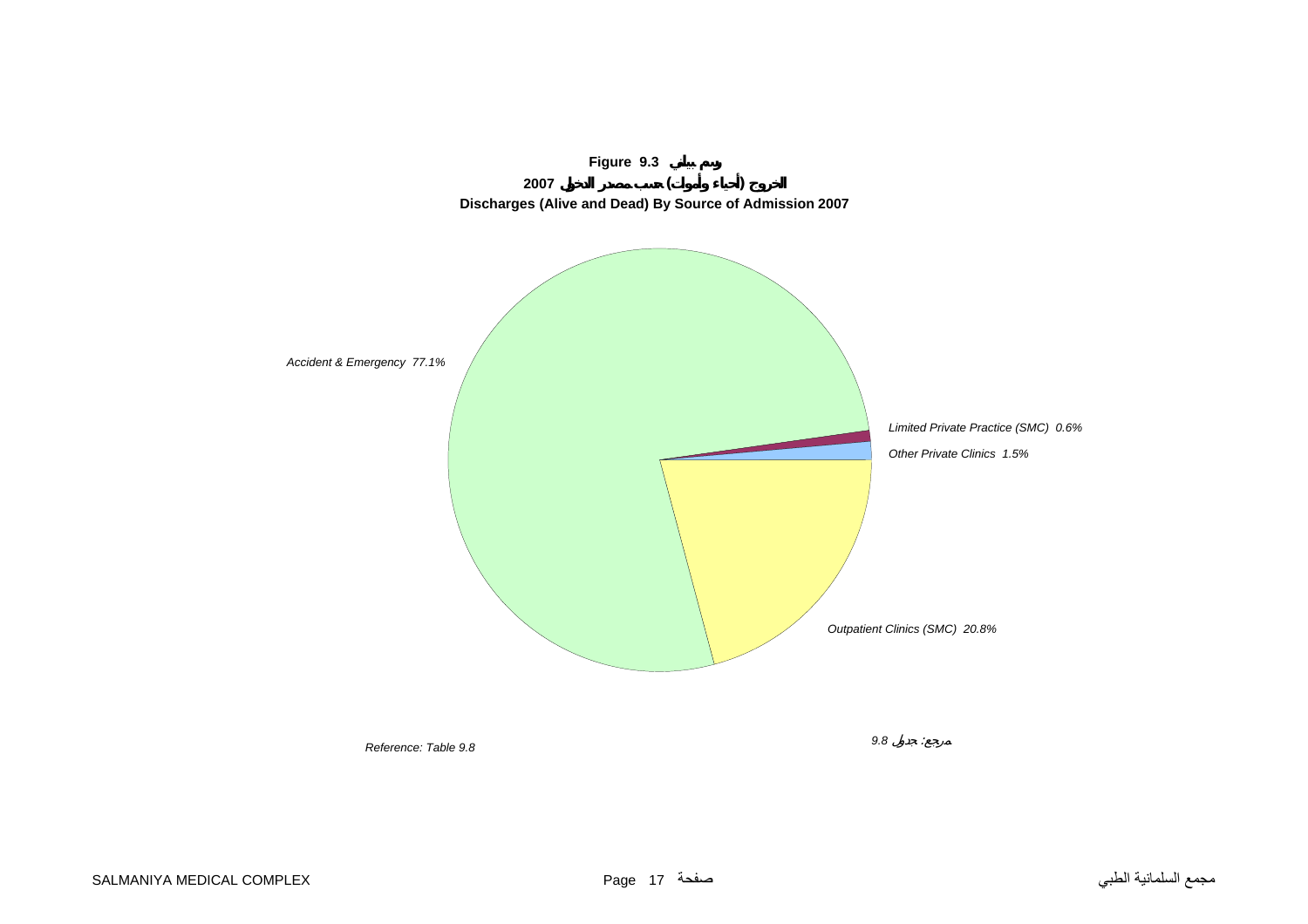**Figure 9.3 رسم بياني**

**الخروج (أحياء وأموات) حسب مصدر الدخول 2007**

**Discharges (Alive and Dead) By Source of Admission 2007**

*Accident & Emergency 77.1%*

*Limited Private Practice (SMC) 0.6%*

*Other Private Clinics 1.5%*

*Outpatient Clinics (SMC) 20.8%*

*Reference: Table 9.8*

*مرجع: جدول 9.8*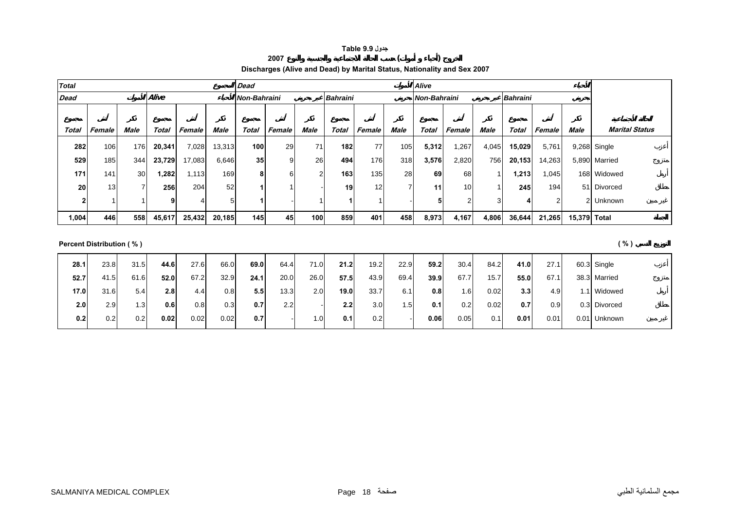**Table 9.9 جدول**

**الخروج (أحياء و أموات) حسب الحالة الاجتماعية والجنسية والنوع 2007**

**Discharges (Alive and Dead) by Marital Status, Nationality and Sex 2007**

| Total المجموع | | | | | | Dead الأموات | | | | | | Alive الأحياء | | | | | | | |
|---|---|---|---|---|---|---|---|---|---|---|---|---|---|---|---|---|---|---|---|
| Dead الأموات | | | Alive الأحياء | | | Non-Bahraini غير بحريني | | | Bahraini بحريني | | | Non-Bahraini غير بحريني | | | Bahraini بحريني | | | | |
| مجموع Total | أنثى Female | ذكر Male | مجموع Total | أنثى Female | ذكر Male | مجموع Total | أنثى Female | ذكر Male | مجموع Total | أنثى Female | ذكر Male | مجموع Total | أنثى Female | ذكر Male | مجموع Total | أنثى Female | ذكر Male | Marital Status | الحالة الاجتماعية |
| **282** | 106 | 176 | **20,341** | 7,028 | 13,313 | **100** | 29 | 71 | **182** | 77 | 105 | **5,312** | 1,267 | 4,045 | **15,029** | 5,761 | 9,268 | Single | أعزب |
| **529** | 185 | 344 | **23,729** | 17,083 | 6,646 | **35** | 9 | 26 | **494** | 176 | 318 | **3,576** | 2,820 | 756 | **20,153** | 14,263 | 5,890 | Married | متزوج |
| **171** | 141 | 30 | **1,282** | 1,113 | 169 | **8** | 6 | 2 | **163** | 135 | 28 | **69** | 68 | 1 | **1,213** | 1,045 | 168 | Widowed | أرمل |
| **20** | 13 | 7 | **256** | 204 | 52 | **1** | 1 | - | **19** | 12 | 7 | **11** | 10 | 1 | **245** | 194 | 51 | Divorced | مطلق |
| **2** | 1 | 1 | **9** | 4 | 5 | **1** | - | 1 | **1** | 1 | - | **5** | 2 | 3 | **4** | 2 | 2 | Unknown | غير مبين |
| **1,004** | **446** | **558** | **45,617** | **25,432** | **20,185** | **145** | **45** | **100** | **859** | **401** | **458** | **8,973** | **4,167** | **4,806** | **36,644** | **21,265** | **15,379** | **Total** | **الجملة** |

**Percent Distribution ( % )** **التوزيع النسبي ( % )**

| مجموع Total | أنثى Female | ذكر Male | مجموع Total | أنثى Female | ذكر Male | مجموع Total | أنثى Female | ذكر Male | مجموع Total | أنثى Female | ذكر Male | مجموع Total | أنثى Female | ذكر Male | مجموع Total | أنثى Female | ذكر Male | Marital Status | الحالة الاجتماعية |
|---|---|---|---|---|---|---|---|---|---|---|---|---|---|---|---|---|---|---|---|
| **28.1** | 23.8 | 31.5 | **44.6** | 27.6 | 66.0 | **69.0** | 64.4 | 71.0 | **21.2** | 19.2 | 22.9 | **59.2** | 30.4 | 84.2 | **41.0** | 27.1 | 60.3 | Single | أعزب |
| **52.7** | 41.5 | 61.6 | **52.0** | 67.2 | 32.9 | **24.1** | 20.0 | 26.0 | **57.5** | 43.9 | 69.4 | **39.9** | 67.7 | 15.7 | **55.0** | 67.1 | 38.3 | Married | متزوج |
| **17.0** | 31.6 | 5.4 | **2.8** | 4.4 | 0.8 | **5.5** | 13.3 | 2.0 | **19.0** | 33.7 | 6.1 | **0.8** | 1.6 | 0.02 | **3.3** | 4.9 | 1.1 | Widowed | أرمل |
| **2.0** | 2.9 | 1.3 | **0.6** | 0.8 | 0.3 | **0.7** | 2.2 | - | **2.2** | 3.0 | 1.5 | **0.1** | 0.2 | 0.02 | **0.7** | 0.9 | 0.3 | Divorced | مطلق |
| **0.2** | 0.2 | 0.2 | **0.02** | 0.02 | 0.02 | **0.7** | - | 1.0 | **0.1** | 0.2 | - | **0.06** | 0.05 | 0.1 | **0.01** | 0.01 | 0.01 | Unknown | غير مبين |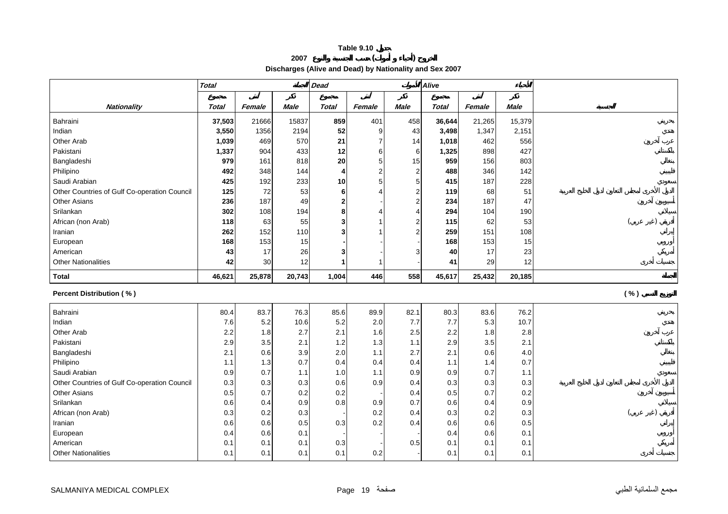**Table 9.10 جدول**

**الخروج (أحياء و أموات) حسب الجنسية والنوع 2007**

**Discharges (Alive and Dead) by Nationality and Sex 2007**

| | Total | | الجملة | Dead | | الأموات | Alive | | الأحياء | |
|---|---|---|---|---|---|---|---|---|---|---|
| | مجموع | أنثى | ذكر | مجموع | أنثى | ذكر | مجموع | أنثى | ذكر | |
| ***Nationality*** | ***Total*** | ***Female*** | ***Male*** | ***Total*** | ***Female*** | ***Male*** | ***Total*** | ***Female*** | ***Male*** | ***الجنسية*** |
| Bahraini | **37,503** | 21666 | 15837 | **859** | 401 | 458 | **36,644** | 21,265 | 15,379 | بحريني |
| Indian | **3,550** | 1356 | 2194 | **52** | 9 | 43 | **3,498** | 1,347 | 2,151 | هندي |
| Other Arab | **1,039** | 469 | 570 | **21** | 7 | 14 | **1,018** | 462 | 556 | عرب آخرون |
| Pakistani | **1,337** | 904 | 433 | **12** | 6 | 6 | **1,325** | 898 | 427 | باكستاني |
| Bangladeshi | **979** | 161 | 818 | **20** | 5 | 15 | **959** | 156 | 803 | بنغالي |
| Philipino | **492** | 348 | 144 | **4** | 2 | 2 | **488** | 346 | 142 | فلبيني |
| Saudi Arabian | **425** | 192 | 233 | **10** | 5 | 5 | **415** | 187 | 228 | سعودي |
| Other Countries of Gulf Co-operation Council | **125** | 72 | 53 | **6** | 4 | 2 | **119** | 68 | 51 | الدول الأخرى لمجلس التعاون لدول الخليج العربية |
| Other Asians | **236** | 187 | 49 | **2** | - | 2 | **234** | 187 | 47 | أسيويون آخرون |
| Srilankan | **302** | 108 | 194 | **8** | 4 | 4 | **294** | 104 | 190 | سيلاني |
| African (non Arab) | **118** | 63 | 55 | **3** | 1 | 2 | **115** | 62 | 53 | أفريقي (غير عربي) |
| Iranian | **262** | 152 | 110 | **3** | 1 | 2 | **259** | 151 | 108 | إيراني |
| European | **168** | 153 | 15 | **-** | - | - | **168** | 153 | 15 | أوروبي |
| American | **43** | 17 | 26 | **3** | - | 3 | **40** | 17 | 23 | أمريكي |
| Other Nationalities | **42** | 30 | 12 | **1** | 1 | - | **41** | 29 | 12 | جنسيات أخرى |
| **Total** | **46,621** | **25,878** | **20,743** | **1,004** | **446** | **558** | **45,617** | **25,432** | **20,185** | **الجملة** |

**Percent Distribution ( % )** **( % ) التوزيع النسبي**

| Nationality | Total | Female | Male | Total | Female | Male | Total | Female | Male | الجنسية |
|---|---|---|---|---|---|---|---|---|---|---|
| Bahraini | 80.4 | 83.7 | 76.3 | 85.6 | 89.9 | 82.1 | 80.3 | 83.6 | 76.2 | بحريني |
| Indian | 7.6 | 5.2 | 10.6 | 5.2 | 2.0 | 7.7 | 7.7 | 5.3 | 10.7 | هندي |
| Other Arab | 2.2 | 1.8 | 2.7 | 2.1 | 1.6 | 2.5 | 2.2 | 1.8 | 2.8 | عرب آخرون |
| Pakistani | 2.9 | 3.5 | 2.1 | 1.2 | 1.3 | 1.1 | 2.9 | 3.5 | 2.1 | باكستاني |
| Bangladeshi | 2.1 | 0.6 | 3.9 | 2.0 | 1.1 | 2.7 | 2.1 | 0.6 | 4.0 | بنغالي |
| Philipino | 1.1 | 1.3 | 0.7 | 0.4 | 0.4 | 0.4 | 1.1 | 1.4 | 0.7 | فلبيني |
| Saudi Arabian | 0.9 | 0.7 | 1.1 | 1.0 | 1.1 | 0.9 | 0.9 | 0.7 | 1.1 | سعودي |
| Other Countries of Gulf Co-operation Council | 0.3 | 0.3 | 0.3 | 0.6 | 0.9 | 0.4 | 0.3 | 0.3 | 0.3 | الدول الأخرى لمجلس التعاون لدول الخليج العربية |
| Other Asians | 0.5 | 0.7 | 0.2 | 0.2 | - | 0.4 | 0.5 | 0.7 | 0.2 | أسيويون آخرون |
| Srilankan | 0.6 | 0.4 | 0.9 | 0.8 | 0.9 | 0.7 | 0.6 | 0.4 | 0.9 | سيلاني |
| African (non Arab) | 0.3 | 0.2 | 0.3 | - | 0.2 | 0.4 | 0.3 | 0.2 | 0.3 | أفريقي (غير عربي) |
| Iranian | 0.6 | 0.6 | 0.5 | 0.3 | 0.2 | 0.4 | 0.6 | 0.6 | 0.5 | إيراني |
| European | 0.4 | 0.6 | 0.1 | - | - | - | 0.4 | 0.6 | 0.1 | أوروبي |
| American | 0.1 | 0.1 | 0.1 | 0.3 | - | 0.5 | 0.1 | 0.1 | 0.1 | أمريكي |
| Other Nationalities | 0.1 | 0.1 | 0.1 | 0.1 | 0.2 | - | 0.1 | 0.1 | 0.1 | جنسيات أخرى |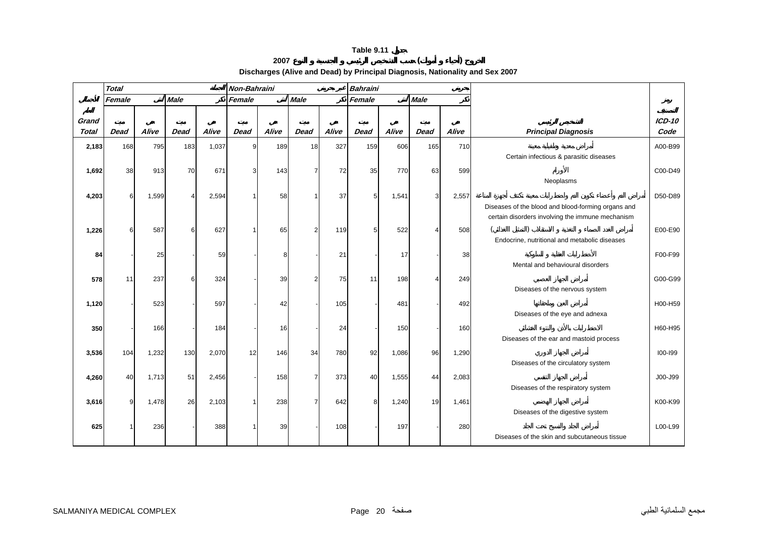**Table 9.11 جدول**

**الخروج (أحياء و أموات) حسب التشخيص الرئيسي و الجنسية و النوع 2007**

**Discharges (Alive and Dead) by Principal Diagnosis, Nationality and Sex 2007**

| الإجمالي العام Grand Total | Total الجملة | | | | Non-Bahraini غير بحريني | | | | Bahraini بحريني | | | | | |
|---|---|---|---|---|---|---|---|---|---|---|---|---|---|---|
| | Female أنثى | | Male ذكر | | Female أنثى | | Male ذكر | | Female أنثى | | Male ذكر | | | |
| | ميت Dead | حي Alive | ميت Dead | حي Alive | ميت Dead | حي Alive | ميت Dead | حي Alive | ميت Dead | حي Alive | ميت Dead | حي Alive | التشخيص الرئيسي Principal Diagnosis | رموز التصنيف ICD-10 Code |
| **2,183** | 168 | 795 | 183 | 1,037 | 9 | 189 | 18 | 327 | 159 | 606 | 165 | 710 | أمراض معدية وطفيلية معينة Certain infectious & parasitic diseases | A00-B99 |
| **1,692** | 38 | 913 | 70 | 671 | 3 | 143 | 7 | 72 | 35 | 770 | 63 | 599 | الأورام Neoplasms | C00-D49 |
| **4,203** | 6 | 1,599 | 4 | 2,594 | 1 | 58 | 1 | 37 | 5 | 1,541 | 3 | 2,557 | أمراض الدم وأعضاء تكوين الدم واضطرابات معينة تكتنف أجهزة المناعة Diseases of the blood and blood-forming organs and certain disorders involving the immune mechanism | D50-D89 |
| **1,226** | 6 | 587 | 6 | 627 | 1 | 65 | 2 | 119 | 5 | 522 | 4 | 508 | أمراض الغدد الصماء و التغذية و الاستقلاب (التمثيل الغذائي) Endocrine, nutritional and metabolic diseases | E00-E90 |
| **84** | - | 25 | - | 59 | - | 8 | - | 21 | - | 17 | - | 38 | الأضطرابات العقلية و السلوكية Mental and behavioural disorders | F00-F99 |
| **578** | 11 | 237 | 6 | 324 | - | 39 | 2 | 75 | 11 | 198 | 4 | 249 | أمراض الجهاز العصبي Diseases of the nervous system | G00-G99 |
| **1,120** | - | 523 | - | 597 | - | 42 | - | 105 | - | 481 | - | 492 | أمراض العين وملحقاتها Diseases of the eye and adnexa | H00-H59 |
| **350** | - | 166 | - | 184 | - | 16 | - | 24 | - | 150 | - | 160 | الاضطرابات بالأذن والنتوء الخشائي Diseases of the ear and mastoid process | H60-H95 |
| **3,536** | 104 | 1,232 | 130 | 2,070 | 12 | 146 | 34 | 780 | 92 | 1,086 | 96 | 1,290 | أمراض الجهاز الدوري Diseases of the circulatory system | I00-I99 |
| **4,260** | 40 | 1,713 | 51 | 2,456 | - | 158 | 7 | 373 | 40 | 1,555 | 44 | 2,083 | أمراض الجهاز التنفسي Diseases of the respiratory system | J00-J99 |
| **3,616** | 9 | 1,478 | 26 | 2,103 | 1 | 238 | 7 | 642 | 8 | 1,240 | 19 | 1,461 | أمراض الجهاز الهضمي Diseases of the digestive system | K00-K99 |
| **625** | 1 | 236 | - | 388 | 1 | 39 | - | 108 | - | 197 | - | 280 | أمراض الجلد والنسيج تحت الجلد Diseases of the skin and subcutaneous tissue | L00-L99 |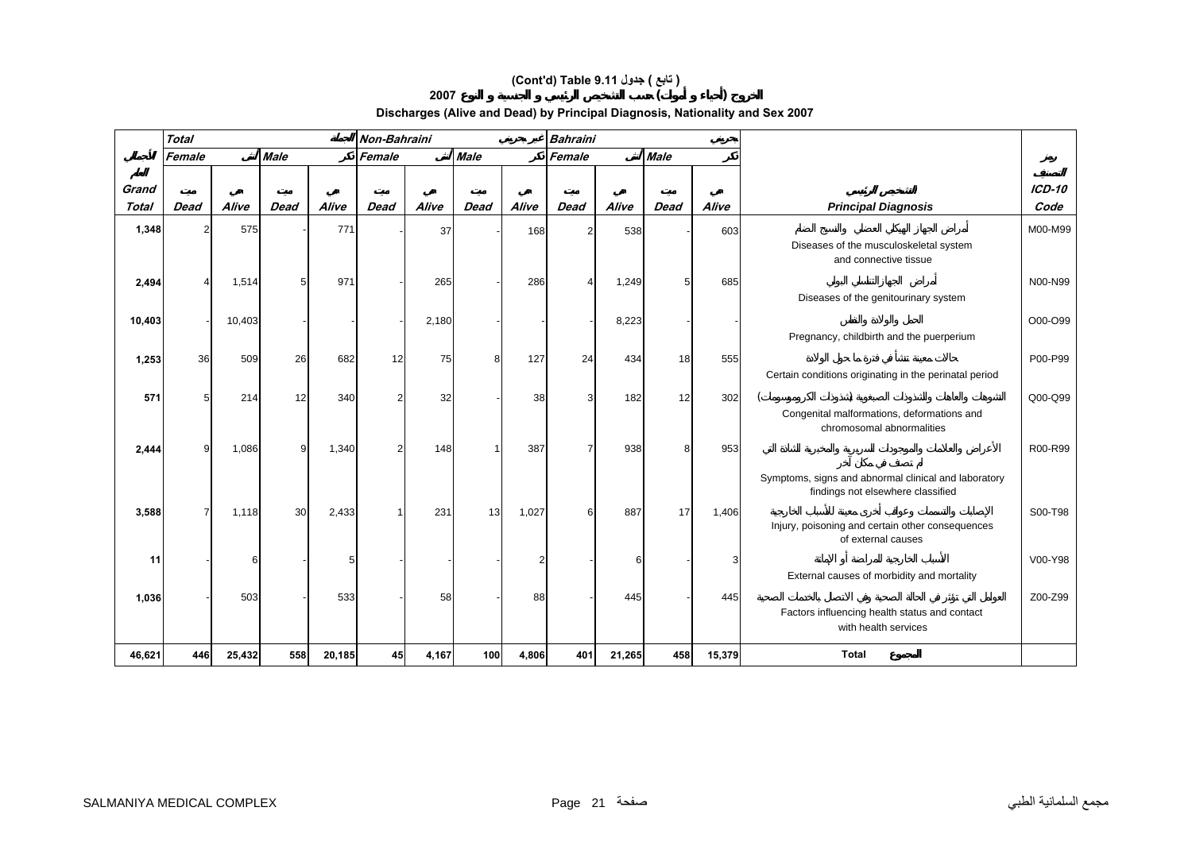# (Cont'd) Table 9.11 جدول ( تابع )

## الخروج (أحياء و أموات) حسب التشخيص الرئيسي و الجنسية و النوع 2007

## Discharges (Alive and Dead) by Principal Diagnosis, Nationality and Sex 2007

| الإجمالي العام Grand Total | Total الجملة | | | | Non-Bahraini غير بحريني | | | | Bahraini بحريني | | | | | |
|---|---|---|---|---|---|---|---|---|---|---|---|---|---|---|
| | Female أنثى | | Male ذكر | | Female أنثى | | Male ذكر | | Female أنثى | | Male ذكر | | | |
| | ميت Dead | حي Alive | ميت Dead | حي Alive | ميت Dead | حي Alive | ميت Dead | حي Alive | ميت Dead | حي Alive | ميت Dead | حي Alive | التشخيص الرئيسي Principal Diagnosis | رمز التصنيف ICD-10 Code |
| 1,348 | 2 | 575 | - | 771 | - | 37 | - | 168 | 2 | 538 | - | 603 | أمراض الجهاز الهيكلي العضلي والنسيج الضام Diseases of the musculoskeletal system and connective tissue | M00-M99 |
| 2,494 | 4 | 1,514 | 5 | 971 | - | 265 | - | 286 | 4 | 1,249 | 5 | 685 | أمراض الجهاز التناسلي البولي Diseases of the genitourinary system | N00-N99 |
| 10,403 | - | 10,403 | - | - | - | 2,180 | - | - | - | 8,223 | - | - | الحمل والولادة والنفاس Pregnancy, childbirth and the puerperium | O00-O99 |
| 1,253 | 36 | 509 | 26 | 682 | 12 | 75 | 8 | 127 | 24 | 434 | 18 | 555 | حالات معينة تنشأ في فترة ما حول الولادة Certain conditions originating in the perinatal period | P00-P99 |
| 571 | 5 | 214 | 12 | 340 | 2 | 32 | - | 38 | 3 | 182 | 12 | 302 | التشوهات والعاهات والشذوذات الصبغوية (شذوذات الكروموسومات) Congenital malformations, deformations and chromosomal abnormalities | Q00-Q99 |
| 2,444 | 9 | 1,086 | 9 | 1,340 | 2 | 148 | 1 | 387 | 7 | 938 | 8 | 953 | الأعراض والعلامات والموجودات السريرية والمخبرية الشاذة التي لم تصنف في مكان آخر Symptoms, signs and abnormal clinical and laboratory findings not elsewhere classified | R00-R99 |
| 3,588 | 7 | 1,118 | 30 | 2,433 | 1 | 231 | 13 | 1,027 | 6 | 887 | 17 | 1,406 | الإصابات والتسممات وعواقب أخرى معينة للأسباب الخارجية Injury, poisoning and certain other consequences of external causes | S00-T98 |
| 11 | - | 6 | - | 5 | - | - | - | 2 | - | 6 | - | 3 | الأسباب الخارجية للمراضة أو الإماتة External causes of morbidity and mortality | V00-Y98 |
| 1,036 | - | 503 | - | 533 | - | 58 | - | 88 | - | 445 | - | 445 | العوامل التي تؤثر في الحالة الصحية وفي الاتصال بالخدمات الصحية Factors influencing health status and contact with health services | Z00-Z99 |
| 46,621 | 446 | 25,432 | 558 | 20,185 | 45 | 4,167 | 100 | 4,806 | 401 | 21,265 | 458 | 15,379 | Total المجموع | |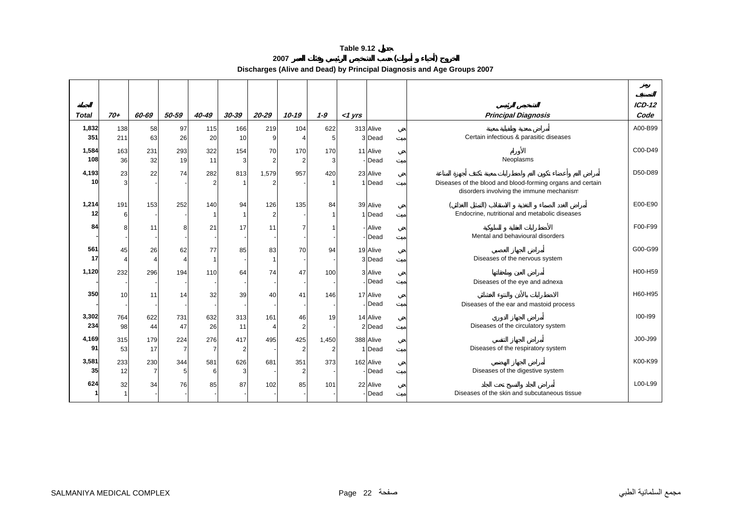# Table 9.12 جدول

## 2007 الخروج (أحياء و أموات) حسب التشخيص الرئيسي وفئات العمر

## Discharges (Alive and Dead) by Principal Diagnosis and Age Groups 2007

| الجملة Total | 70+ | 60-69 | 50-59 | 40-49 | 30-39 | 20-29 | 10-19 | 1-9 | <1 yrs | | | التشخيص الرئيسي Principal Diagnosis | رمز التصنيف ICD-12 Code |
|---|---|---|---|---|---|---|---|---|---|---|---|---|---|
| **1,832** | 138 | 58 | 97 | 115 | 166 | 219 | 104 | 622 | 313 | Alive | حي | أمراض معدية وطفيلية معينة | A00-B99 |
| **351** | 211 | 63 | 26 | 20 | 10 | 9 | 4 | 5 | 3 | Dead | ميت | Certain infectious & parasitic diseases | |
| **1,584** | 163 | 231 | 293 | 322 | 154 | 70 | 170 | 170 | 11 | Alive | حي | الأورام | C00-D49 |
| **108** | 36 | 32 | 19 | 11 | 3 | 2 | 2 | 3 | - | Dead | ميت | Neoplasms | |
| **4,193** | 23 | 22 | 74 | 282 | 813 | 1,579 | 957 | 420 | 23 | Alive | حي | أمراض الدم وأعضاء تكوين الدم والاضطرابات معينة تكتنف أجهزة المناعة | D50-D89 |
| **10** | 3 | - | - | 2 | 1 | 2 | - | 1 | 1 | Dead | ميت | Diseases of the blood and blood-forming organs and certain disorders involving the immune mechanism | |
| **1,214** | 191 | 153 | 252 | 140 | 94 | 126 | 135 | 84 | 39 | Alive | حي | أمراض الغدد الصماء و التغذية و الاستقلاب (التمثيل الغذائي) | E00-E90 |
| **12** | 6 | - | - | 1 | 1 | 2 | - | 1 | 1 | Dead | ميت | Endocrine, nutritional and metabolic diseases | |
| **84** | 8 | 11 | 8 | 21 | 17 | 11 | 7 | 1 | - | Alive | حي | الأضطرابات العقلية و السلوكية | F00-F99 |
| **-** | - | - | - | - | - | - | - | - | - | Dead | ميت | Mental and behavioural disorders | |
| **561** | 45 | 26 | 62 | 77 | 85 | 83 | 70 | 94 | 19 | Alive | حي | أمراض الجهاز العصبي | G00-G99 |
| **17** | 4 | 4 | 4 | 1 | - | 1 | - | - | 3 | Dead | ميت | Diseases of the nervous system | |
| **1,120** | 232 | 296 | 194 | 110 | 64 | 74 | 47 | 100 | 3 | Alive | حي | أمراض العين وملحقاتها | H00-H59 |
| **-** | - | - | - | - | - | - | - | - | - | Dead | ميت | Diseases of the eye and adnexa | |
| **350** | 10 | 11 | 14 | 32 | 39 | 40 | 41 | 146 | 17 | Alive | حي | الاضطرابات بالأذن والنتوء الخشائي | H60-H95 |
| **-** | - | - | - | - | - | - | - | - | - | Dead | ميت | Diseases of the ear and mastoid process | |
| **3,302** | 764 | 622 | 731 | 632 | 313 | 161 | 46 | 19 | 14 | Alive | حي | أمراض الجهاز الدوري | I00-I99 |
| **234** | 98 | 44 | 47 | 26 | 11 | 4 | 2 | - | 2 | Dead | ميت | Diseases of the circulatory system | |
| **4,169** | 315 | 179 | 224 | 276 | 417 | 495 | 425 | 1,450 | 388 | Alive | حي | أمراض الجهاز التنفسي | J00-J99 |
| **91** | 53 | 17 | 7 | 7 | 2 | - | 2 | 2 | 1 | Dead | ميت | Diseases of the respiratory system | |
| **3,581** | 233 | 230 | 344 | 581 | 626 | 681 | 351 | 373 | 162 | Alive | حي | أمراض الجهاز الهضمي | K00-K99 |
| **35** | 12 | 7 | 5 | 6 | 3 | - | 2 | - | - | Dead | ميت | Diseases of the digestive system | |
| **624** | 32 | 34 | 76 | 85 | 87 | 102 | 85 | 101 | 22 | Alive | حي | أمراض الجلد والنسيج تحت الجلد | L00-L99 |
| **1** | 1 | - | - | - | - | - | - | - | - | Dead | ميت | Diseases of the skin and subcutaneous tissue | |

SALMANIYA MEDICAL COMPLEX — مجمع السلمانية الطبي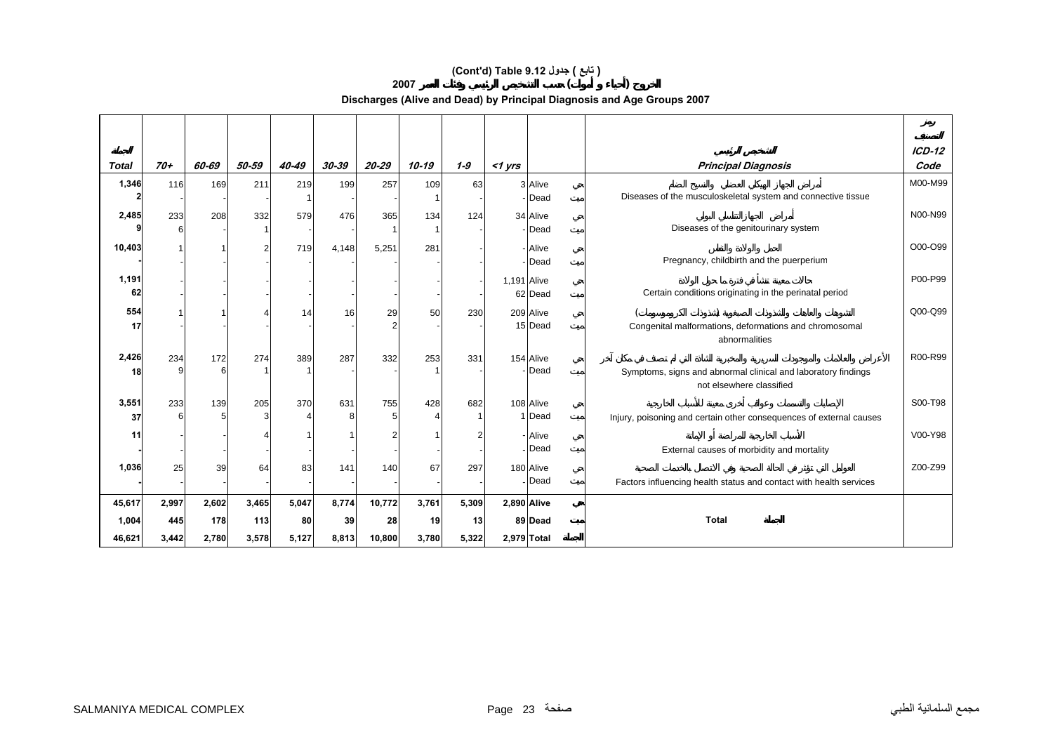# (Cont'd) Table 9.12 جدول ( تابع )

## الخروج (أحياء و أموات) حسب التشخيص الرئيسي وفئات العمر 2007

## Discharges (Alive and Dead) by Principal Diagnosis and Age Groups 2007

| الجملة Total | 70+ | 60-69 | 50-59 | 40-49 | 30-39 | 20-29 | 10-19 | 1-9 | <1 yrs | | | التشخيص الرئيسي Principal Diagnosis | رمز التصنيف ICD-12 Code |
|---|---|---|---|---|---|---|---|---|---|---|---|---|---|
| 1,346 | 116 | 169 | 211 | 219 | 199 | 257 | 109 | 63 | 3 | Alive | حي | أمراض الجهاز الهيكلي العضلي والنسيج الضام Diseases of the musculoskeletal system and connective tissue | M00-M99 |
| 2 | - | - | - | 1 | - | - | 1 | - | - | Dead | ميت | | |
| 2,485 | 233 | 208 | 332 | 579 | 476 | 365 | 134 | 124 | 34 | Alive | حي | أمراض الجهاز التناسلي البولي Diseases of the genitourinary system | N00-N99 |
| 9 | 6 | - | 1 | - | - | 1 | 1 | - | - | Dead | ميت | | |
| 10,403 | 1 | 1 | 2 | 719 | 4,148 | 5,251 | 281 | - | - | Alive | حي | الحمل والولادة والنفاس Pregnancy, childbirth and the puerperium | O00-O99 |
| - | - | - | - | - | - | - | - | - | - | Dead | ميت | | |
| 1,191 | - | - | - | - | - | - | - | - | 1,191 | Alive | حي | حالات معينة تنشأ في فترة ما حول الولادة Certain conditions originating in the perinatal period | P00-P99 |
| 62 | - | - | - | - | - | - | - | - | 62 | Dead | ميت | | |
| 554 | 1 | 1 | 4 | 14 | 16 | 29 | 50 | 230 | 209 | Alive | حي | التشوهات والعاهات والشذوذات الصبغوية (شذوذات الكروموسومات) Congenital malformations, deformations and chromosomal abnormalities | Q00-Q99 |
| 17 | - | - | - | - | - | 2 | - | - | 15 | Dead | ميت | | |
| 2,426 | 234 | 172 | 274 | 389 | 287 | 332 | 253 | 331 | 154 | Alive | حي | الأعراض والعلامات والموجودات السريرية والمخبرية الشاذة التي لم تصنف في مكان آخر Symptoms, signs and abnormal clinical and laboratory findings not elsewhere classified | R00-R99 |
| 18 | 9 | 6 | 1 | 1 | - | - | 1 | - | - | Dead | ميت | | |
| 3,551 | 233 | 139 | 205 | 370 | 631 | 755 | 428 | 682 | 108 | Alive | حي | الإصابات والتسممات وعواقب أخرى معينة للأسباب الخارجية Injury, poisoning and certain other consequences of external causes | S00-T98 |
| 37 | 6 | 5 | 3 | 4 | 8 | 5 | 4 | 1 | 1 | Dead | ميت | | |
| 11 | - | - | 4 | 1 | 1 | 2 | 1 | 2 | - | Alive | حي | الأسباب الخارجية للمراضة أو الإماتة External causes of morbidity and mortality | V00-Y98 |
| - | - | - | - | - | - | - | - | - | - | Dead | ميت | | |
| 1,036 | 25 | 39 | 64 | 83 | 141 | 140 | 67 | 297 | 180 | Alive | حي | العوامل التي تؤثر في الحالة الصحية وفي الاتصال بالخدمات الصحية Factors influencing health status and contact with health services | Z00-Z99 |
| - | - | - | - | - | - | - | - | - | - | Dead | ميت | | |
| **45,617** | **2,997** | **2,602** | **3,465** | **5,047** | **8,774** | **10,772** | **3,761** | **5,309** | **2,890** | **Alive** | **حي** | | |
| **1,004** | **445** | **178** | **113** | **80** | **39** | **28** | **19** | **13** | **89** | **Dead** | **ميت** | **Total الجملة** | |
| **46,621** | **3,442** | **2,780** | **3,578** | **5,127** | **8,813** | **10,800** | **3,780** | **5,322** | **2,979** | **Total** | **الجملة** | | |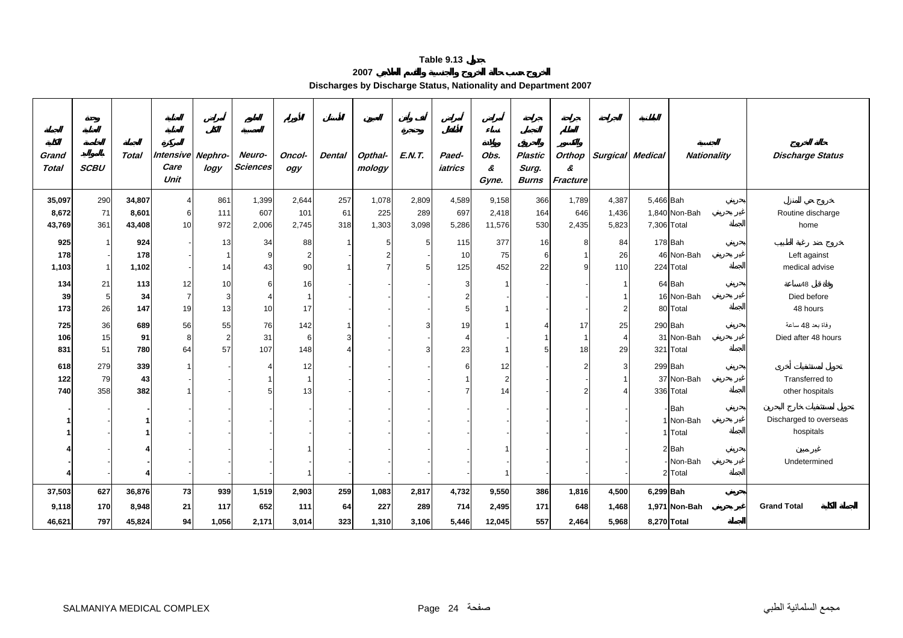**Table 9.13 جدول**

**2007 الخروج حسب حالة الخروج والجنسية والقسم العلاجي**

**Discharges by Discharge Status, Nationality and Department 2007**

| الجملة الكلية Grand Total | وحدة العناية الخاصة بالمواليد SCBU | الجملة Total | العناية المركزة Intensive Care Unit | أمراض الكلى Nephrology | العلوم العصبية Neuro-Sciences | الأورام Oncology | الأسنان Dental | العيون Opthalmology | أنف وأذن وحنجرة E.N.T. | أمراض الأطفال Paediatrics | أمراض نساء وولادة Obs. & Gyne. | جراحة التجميل والحروق Plastic Surg. Burns | جراحة العظام والكسور Orthop & Fracture | الجراحة Surgical | الباطنية Medical | الجنسية Nationality | | حالة الخروج Discharge Status |
|---|---|---|---|---|---|---|---|---|---|---|---|---|---|---|---|---|---|---|
| **35,097** | 290 | **34,807** | 4 | 861 | 1,399 | 2,644 | 257 | 1,078 | 2,809 | 4,589 | 9,158 | 366 | 1,789 | 4,387 | 5,466 | Bah | بحريني | خروج عادي للمنزل |
| **8,672** | 71 | **8,601** | 6 | 111 | 607 | 101 | 61 | 225 | 289 | 697 | 2,418 | 164 | 646 | 1,436 | 1,840 | Non-Bah | غير بحريني | Routine discharge |
| **43,769** | 361 | **43,408** | 10 | 972 | 2,006 | 2,745 | 318 | 1,303 | 3,098 | 5,286 | 11,576 | 530 | 2,435 | 5,823 | 7,306 | Total | الجملة | home |
| **925** | 1 | **924** | - | 13 | 34 | 88 | 1 | 5 | 5 | 115 | 377 | 16 | 8 | 84 | 178 | Bah | بحريني | خروج ضد رغبة الطبيب |
| **178** | - | **178** | - | 1 | 9 | 2 | - | 2 | - | 10 | 75 | 6 | 1 | 26 | 46 | Non-Bah | غير بحريني | Left against |
| **1,103** | 1 | **1,102** | - | 14 | 43 | 90 | 1 | 7 | 5 | 125 | 452 | 22 | 9 | 110 | 224 | Total | الجملة | medical advise |
| **134** | 21 | **113** | 12 | 10 | 6 | 16 | - | - | - | 3 | 1 | - | - | 1 | 64 | Bah | بحريني | وفاة قبل 48ساعة |
| **39** | 5 | **34** | 7 | 3 | 4 | 1 | - | - | - | 2 | - | - | - | 1 | 16 | Non-Bah | غير بحريني | Died before |
| **173** | 26 | **147** | 19 | 13 | 10 | 17 | - | - | - | 5 | 1 | - | - | 2 | 80 | Total | الجملة | 48 hours |
| **725** | 36 | **689** | 56 | 55 | 76 | 142 | 1 | - | 3 | 19 | 1 | 4 | 17 | 25 | 290 | Bah | بحريني | وفاة بعد 48 ساعة |
| **106** | 15 | **91** | 8 | 2 | 31 | 6 | 3 | - | - | 4 | - | 1 | 1 | 4 | 31 | Non-Bah | غير بحريني | Died after 48 hours |
| **831** | 51 | **780** | 64 | 57 | 107 | 148 | 4 | - | 3 | 23 | 1 | 5 | 18 | 29 | 321 | Total | الجملة | |
| **618** | 279 | **339** | 1 | - | 4 | 12 | - | - | - | 6 | 12 | - | 2 | 3 | 299 | Bah | بحريني | تحويل لمستشفيات أخرى |
| **122** | 79 | **43** | - | - | 1 | 1 | - | - | - | 1 | 2 | - | - | 1 | 37 | Non-Bah | غير بحريني | Transferred to |
| **740** | 358 | **382** | 1 | - | 5 | 13 | - | - | - | 7 | 14 | - | 2 | 4 | 336 | Total | الجملة | other hospitals |
| **-** | - | **-** | - | - | - | - | - | - | - | - | - | - | - | - | - | Bah | بحريني | تحويل لمستشفيات خارج البحرين |
| **1** | - | **1** | - | - | - | - | - | - | - | - | - | - | - | - | 1 | Non-Bah | غير بحريني | Discharged to overseas |
| **1** | - | **1** | - | - | - | - | - | - | - | - | - | - | - | - | 1 | Total | الجملة | hospitals |
| **4** | - | **4** | - | - | - | 1 | - | - | - | - | 1 | - | - | - | 2 | Bah | بحريني | غير مبين |
| **-** | - | **-** | - | - | - | - | - | - | - | - | - | - | - | - | - | Non-Bah | غير بحريني | Undetermined |
| **4** | - | **4** | - | - | - | 1 | - | - | - | - | 1 | - | - | - | 2 | Total | الجملة | |
| **37,503** | **627** | **36,876** | **73** | **939** | **1,519** | **2,903** | **259** | **1,083** | **2,817** | **4,732** | **9,550** | **386** | **1,816** | **4,500** | **6,299** | **Bah** | **بحريني** | |
| **9,118** | **170** | **8,948** | **21** | **117** | **652** | **111** | **64** | **227** | **289** | **714** | **2,495** | **171** | **648** | **1,468** | **1,971** | **Non-Bah** | **غير بحريني** | **Grand Total الجملة الكلية** |
| **46,621** | **797** | **45,824** | **94** | **1,056** | **2,171** | **3,014** | **323** | **1,310** | **3,106** | **5,446** | **12,045** | **557** | **2,464** | **5,968** | **8,270** | **Total** | **الجملة** | |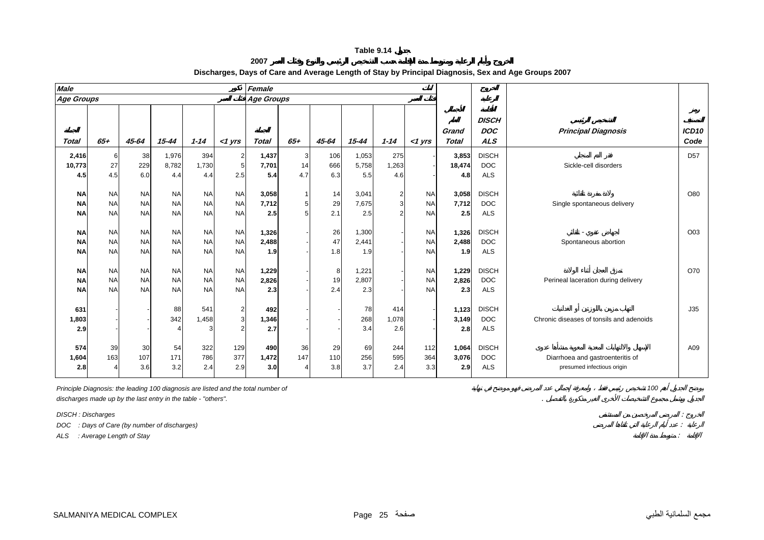# Table 9.14 جدول

## الخروج وأيام الرعاية ومتوسط مدة الإقامة حسب التشخيص الرئيسي والنوع وفئات العمر 2007

### Discharges, Days of Care and Average Length of Stay by Principal Diagnosis, Sex and Age Groups 2007

| Male ذكور | | | | | | Female إناث | | | | | | | الخروج الرعاية الإقامة | | |
|---|---|---|---|---|---|---|---|---|---|---|---|---|---|---|---|
| Age Groups فئات العمر | | | | | | Age Groups فئات العمر | | | | | | | | | |
| الجملة Total | 65+ | 45-64 | 15-44 | 1-14 | <1 yrs | الجملة Total | 65+ | 45-64 | 15-44 | 1-14 | <1 yrs | الإجمالي العام Grand Total | DISCH DOC ALS | التشخيص الرئيسي Principal Diagnosis | رمز التصنيف ICD10 Code |
| 2,416 | 6 | 38 | 1,976 | 394 | 2 | 1,437 | 3 | 106 | 1,053 | 275 | - | 3,853 | DISCH | فقر الدم المنجلي | D57 |
| 10,773 | 27 | 229 | 8,782 | 1,730 | 5 | 7,701 | 14 | 666 | 5,758 | 1,263 | - | 18,474 | DOC | Sickle-cell disorders | |
| 4.5 | 4.5 | 6.0 | 4.4 | 4.4 | 2.5 | 5.4 | 4.7 | 6.3 | 5.5 | 4.6 | - | 4.8 | ALS | | |
| NA | NA | NA | NA | NA | NA | 3,058 | 1 | 14 | 3,041 | 2 | NA | 3,058 | DISCH | ولادة مفردة تلقائية | O80 |
| NA | NA | NA | NA | NA | NA | 7,712 | 5 | 29 | 7,675 | 3 | NA | 7,712 | DOC | Single spontaneous delivery | |
| NA | NA | NA | NA | NA | NA | 2.5 | 5 | 2.1 | 2.5 | 2 | NA | 2.5 | ALS | | |
| NA | NA | NA | NA | NA | NA | 1,326 | - | 26 | 1,300 | - | NA | 1,326 | DISCH | إجهاض عفوي - تلقائي | O03 |
| NA | NA | NA | NA | NA | NA | 2,488 | - | 47 | 2,441 | - | NA | 2,488 | DOC | Spontaneous abortion | |
| NA | NA | NA | NA | NA | NA | 1.9 | - | 1.8 | 1.9 | - | NA | 1.9 | ALS | | |
| NA | NA | NA | NA | NA | NA | 1,229 | - | 8 | 1,221 | - | NA | 1,229 | DISCH | تمزق العجان أثناء الولادة | O70 |
| NA | NA | NA | NA | NA | NA | 2,826 | - | 19 | 2,807 | - | NA | 2,826 | DOC | Perineal laceration during delivery | |
| NA | NA | NA | NA | NA | NA | 2.3 | - | 2.4 | 2.3 | - | NA | 2.3 | ALS | | |
| 631 | - | - | 88 | 541 | 2 | 492 | - | - | 78 | 414 | - | 1,123 | DISCH | التهاب مزمن باللوزتين أو الغدانيات | J35 |
| 1,803 | - | - | 342 | 1,458 | 3 | 1,346 | - | - | 268 | 1,078 | - | 3,149 | DOC | Chronic diseases of tonsils and adenoids | |
| 2.9 | - | - | 4 | 3 | 2 | 2.7 | - | - | 3.4 | 2.6 | - | 2.8 | ALS | | |
| 574 | 39 | 30 | 54 | 322 | 129 | 490 | 36 | 29 | 69 | 244 | 112 | 1,064 | DISCH | الإسهال والالتهابات المعدية المعوية منشأها عدوى | A09 |
| 1,604 | 163 | 107 | 171 | 786 | 377 | 1,472 | 147 | 110 | 256 | 595 | 364 | 3,076 | DOC | Diarrhoea and gastroenteritis of | |
| 2.8 | 4 | 3.6 | 3.2 | 2.4 | 2.9 | 3.0 | 4 | 3.8 | 3.7 | 2.4 | 3.3 | 2.9 | ALS | presumed infectious origin | |

*Principle Diagnosis: the leading 100 diagnosis are listed and the total number of discharges made up by the last entry in the table - "others".*

*يوضح الجدول أهم 100 تشخيص رئيسي فقط ، ولمعرفة إجمالي عدد المرضى فهو موضح في نهاية الجدول ويشمل مجموع التشخيصات الأخرى الغير مذكورة بالتفصيل .*

*DISCH : Discharges* — *الخروج : المرضى المرخصين من المستشفى*

*DOC : Days of Care (by number of discharges)* — *الرعاية : عدد أيام الرعاية التي تلقاها المرضى*

*ALS : Average Length of Stay* — *الإقامة : متوسط مدة الإقامة*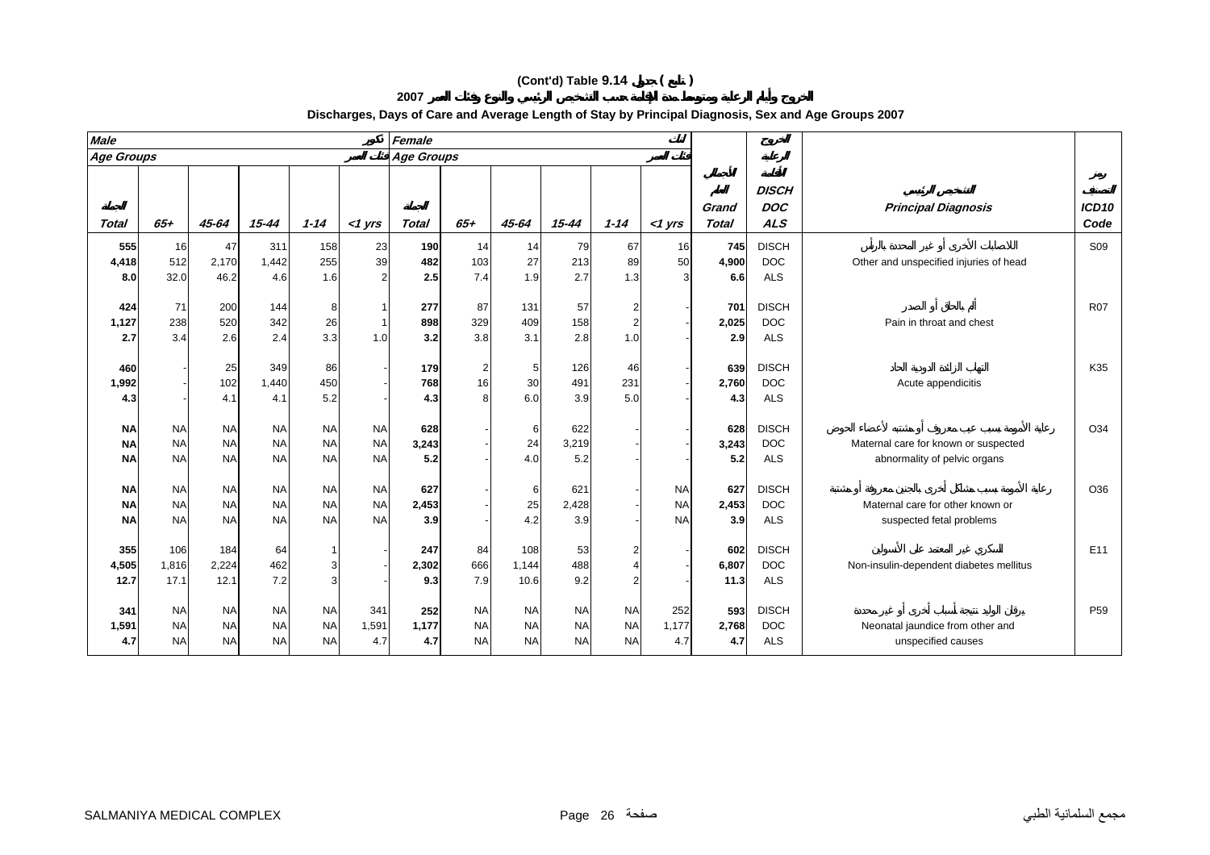# (Cont'd) Table 9.14 جدول ( تابع )

## الخروج وأيام الرعاية ومتوسط مدة الإقامة حسب التشخيص الرئيسي والنوع وفئات العمر 2007

## Discharges, Days of Care and Average Length of Stay by Principal Diagnosis, Sex and Age Groups 2007

| Male ذكور | | | | | | Female اناث | | | | | | | | | |
|---|---|---|---|---|---|---|---|---|---|---|---|---|---|---|---|
| Age Groups فئات العمر | | | | | | Age Groups فئات العمر | | | | | | | | | |
| الجملة Total | 65+ | 45-64 | 15-44 | 1-14 | <1 yrs | الجملة Total | 65+ | 45-64 | 15-44 | 1-14 | <1 yrs | الإجمالي العام Grand Total | الخروج الرعاية الإقامة DISCH DOC ALS | التشخيص الرئيسي Principal Diagnosis | رمز التصنيف ICD10 Code |
| 555 | 16 | 47 | 311 | 158 | 23 | 190 | 14 | 14 | 79 | 67 | 16 | 745 | DISCH | الاصابات الأخرى أو غير المحددة بالرأس | S09 |
| 4,418 | 512 | 2,170 | 1,442 | 255 | 39 | 482 | 103 | 27 | 213 | 89 | 50 | 4,900 | DOC | Other and unspecified injuries of head | |
| 8.0 | 32.0 | 46.2 | 4.6 | 1.6 | 2 | 2.5 | 7.4 | 1.9 | 2.7 | 1.3 | 3 | 6.6 | ALS | | |
| 424 | 71 | 200 | 144 | 8 | 1 | 277 | 87 | 131 | 57 | 2 | - | 701 | DISCH | ألم بالحلق أو الصدر | R07 |
| 1,127 | 238 | 520 | 342 | 26 | 1 | 898 | 329 | 409 | 158 | 2 | - | 2,025 | DOC | Pain in throat and chest | |
| 2.7 | 3.4 | 2.6 | 2.4 | 3.3 | 1.0 | 3.2 | 3.8 | 3.1 | 2.8 | 1.0 | - | 2.9 | ALS | | |
| 460 | - | 25 | 349 | 86 | - | 179 | 2 | 5 | 126 | 46 | - | 639 | DISCH | التهاب الزائدة الدودية الحاد | K35 |
| 1,992 | - | 102 | 1,440 | 450 | - | 768 | 16 | 30 | 491 | 231 | - | 2,760 | DOC | Acute appendicitis | |
| 4.3 | - | 4.1 | 4.1 | 5.2 | - | 4.3 | 8 | 6.0 | 3.9 | 5.0 | - | 4.3 | ALS | | |
| NA | NA | NA | NA | NA | NA | 628 | - | 6 | 622 | - | - | 628 | DISCH | رعاية الأمومة بسبب عيب معروف أو مشتبه لأعضاء الحوض | O34 |
| NA | NA | NA | NA | NA | NA | 3,243 | - | 24 | 3,219 | - | - | 3,243 | DOC | Maternal care for known or suspected | |
| NA | NA | NA | NA | NA | NA | 5.2 | - | 4.0 | 5.2 | - | - | 5.2 | ALS | abnormality of pelvic organs | |
| NA | NA | NA | NA | NA | NA | 627 | - | 6 | 621 | - | NA | 627 | DISCH | رعاية الأمومة بسبب مشاكل أخرى بالجنين معروفة أو مشتبة | O36 |
| NA | NA | NA | NA | NA | NA | 2,453 | - | 25 | 2,428 | - | NA | 2,453 | DOC | Maternal care for other known or | |
| NA | NA | NA | NA | NA | NA | 3.9 | - | 4.2 | 3.9 | - | NA | 3.9 | ALS | suspected fetal problems | |
| 355 | 106 | 184 | 64 | 1 | - | 247 | 84 | 108 | 53 | 2 | - | 602 | DISCH | السكري غير المعتمد على الأنسولين | E11 |
| 4,505 | 1,816 | 2,224 | 462 | 3 | - | 2,302 | 666 | 1,144 | 488 | 4 | - | 6,807 | DOC | Non-insulin-dependent diabetes mellitus | |
| 12.7 | 17.1 | 12.1 | 7.2 | 3 | - | 9.3 | 7.9 | 10.6 | 9.2 | 2 | - | 11.3 | ALS | | |
| 341 | NA | NA | NA | NA | 341 | 252 | NA | NA | NA | NA | 252 | 593 | DISCH | يرقان الوليد نتيجة لأسباب أخرى أو غير محددة | P59 |
| 1,591 | NA | NA | NA | NA | 1,591 | 1,177 | NA | NA | NA | NA | 1,177 | 2,768 | DOC | Neonatal jaundice from other and | |
| 4.7 | NA | NA | NA | NA | 4.7 | 4.7 | NA | NA | NA | NA | 4.7 | 4.7 | ALS | unspecified causes | |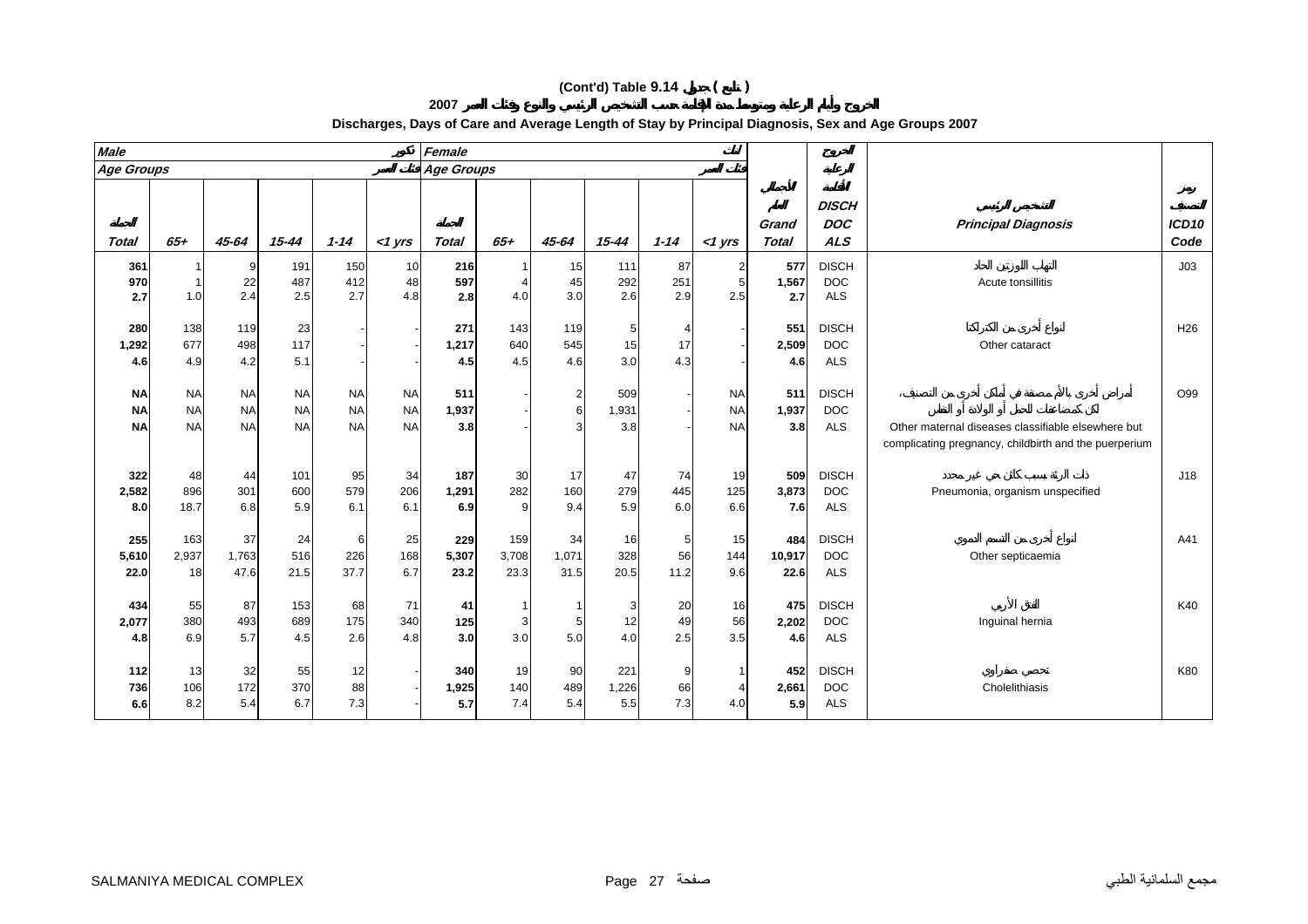# (Cont'd) Table 9.14 جدول ( تابع )

## الخروج وأيام الرعاية ومتوسط مدة الإقامة حسب التشخيص الرئيسي والنوع وفئات العمر 2007

## Discharges, Days of Care and Average Length of Stay by Principal Diagnosis, Sex and Age Groups 2007

| Male ذكور | | | | | | Female إناث | | | | | | | الخروج الرعاية الإقامة | | |
|---|---|---|---|---|---|---|---|---|---|---|---|---|---|---|---|
| Age Groups فئات العمر | | | | | | Age Groups فئات العمر | | | | | | | | | |
| الجملة Total | 65+ | 45-64 | 15-44 | 1-14 | <1 yrs | الجملة Total | 65+ | 45-64 | 15-44 | 1-14 | <1 yrs | الإجمالي العام Grand Total | DISCH DOC ALS | التشخيص الرئيسي Principal Diagnosis | رمز التصنيف ICD10 Code |
| 361 | 1 | 9 | 191 | 150 | 10 | 216 | 1 | 15 | 111 | 87 | 2 | 577 | DISCH | التهاب اللوزتين الحاد | J03 |
| 970 | 1 | 22 | 487 | 412 | 48 | 597 | 4 | 45 | 292 | 251 | 5 | 1,567 | DOC | Acute tonsillitis | |
| 2.7 | 1.0 | 2.4 | 2.5 | 2.7 | 4.8 | 2.8 | 4.0 | 3.0 | 2.6 | 2.9 | 2.5 | 2.7 | ALS | | |
| 280 | 138 | 119 | 23 | - | - | 271 | 143 | 119 | 5 | 4 | - | 551 | DISCH | انواع أخرى من الكتاركتا | H26 |
| 1,292 | 677 | 498 | 117 | - | - | 1,217 | 640 | 545 | 15 | 17 | - | 2,509 | DOC | Other cataract | |
| 4.6 | 4.9 | 4.2 | 5.1 | - | - | 4.5 | 4.5 | 4.6 | 3.0 | 4.3 | - | 4.6 | ALS | | |
| NA | NA | NA | NA | NA | NA | 511 | - | 2 | 509 | - | NA | 511 | DISCH | أمراض أخرى بالأم مصنفة في أماكن أخرى من التصنيف، لكن كمضاعفات للحمل أو الولادة أو النفاس | O99 |
| NA | NA | NA | NA | NA | NA | 1,937 | - | 6 | 1,931 | - | NA | 1,937 | DOC | Other maternal diseases classifiable elsewhere but complicating pregnancy, childbirth and the puerperium | |
| NA | NA | NA | NA | NA | NA | 3.8 | - | 3 | 3.8 | - | NA | 3.8 | ALS | | |
| 322 | 48 | 44 | 101 | 95 | 34 | 187 | 30 | 17 | 47 | 74 | 19 | 509 | DISCH | ذات الرئة بسبب كائن حي غير محدد | J18 |
| 2,582 | 896 | 301 | 600 | 579 | 206 | 1,291 | 282 | 160 | 279 | 445 | 125 | 3,873 | DOC | Pneumonia, organism unspecified | |
| 8.0 | 18.7 | 6.8 | 5.9 | 6.1 | 6.1 | 6.9 | 9 | 9.4 | 5.9 | 6.0 | 6.6 | 7.6 | ALS | | |
| 255 | 163 | 37 | 24 | 6 | 25 | 229 | 159 | 34 | 16 | 5 | 15 | 484 | DISCH | انواع أخرى من التسمم الدموي | A41 |
| 5,610 | 2,937 | 1,763 | 516 | 226 | 168 | 5,307 | 3,708 | 1,071 | 328 | 56 | 144 | 10,917 | DOC | Other septicaemia | |
| 22.0 | 18 | 47.6 | 21.5 | 37.7 | 6.7 | 23.2 | 23.3 | 31.5 | 20.5 | 11.2 | 9.6 | 22.6 | ALS | | |
| 434 | 55 | 87 | 153 | 68 | 71 | 41 | 1 | 1 | 3 | 20 | 16 | 475 | DISCH | الفتق الأربي | K40 |
| 2,077 | 380 | 493 | 689 | 175 | 340 | 125 | 3 | 5 | 12 | 49 | 56 | 2,202 | DOC | Inguinal hernia | |
| 4.8 | 6.9 | 5.7 | 4.5 | 2.6 | 4.8 | 3.0 | 3.0 | 5.0 | 4.0 | 2.5 | 3.5 | 4.6 | ALS | | |
| 112 | 13 | 32 | 55 | 12 | - | 340 | 19 | 90 | 221 | 9 | 1 | 452 | DISCH | تحصي صفراوي | K80 |
| 736 | 106 | 172 | 370 | 88 | - | 1,925 | 140 | 489 | 1,226 | 66 | 4 | 2,661 | DOC | Cholelithiasis | |
| 6.6 | 8.2 | 5.4 | 6.7 | 7.3 | - | 5.7 | 7.4 | 5.4 | 5.5 | 7.3 | 4.0 | 5.9 | ALS | | |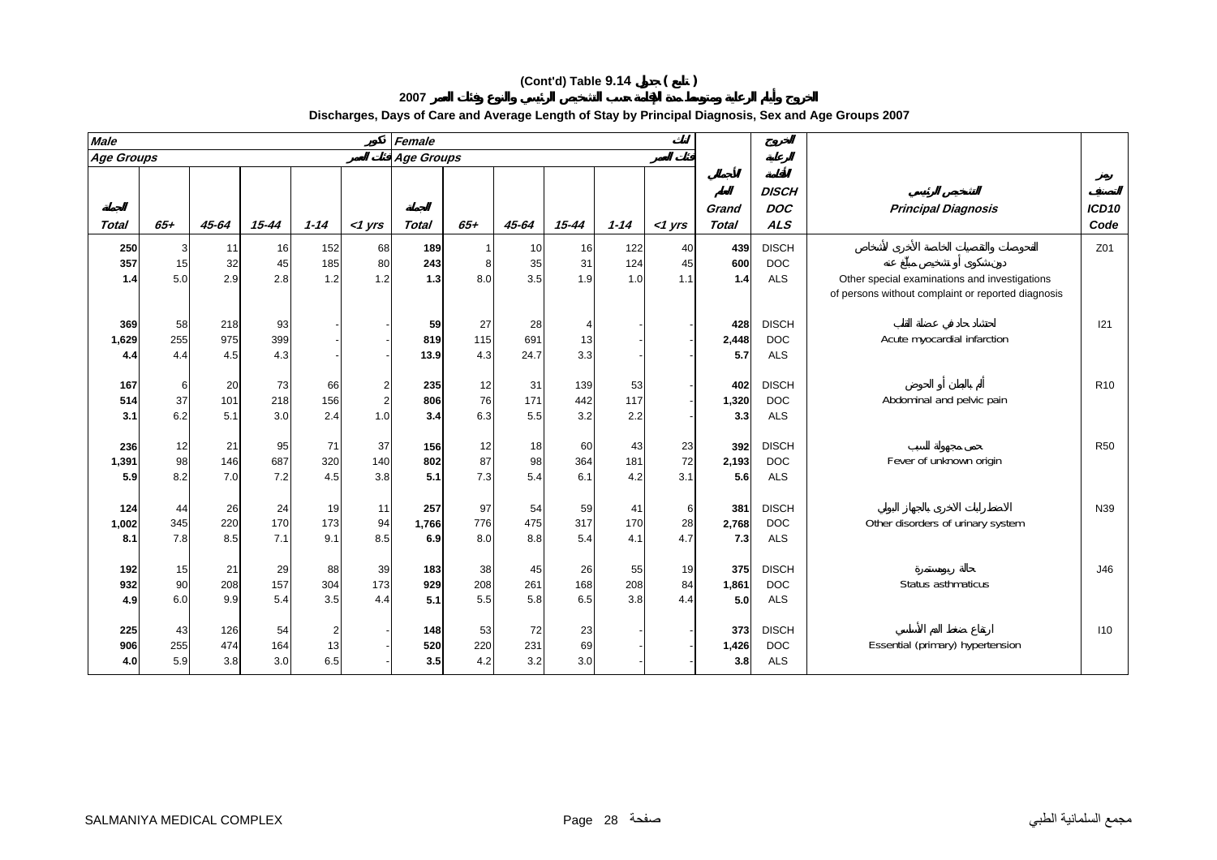# (Cont'd) Table 9.14 جدول ( تابع )

## الخروج وأيام الرعاية ومتوسط مدة الإقامة حسب التشخيص الرئيسي والنوع وفئات العمر 2007

## Discharges, Days of Care and Average Length of Stay by Principal Diagnosis, Sex and Age Groups 2007

| Male ذكور | | | | | | Female إناث | | | | | | | | | |
|---|---|---|---|---|---|---|---|---|---|---|---|---|---|---|---|
| Age Groups فئات العمر | | | | | | Age Groups فئات العمر | | | | | | | | | |
| Total الجملة | 65+ | 45-64 | 15-44 | 1-14 | <1 yrs | Total الجملة | 65+ | 45-64 | 15-44 | 1-14 | <1 yrs | Grand Total الجملة العام | DISCH DOC ALS الخروج الرعاية الإقامة | Principal Diagnosis التشخيص الرئيسي | ICD10 Code رمز التصنيف |
| 250 | 3 | 11 | 16 | 152 | 68 | 189 | 1 | 10 | 16 | 122 | 40 | 439 | DISCH | الفحوصات والتقصيات الخاصة الأخرى لأشخاص دون شكوى أو تشخيص مبلّغ عنه | Z01 |
| 357 | 15 | 32 | 45 | 185 | 80 | 243 | 8 | 35 | 31 | 124 | 45 | 600 | DOC | Other special examinations and investigations | |
| 1.4 | 5.0 | 2.9 | 2.8 | 1.2 | 1.2 | 1.3 | 8.0 | 3.5 | 1.9 | 1.0 | 1.1 | 1.4 | ALS | of persons without complaint or reported diagnosis | |
| 369 | 58 | 218 | 93 | - | - | 59 | 27 | 28 | 4 | - | - | 428 | DISCH | احتشاد حاد في عضلة القلب | I21 |
| 1,629 | 255 | 975 | 399 | - | - | 819 | 115 | 691 | 13 | - | - | 2,448 | DOC | Acute myocardial infarction | |
| 4.4 | 4.4 | 4.5 | 4.3 | - | - | 13.9 | 4.3 | 24.7 | 3.3 | - | - | 5.7 | ALS | | |
| 167 | 6 | 20 | 73 | 66 | 2 | 235 | 12 | 31 | 139 | 53 | - | 402 | DISCH | ألم بالبطن أو الحوض | R10 |
| 514 | 37 | 101 | 218 | 156 | 2 | 806 | 76 | 171 | 442 | 117 | - | 1,320 | DOC | Abdominal and pelvic pain | |
| 3.1 | 6.2 | 5.1 | 3.0 | 2.4 | 1.0 | 3.4 | 6.3 | 5.5 | 3.2 | 2.2 | - | 3.3 | ALS | | |
| 236 | 12 | 21 | 95 | 71 | 37 | 156 | 12 | 18 | 60 | 43 | 23 | 392 | DISCH | حمى مجهولة السبب | R50 |
| 1,391 | 98 | 146 | 687 | 320 | 140 | 802 | 87 | 98 | 364 | 181 | 72 | 2,193 | DOC | Fever of unknown origin | |
| 5.9 | 8.2 | 7.0 | 7.2 | 4.5 | 3.8 | 5.1 | 7.3 | 5.4 | 6.1 | 4.2 | 3.1 | 5.6 | ALS | | |
| 124 | 44 | 26 | 24 | 19 | 11 | 257 | 97 | 54 | 59 | 41 | 6 | 381 | DISCH | الاضطرابات الاخرى بالجهاز البولي | N39 |
| 1,002 | 345 | 220 | 170 | 173 | 94 | 1,766 | 776 | 475 | 317 | 170 | 28 | 2,768 | DOC | Other disorders of urinary system | |
| 8.1 | 7.8 | 8.5 | 7.1 | 9.1 | 8.5 | 6.9 | 8.0 | 8.8 | 5.4 | 4.1 | 4.7 | 7.3 | ALS | | |
| 192 | 15 | 21 | 29 | 88 | 39 | 183 | 38 | 45 | 26 | 55 | 19 | 375 | DISCH | حالة ربو مستمرة | J46 |
| 932 | 90 | 208 | 157 | 304 | 173 | 929 | 208 | 261 | 168 | 208 | 84 | 1,861 | DOC | Status asthmaticus | |
| 4.9 | 6.0 | 9.9 | 5.4 | 3.5 | 4.4 | 5.1 | 5.5 | 5.8 | 6.5 | 3.8 | 4.4 | 5.0 | ALS | | |
| 225 | 43 | 126 | 54 | 2 | - | 148 | 53 | 72 | 23 | - | - | 373 | DISCH | ارتفاع ضغط الدم الأساسي | I10 |
| 906 | 255 | 474 | 164 | 13 | - | 520 | 220 | 231 | 69 | - | - | 1,426 | DOC | Essential (primary) hypertension | |
| 4.0 | 5.9 | 3.8 | 3.0 | 6.5 | - | 3.5 | 4.2 | 3.2 | 3.0 | - | - | 3.8 | ALS | | |

SALMANIYA MEDICAL COMPLEX مجمع السلمانية الطبي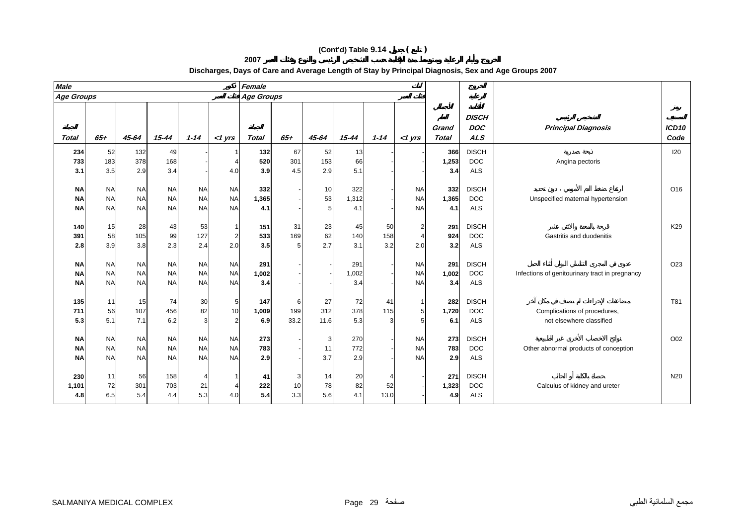# (Cont'd) Table 9.14 جدول ( تابع )

## الخروج وأيام الرعاية ومتوسط مدة الإقامة حسب التشخيص الرئيسي والنوع وفئات العمر 2007

## Discharges, Days of Care and Average Length of Stay by Principal Diagnosis, Sex and Age Groups 2007

| Male ذكور | | | | | | Female إناث | | | | | | | | | |
|---|---|---|---|---|---|---|---|---|---|---|---|---|---|---|---|
| Age Groups فئات العمر | | | | | | Age Groups فئات العمر | | | | | | | | | |
| Total الجملة | 65+ | 45-64 | 15-44 | 1-14 | <1 yrs | Total الجملة | 65+ | 45-64 | 15-44 | 1-14 | <1 yrs | Grand Total الإجمالي العام | الخروج الرعاية الإقامة DISCH DOC ALS | التشخيص الرئيسي Principal Diagnosis | رمز التصنيف ICD10 Code |
| 234 | 52 | 132 | 49 | - | 1 | 132 | 67 | 52 | 13 | - | - | 366 | DISCH | ذبحة صدرية | I20 |
| 733 | 183 | 378 | 168 | - | 4 | 520 | 301 | 153 | 66 | - | - | 1,253 | DOC | Angina pectoris | |
| 3.1 | 3.5 | 2.9 | 3.4 | - | 4.0 | 3.9 | 4.5 | 2.9 | 5.1 | - | - | 3.4 | ALS | | |
| NA | NA | NA | NA | NA | NA | 332 | - | 10 | 322 | - | NA | 332 | DISCH | ارتفاع ضغط الدم الأمومي ، دون تحديد | O16 |
| NA | NA | NA | NA | NA | NA | 1,365 | - | 53 | 1,312 | - | NA | 1,365 | DOC | Unspecified maternal hypertension | |
| NA | NA | NA | NA | NA | NA | 4.1 | - | 5 | 4.1 | - | NA | 4.1 | ALS | | |
| 140 | 15 | 28 | 43 | 53 | 1 | 151 | 31 | 23 | 45 | 50 | 2 | 291 | DISCH | قرحة بالمعدة والاثنى عشر | K29 |
| 391 | 58 | 105 | 99 | 127 | 2 | 533 | 169 | 62 | 140 | 158 | 4 | 924 | DOC | Gastritis and duodenitis | |
| 2.8 | 3.9 | 3.8 | 2.3 | 2.4 | 2.0 | 3.5 | 5 | 2.7 | 3.1 | 3.2 | 2.0 | 3.2 | ALS | | |
| NA | NA | NA | NA | NA | NA | 291 | - | - | 291 | - | NA | 291 | DISCH | عدوى في المجرى التناسلي البولي أثناء الحمل | O23 |
| NA | NA | NA | NA | NA | NA | 1,002 | - | - | 1,002 | - | NA | 1,002 | DOC | Infections of genitourinary tract in pregnancy | |
| NA | NA | NA | NA | NA | NA | 3.4 | - | - | 3.4 | - | NA | 3.4 | ALS | | |
| 135 | 11 | 15 | 74 | 30 | 5 | 147 | 6 | 27 | 72 | 41 | 1 | 282 | DISCH | مضاعفات للإجراءات لم تصنف في مكان آخر | T81 |
| 711 | 56 | 107 | 456 | 82 | 10 | 1,009 | 199 | 312 | 378 | 115 | 5 | 1,720 | DOC | Complications of procedures, | |
| 5.3 | 5.1 | 7.1 | 6.2 | 3 | 2 | 6.9 | 33.2 | 11.6 | 5.3 | 3 | 5 | 6.1 | ALS | not elsewhere classified | |
| NA | NA | NA | NA | NA | NA | 273 | - | 3 | 270 | - | NA | 273 | DISCH | نواتج الاخصاب الأخرى غير الطبيعية | O02 |
| NA | NA | NA | NA | NA | NA | 783 | - | 11 | 772 | - | NA | 783 | DOC | Other abnormal products of conception | |
| NA | NA | NA | NA | NA | NA | 2.9 | - | 3.7 | 2.9 | - | NA | 2.9 | ALS | | |
| 230 | 11 | 56 | 158 | 4 | 1 | 41 | 3 | 14 | 20 | 4 | - | 271 | DISCH | حصاة بالكلية أو الحالب | N20 |
| 1,101 | 72 | 301 | 703 | 21 | 4 | 222 | 10 | 78 | 82 | 52 | - | 1,323 | DOC | Calculus of kidney and ureter | |
| 4.8 | 6.5 | 5.4 | 4.4 | 5.3 | 4.0 | 5.4 | 3.3 | 5.6 | 4.1 | 13.0 | - | 4.9 | ALS | | |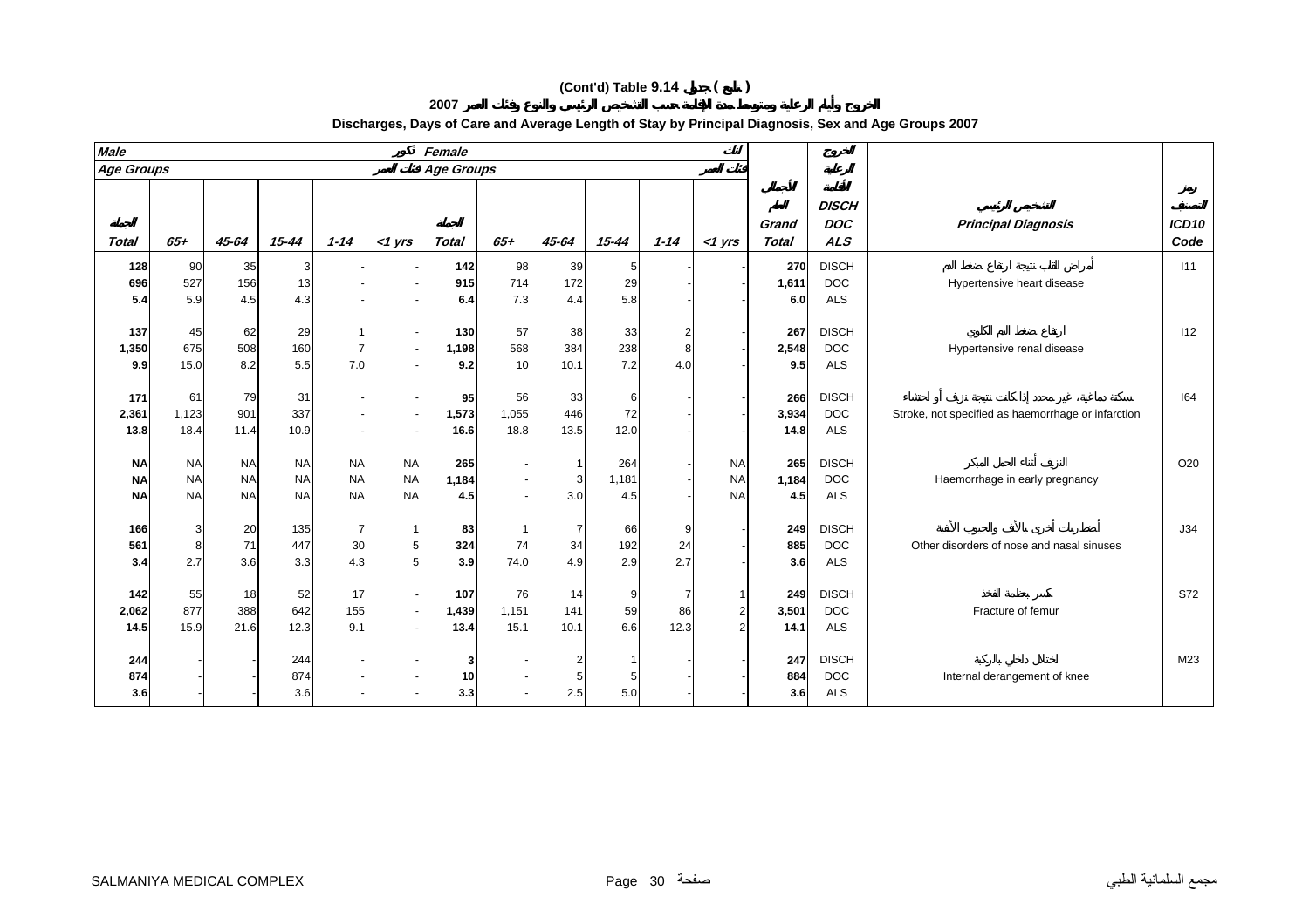# (Cont'd) Table 9.14 جدول ( تابع )

## الخروج وأيام الرعاية ومتوسط مدة الإقامة حسب التشخيص الرئيسي والنوع وفئات العمر 2007

### Discharges, Days of Care and Average Length of Stay by Principal Diagnosis, Sex and Age Groups 2007

| Male ذكور | | | | | | Female إناث | | | | | | | | | |
|---|---|---|---|---|---|---|---|---|---|---|---|---|---|---|---|
| Age Groups فئات العمر | | | | | | Age Groups فئات العمر | | | | | | | | | |
| الجملة Total | 65+ | 45-64 | 15-44 | 1-14 | <1 yrs | الجملة Total | 65+ | 45-64 | 15-44 | 1-14 | <1 yrs | الأجمالي العام Grand Total | الخروج الرعاية الإقامة DISCH DOC ALS | التشخيص الرئيسي Principal Diagnosis | رمز التصنيف ICD10 Code |
| 128 | 90 | 35 | 3 | - | - | 142 | 98 | 39 | 5 | - | - | 270 | DISCH | أمراض القلب نتيجة ارتفاع ضغط الدم | I11 |
| 696 | 527 | 156 | 13 | - | - | 915 | 714 | 172 | 29 | - | - | 1,611 | DOC | Hypertensive heart disease | |
| 5.4 | 5.9 | 4.5 | 4.3 | - | - | 6.4 | 7.3 | 4.4 | 5.8 | - | - | 6.0 | ALS | | |
| 137 | 45 | 62 | 29 | 1 | - | 130 | 57 | 38 | 33 | 2 | - | 267 | DISCH | ارتفاع ضغط الدم الكلوي | I12 |
| 1,350 | 675 | 508 | 160 | 7 | - | 1,198 | 568 | 384 | 238 | 8 | - | 2,548 | DOC | Hypertensive renal disease | |
| 9.9 | 15.0 | 8.2 | 5.5 | 7.0 | - | 9.2 | 10 | 10.1 | 7.2 | 4.0 | - | 9.5 | ALS | | |
| 171 | 61 | 79 | 31 | - | - | 95 | 56 | 33 | 6 | - | - | 266 | DISCH | سكتة دماغية، غير محدد إذا كانت نتيجة نزيف أو احتشاء | I64 |
| 2,361 | 1,123 | 901 | 337 | - | - | 1,573 | 1,055 | 446 | 72 | - | - | 3,934 | DOC | Stroke, not specified as haemorrhage or infarction | |
| 13.8 | 18.4 | 11.4 | 10.9 | - | - | 16.6 | 18.8 | 13.5 | 12.0 | - | - | 14.8 | ALS | | |
| NA | NA | NA | NA | NA | NA | 265 | - | 1 | 264 | - | NA | 265 | DISCH | النزيف أثناء الحمل المبكر | O20 |
| NA | NA | NA | NA | NA | NA | 1,184 | - | 3 | 1,181 | - | NA | 1,184 | DOC | Haemorrhage in early pregnancy | |
| NA | NA | NA | NA | NA | NA | 4.5 | - | 3.0 | 4.5 | - | NA | 4.5 | ALS | | |
| 166 | 3 | 20 | 135 | 7 | 1 | 83 | 1 | 7 | 66 | 9 | - | 249 | DISCH | أضطرابات أخرى بالأنف والجيوب الأنفية | J34 |
| 561 | 8 | 71 | 447 | 30 | 5 | 324 | 74 | 34 | 192 | 24 | - | 885 | DOC | Other disorders of nose and nasal sinuses | |
| 3.4 | 2.7 | 3.6 | 3.3 | 4.3 | 5 | 3.9 | 74.0 | 4.9 | 2.9 | 2.7 | - | 3.6 | ALS | | |
| 142 | 55 | 18 | 52 | 17 | - | 107 | 76 | 14 | 9 | 7 | 1 | 249 | DISCH | كسر بعظمة الفخذ | S72 |
| 2,062 | 877 | 388 | 642 | 155 | - | 1,439 | 1,151 | 141 | 59 | 86 | 2 | 3,501 | DOC | Fracture of femur | |
| 14.5 | 15.9 | 21.6 | 12.3 | 9.1 | - | 13.4 | 15.1 | 10.1 | 6.6 | 12.3 | 2 | 14.1 | ALS | | |
| 244 | - | - | 244 | - | - | 3 | - | 2 | 1 | - | - | 247 | DISCH | اختلال داخلي بالركبة | M23 |
| 874 | - | - | 874 | - | - | 10 | - | 5 | 5 | - | - | 884 | DOC | Internal derangement of knee | |
| 3.6 | - | - | 3.6 | - | - | 3.3 | - | 2.5 | 5.0 | - | - | 3.6 | ALS | | |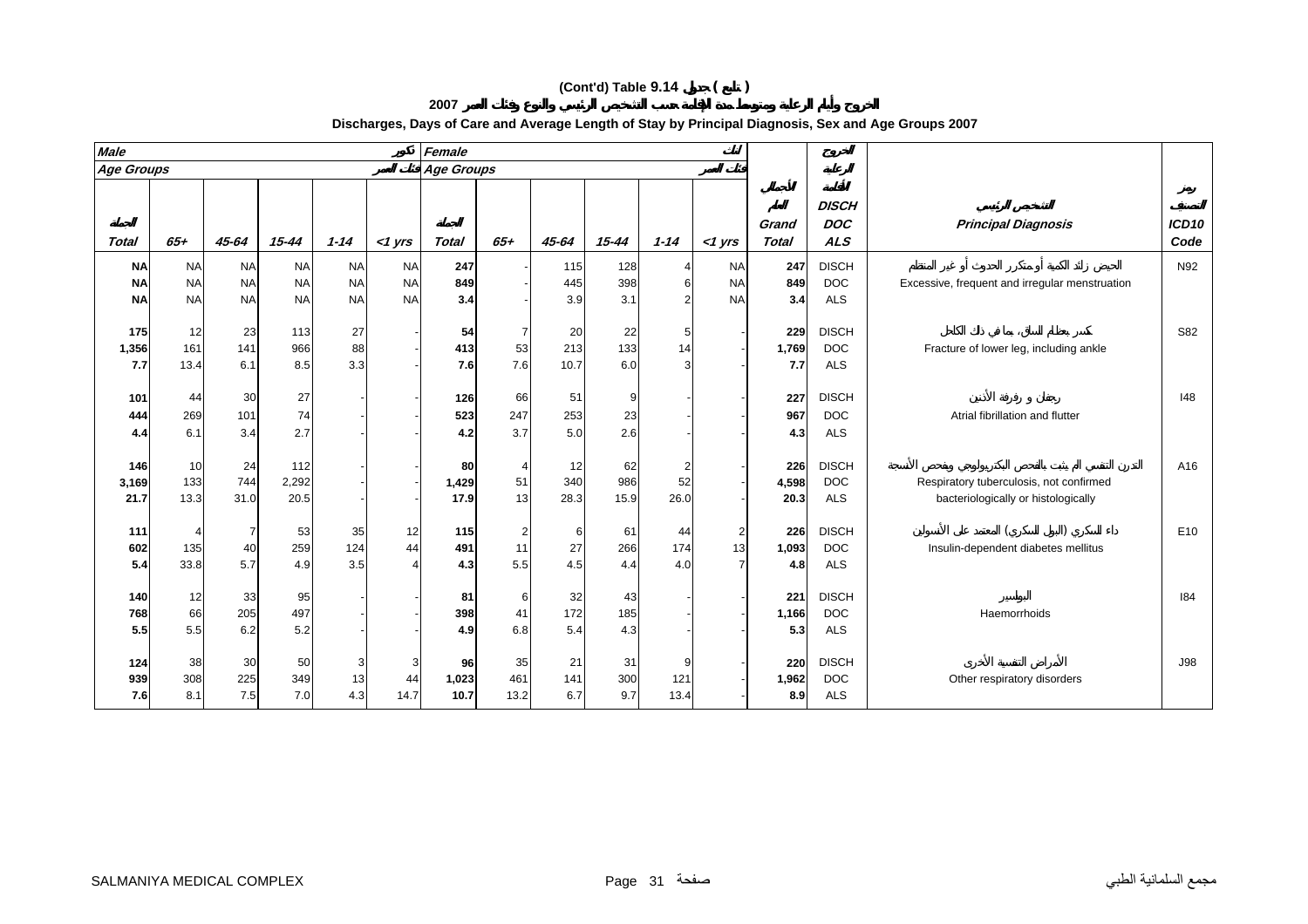# (Cont'd) Table 9.14 جدول ( تابع )

## الخروج وأيام الرعاية ومتوسط مدة الإقامة حسب التشخيص الرئيسي والنوع وفئات العمر 2007

## Discharges, Days of Care and Average Length of Stay by Principal Diagnosis, Sex and Age Groups 2007

| Male ذكور | | | | | | Female إناث | | | | | | | | | |
|---|---|---|---|---|---|---|---|---|---|---|---|---|---|---|---|
| Age Groups فئات العمر | | | | | | Age Groups فئات العمر | | | | | | | | | |
| الجملة Total | 65+ | 45-64 | 15-44 | 1-14 | <1 yrs | الجملة Total | 65+ | 45-64 | 15-44 | 1-14 | <1 yrs | الإجمالي العام Grand Total | الخروج الرعاية الإقامة DISCH DOC ALS | التشخيص الرئيسي Principal Diagnosis | رمز التصنيف ICD10 Code |
| **NA** | NA | NA | NA | NA | NA | **247** | - | 115 | 128 | 4 | NA | **247** | DISCH | الحيض زائد الكمية أو متكرر الحدوث أو غير المنتظم | N92 |
| **NA** | NA | NA | NA | NA | NA | **849** | - | 445 | 398 | 6 | NA | **849** | DOC | Excessive, frequent and irregular menstruation | |
| **NA** | NA | NA | NA | NA | NA | **3.4** | - | 3.9 | 3.1 | 2 | NA | **3.4** | ALS | | |
| **175** | 12 | 23 | 113 | 27 | - | **54** | 7 | 20 | 22 | 5 | - | **229** | DISCH | كسر بعظام الساق، بما في ذلك الكاحل | S82 |
| **1,356** | 161 | 141 | 966 | 88 | - | **413** | 53 | 213 | 133 | 14 | - | **1,769** | DOC | Fracture of lower leg, including ankle | |
| **7.7** | 13.4 | 6.1 | 8.5 | 3.3 | - | **7.6** | 7.6 | 10.7 | 6.0 | 3 | - | **7.7** | ALS | | |
| **101** | 44 | 30 | 27 | - | - | **126** | 66 | 51 | 9 | - | - | **227** | DISCH | رجفان و رفرفة الأذنين | I48 |
| **444** | 269 | 101 | 74 | - | - | **523** | 247 | 253 | 23 | - | - | **967** | DOC | Atrial fibrillation and flutter | |
| **4.4** | 6.1 | 3.4 | 2.7 | - | - | **4.2** | 3.7 | 5.0 | 2.6 | - | - | **4.3** | ALS | | |
| **146** | 10 | 24 | 112 | - | - | **80** | 4 | 12 | 62 | 2 | - | **226** | DISCH | التدرن التنفسي الم يثبت بالفحص البكتريولوجي وفحص الأنسجة | A16 |
| **3,169** | 133 | 744 | 2,292 | - | - | **1,429** | 51 | 340 | 986 | 52 | - | **4,598** | DOC | Respiratory tuberculosis, not confirmed bacteriologically or histologically | |
| **21.7** | 13.3 | 31.0 | 20.5 | - | - | **17.9** | 13 | 28.3 | 15.9 | 26.0 | - | **20.3** | ALS | | |
| **111** | 4 | 7 | 53 | 35 | 12 | **115** | 2 | 6 | 61 | 44 | 2 | **226** | DISCH | داء السكري (البول السكري) المعتمد على الأنسولين | E10 |
| **602** | 135 | 40 | 259 | 124 | 44 | **491** | 11 | 27 | 266 | 174 | 13 | **1,093** | DOC | Insulin-dependent diabetes mellitus | |
| **5.4** | 33.8 | 5.7 | 4.9 | 3.5 | 4 | **4.3** | 5.5 | 4.5 | 4.4 | 4.0 | 7 | **4.8** | ALS | | |
| **140** | 12 | 33 | 95 | - | - | **81** | 6 | 32 | 43 | - | - | **221** | DISCH | البواسير | I84 |
| **768** | 66 | 205 | 497 | - | - | **398** | 41 | 172 | 185 | - | - | **1,166** | DOC | Haemorrhoids | |
| **5.5** | 5.5 | 6.2 | 5.2 | - | - | **4.9** | 6.8 | 5.4 | 4.3 | - | - | **5.3** | ALS | | |
| **124** | 38 | 30 | 50 | 3 | 3 | **96** | 35 | 21 | 31 | 9 | - | **220** | DISCH | الأمراض التنفسية الأخرى | J98 |
| **939** | 308 | 225 | 349 | 13 | 44 | **1,023** | 461 | 141 | 300 | 121 | - | **1,962** | DOC | Other respiratory disorders | |
| **7.6** | 8.1 | 7.5 | 7.0 | 4.3 | 14.7 | **10.7** | 13.2 | 6.7 | 9.7 | 13.4 | - | **8.9** | ALS | | |

SALMANIYA MEDICAL COMPLEX — مجمع السلمانية الطبي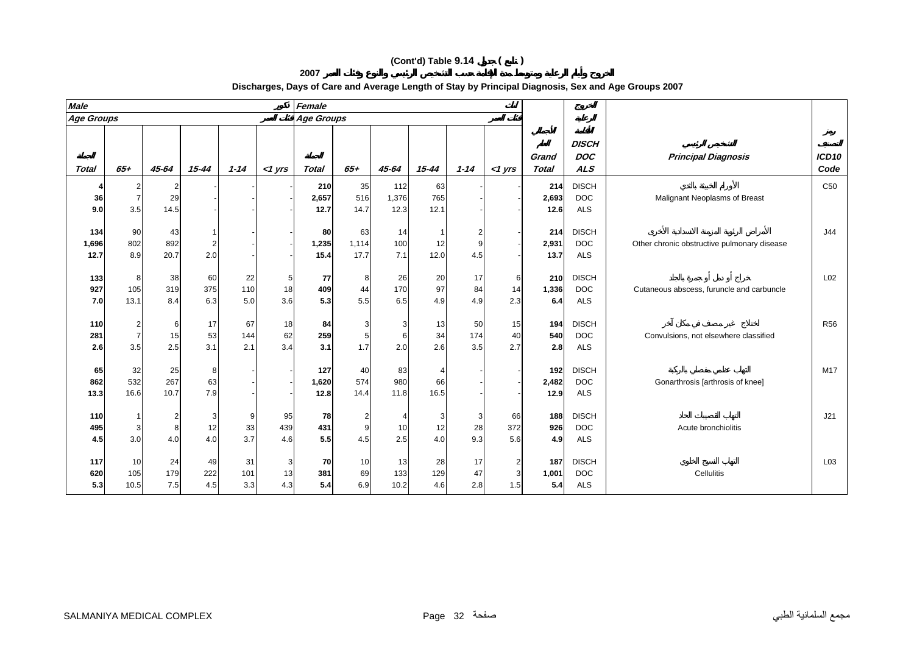**(Cont'd) Table 9.14 جدول ( تابع )**

**الخروج وأيام الرعاية ومتوسط مدة الإقامة حسب التشخيص الرئيسي والنوع وفئات العمر 2007**

**Discharges, Days of Care and Average Length of Stay by Principal Diagnosis, Sex and Age Groups 2007**

| Male ذكور | | | | | | Female إناث | | | | | | | | | |
|---|---|---|---|---|---|---|---|---|---|---|---|---|---|---|---|
| Age Groups فئات العمر | | | | | | Age Groups فئات العمر | | | | | | | | | |
| Total الجملة | 65+ | 45-64 | 15-44 | 1-14 | <1 yrs | Total الجملة | 65+ | 45-64 | 15-44 | 1-14 | <1 yrs | Grand Total الجملة العامة | DISCH DOC ALS الخروج الرعاية الإقامة | Principal Diagnosis التشخيص الرئيسي | ICD10 Code رمز التصنيف |
| 4 | 2 | 2 | - | - | - | 210 | 35 | 112 | 63 | - | - | 214 | DISCH | الأورام الخبيثة بالثدي | C50 |
| 36 | 7 | 29 | - | - | - | 2,657 | 516 | 1,376 | 765 | - | - | 2,693 | DOC | Malignant Neoplasms of Breast | |
| 9.0 | 3.5 | 14.5 | - | - | - | 12.7 | 14.7 | 12.3 | 12.1 | - | - | 12.6 | ALS | | |
| 134 | 90 | 43 | 1 | - | - | 80 | 63 | 14 | 1 | 2 | - | 214 | DISCH | الأمراض الرئوية المزمنة الانسدادية الأخرى | J44 |
| 1,696 | 802 | 892 | 2 | - | - | 1,235 | 1,114 | 100 | 12 | 9 | - | 2,931 | DOC | Other chronic obstructive pulmonary disease | |
| 12.7 | 8.9 | 20.7 | 2.0 | - | - | 15.4 | 17.7 | 7.1 | 12.0 | 4.5 | - | 13.7 | ALS | | |
| 133 | 8 | 38 | 60 | 22 | 5 | 77 | 8 | 26 | 20 | 17 | 6 | 210 | DISCH | خراج أو دمل أو جمرة بالجلد | L02 |
| 927 | 105 | 319 | 375 | 110 | 18 | 409 | 44 | 170 | 97 | 84 | 14 | 1,336 | DOC | Cutaneous abscess, furuncle and carbuncle | |
| 7.0 | 13.1 | 8.4 | 6.3 | 5.0 | 3.6 | 5.3 | 5.5 | 6.5 | 4.9 | 4.9 | 2.3 | 6.4 | ALS | | |
| 110 | 2 | 6 | 17 | 67 | 18 | 84 | 3 | 3 | 13 | 50 | 15 | 194 | DISCH | اختلاج غير مصنف في مكان آخر | R56 |
| 281 | 7 | 15 | 53 | 144 | 62 | 259 | 5 | 6 | 34 | 174 | 40 | 540 | DOC | Convulsions, not elsewhere classified | |
| 2.6 | 3.5 | 2.5 | 3.1 | 2.1 | 3.4 | 3.1 | 1.7 | 2.0 | 2.6 | 3.5 | 2.7 | 2.8 | ALS | | |
| 65 | 32 | 25 | 8 | - | - | 127 | 40 | 83 | 4 | - | - | 192 | DISCH | التهاب عظمي مفصلي بالركبة | M17 |
| 862 | 532 | 267 | 63 | - | - | 1,620 | 574 | 980 | 66 | - | - | 2,482 | DOC | Gonarthrosis [arthrosis of knee] | |
| 13.3 | 16.6 | 10.7 | 7.9 | - | - | 12.8 | 14.4 | 11.8 | 16.5 | - | - | 12.9 | ALS | | |
| 110 | 1 | 2 | 3 | 9 | 95 | 78 | 2 | 4 | 3 | 3 | 66 | 188 | DISCH | التهاب القصيبات الحاد | J21 |
| 495 | 3 | 8 | 12 | 33 | 439 | 431 | 9 | 10 | 12 | 28 | 372 | 926 | DOC | Acute bronchiolitis | |
| 4.5 | 3.0 | 4.0 | 4.0 | 3.7 | 4.6 | 5.5 | 4.5 | 2.5 | 4.0 | 9.3 | 5.6 | 4.9 | ALS | | |
| 117 | 10 | 24 | 49 | 31 | 3 | 70 | 10 | 13 | 28 | 17 | 2 | 187 | DISCH | التهاب النسيج الخلوي | L03 |
| 620 | 105 | 179 | 222 | 101 | 13 | 381 | 69 | 133 | 129 | 47 | 3 | 1,001 | DOC | Cellulitis | |
| 5.3 | 10.5 | 7.5 | 4.5 | 3.3 | 4.3 | 5.4 | 6.9 | 10.2 | 4.6 | 2.8 | 1.5 | 5.4 | ALS | | |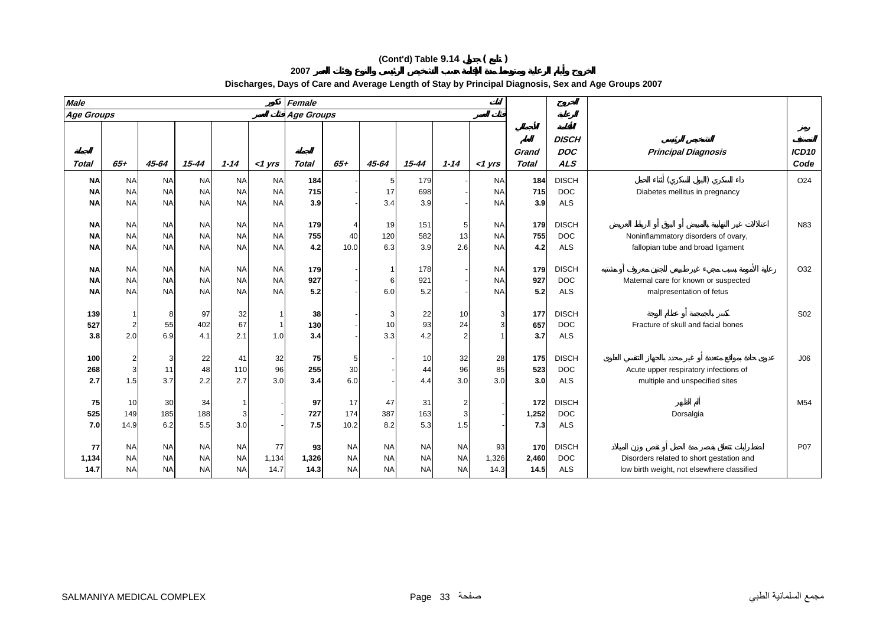**(Cont'd) Table 9.14 جدول ( تابع )**

**2007 الخروج وأيام الرعاية ومتوسط مدة الإقامة حسب التشخيص الرئيسي والنوع وفئات العمر**

**Discharges, Days of Care and Average Length of Stay by Principal Diagnosis, Sex and Age Groups 2007**

| *Male* ذكور | | | | | | *Female* إناث | | | | | | | | | |
|---|---|---|---|---|---|---|---|---|---|---|---|---|---|---|---|
| *Age Groups* فئات العمر | | | | | | *Age Groups* فئات العمر | | | | | | | | | |
| *Total* المجموع | *65+* | *45-64* | *15-44* | *1-14* | *<1 yrs* | *Total* المجموع | *65+* | *45-64* | *15-44* | *1-14* | *<1 yrs* | *Grand Total* المجموع العام | *DISCH DOC ALS* الخروج الرعاية الإقامة | *Principal Diagnosis* التشخيص الرئيسي | *ICD10 Code* رمز التصنيف |
| **NA** | NA | NA | NA | NA | NA | **184** | - | 5 | 179 | - | NA | **184** | DISCH | داء السكري (البول السكري) أثناء الحمل | O24 |
| **NA** | NA | NA | NA | NA | NA | **715** | - | 17 | 698 | - | NA | **715** | DOC | Diabetes mellitus in pregnancy | |
| **NA** | NA | NA | NA | NA | NA | **3.9** | - | 3.4 | 3.9 | - | NA | **3.9** | ALS | | |
| **NA** | NA | NA | NA | NA | NA | **179** | 4 | 19 | 151 | 5 | NA | **179** | DISCH | اعتلالات غير التهابية بالمبيض أو البوق أو الرباط العريض | N83 |
| **NA** | NA | NA | NA | NA | NA | **755** | 40 | 120 | 582 | 13 | NA | **755** | DOC | Noninflammatory disorders of ovary, | |
| **NA** | NA | NA | NA | NA | NA | **4.2** | 10.0 | 6.3 | 3.9 | 2.6 | NA | **4.2** | ALS | fallopian tube and broad ligament | |
| **NA** | NA | NA | NA | NA | NA | **179** | - | 1 | 178 | - | NA | **179** | DISCH | رعاية الأمومة بسبب مجيء غير طبيعي للجنين معروف أو مشتبه | O32 |
| **NA** | NA | NA | NA | NA | NA | **927** | - | 6 | 921 | - | NA | **927** | DOC | Maternal care for known or suspected | |
| **NA** | NA | NA | NA | NA | NA | **5.2** | - | 6.0 | 5.2 | - | NA | **5.2** | ALS | malpresentation of fetus | |
| **139** | 1 | 8 | 97 | 32 | 1 | **38** | - | 3 | 22 | 10 | 3 | **177** | DISCH | كسر بالجمجمة أو عظام الوجه | S02 |
| **527** | 2 | 55 | 402 | 67 | 1 | **130** | - | 10 | 93 | 24 | 3 | **657** | DOC | Fracture of skull and facial bones | |
| **3.8** | 2.0 | 6.9 | 4.1 | 2.1 | 1.0 | **3.4** | - | 3.3 | 4.2 | 2 | 1 | **3.7** | ALS | | |
| **100** | 2 | 3 | 22 | 41 | 32 | **75** | 5 | - | 10 | 32 | 28 | **175** | DISCH | عدوى حادة بمواقع متعددة أو غير محدد بالجهاز التنفسي العلوي | J06 |
| **268** | 3 | 11 | 48 | 110 | 96 | **255** | 30 | - | 44 | 96 | 85 | **523** | DOC | Acute upper respiratory infections of | |
| **2.7** | 1.5 | 3.7 | 2.2 | 2.7 | 3.0 | **3.4** | 6.0 | - | 4.4 | 3.0 | 3.0 | **3.0** | ALS | multiple and unspecified sites | |
| **75** | 10 | 30 | 34 | 1 | - | **97** | 17 | 47 | 31 | 2 | - | **172** | DISCH | ألم الظهر | M54 |
| **525** | 149 | 185 | 188 | 3 | - | **727** | 174 | 387 | 163 | 3 | - | **1,252** | DOC | Dorsalgia | |
| **7.0** | 14.9 | 6.2 | 5.5 | 3.0 | - | **7.5** | 10.2 | 8.2 | 5.3 | 1.5 | - | **7.3** | ALS | | |
| **77** | NA | NA | NA | NA | 77 | **93** | NA | NA | NA | NA | 93 | **170** | DISCH | اضطرابات تتعلق بقصر مدة الحمل أو نقص وزن الميلاد | P07 |
| **1,134** | NA | NA | NA | NA | 1,134 | **1,326** | NA | NA | NA | NA | 1,326 | **2,460** | DOC | Disorders related to short gestation and | |
| **14.7** | NA | NA | NA | NA | 14.7 | **14.3** | NA | NA | NA | NA | 14.3 | **14.5** | ALS | low birth weight, not elsewhere classified | |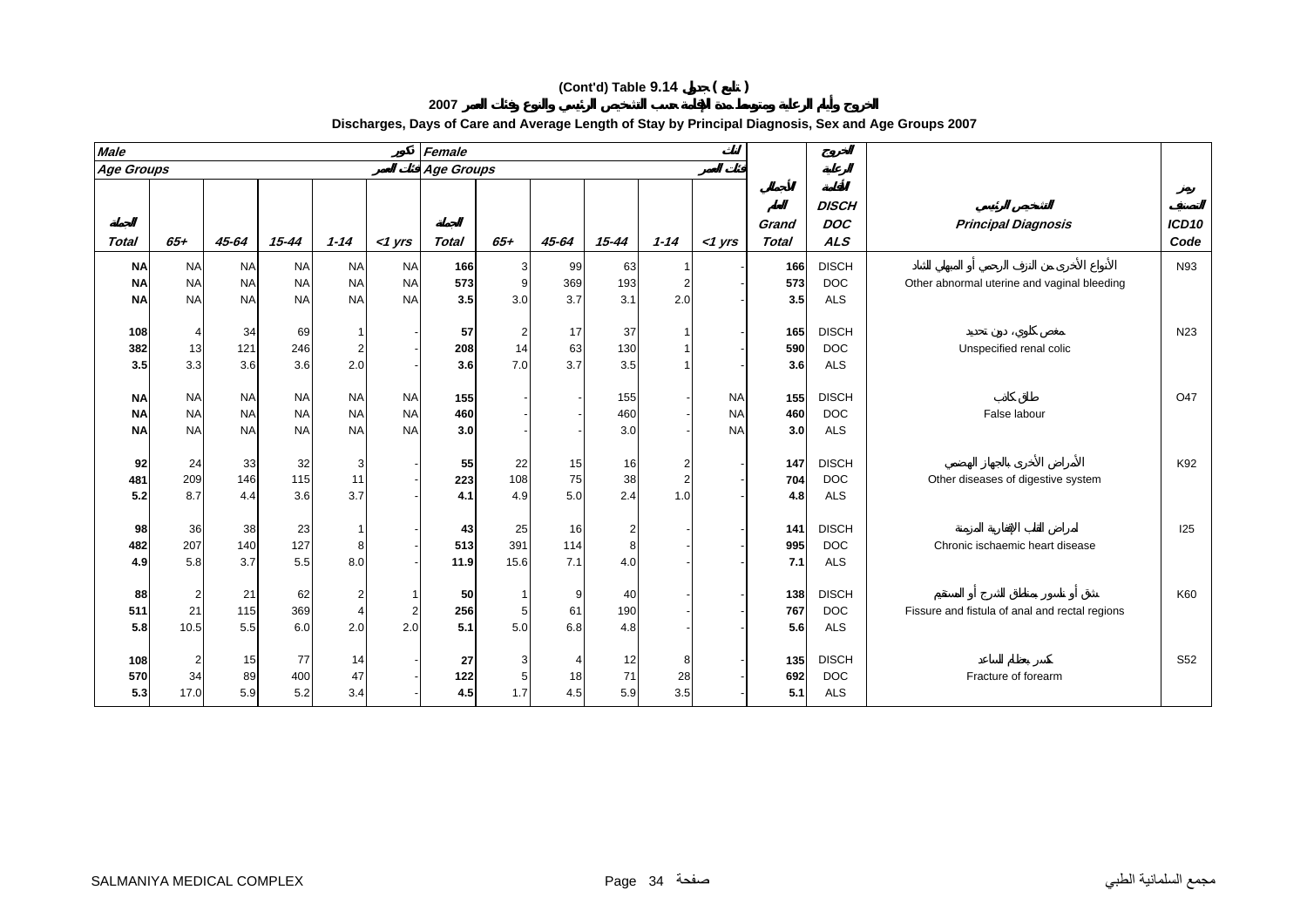# (Cont'd) Table 9.14 جدول ( تابع )

## الخروج وأيام الرعاية ومتوسط مدة الإقامة حسب التشخيص الرئيسي والنوع وفئات العمر 2007

## Discharges, Days of Care and Average Length of Stay by Principal Diagnosis, Sex and Age Groups 2007

| Male ذكور | | | | | | Female إناث | | | | | | | الخروج الرعاية الإقامة | | |
|---|---|---|---|---|---|---|---|---|---|---|---|---|---|---|---|
| Age Groups فئات العمر | | | | | | Age Groups فئات العمر | | | | | | | | | |
| الجملة Total | 65+ | 45-64 | 15-44 | 1-14 | <1 yrs | الجملة Total | 65+ | 45-64 | 15-44 | 1-14 | <1 yrs | الإجمالي العام Grand Total | DISCH DOC ALS | التشخيص الرئيسي Principal Diagnosis | رمز التصنيف ICD10 Code |
| NA | NA | NA | NA | NA | NA | 166 | 3 | 99 | 63 | 1 | - | 166 | DISCH | الأنواع الأخرى من النزف الرحمي أو المهبلي الشاذ | N93 |
| NA | NA | NA | NA | NA | NA | 573 | 9 | 369 | 193 | 2 | - | 573 | DOC | Other abnormal uterine and vaginal bleeding | |
| NA | NA | NA | NA | NA | NA | 3.5 | 3.0 | 3.7 | 3.1 | 2.0 | - | 3.5 | ALS | | |
| 108 | 4 | 34 | 69 | 1 | - | 57 | 2 | 17 | 37 | 1 | - | 165 | DISCH | مغص كلوي، دون تحديد | N23 |
| 382 | 13 | 121 | 246 | 2 | - | 208 | 14 | 63 | 130 | 1 | - | 590 | DOC | Unspecified renal colic | |
| 3.5 | 3.3 | 3.6 | 3.6 | 2.0 | - | 3.6 | 7.0 | 3.7 | 3.5 | 1 | - | 3.6 | ALS | | |
| NA | NA | NA | NA | NA | NA | 155 | - | - | 155 | - | NA | 155 | DISCH | طلق كاذب | O47 |
| NA | NA | NA | NA | NA | NA | 460 | - | - | 460 | - | NA | 460 | DOC | False labour | |
| NA | NA | NA | NA | NA | NA | 3.0 | - | - | 3.0 | - | NA | 3.0 | ALS | | |
| 92 | 24 | 33 | 32 | 3 | - | 55 | 22 | 15 | 16 | 2 | - | 147 | DISCH | الأمراض الأخرى بالجهاز الهضمي | K92 |
| 481 | 209 | 146 | 115 | 11 | - | 223 | 108 | 75 | 38 | 2 | - | 704 | DOC | Other diseases of digestive system | |
| 5.2 | 8.7 | 4.4 | 3.6 | 3.7 | - | 4.1 | 4.9 | 5.0 | 2.4 | 1.0 | - | 4.8 | ALS | | |
| 98 | 36 | 38 | 23 | 1 | - | 43 | 25 | 16 | 2 | - | - | 141 | DISCH | أمراض القلب الإقفارية المزمنة | I25 |
| 482 | 207 | 140 | 127 | 8 | - | 513 | 391 | 114 | 8 | - | - | 995 | DOC | Chronic ischaemic heart disease | |
| 4.9 | 5.8 | 3.7 | 5.5 | 8.0 | - | 11.9 | 15.6 | 7.1 | 4.0 | - | - | 7.1 | ALS | | |
| 88 | 2 | 21 | 62 | 2 | 1 | 50 | 1 | 9 | 40 | - | - | 138 | DISCH | شق أو ناسور بمناطق الشرج أو المستقيم | K60 |
| 511 | 21 | 115 | 369 | 4 | 2 | 256 | 5 | 61 | 190 | - | - | 767 | DOC | Fissure and fistula of anal and rectal regions | |
| 5.8 | 10.5 | 5.5 | 6.0 | 2.0 | 2.0 | 5.1 | 5.0 | 6.8 | 4.8 | - | - | 5.6 | ALS | | |
| 108 | 2 | 15 | 77 | 14 | - | 27 | 3 | 4 | 12 | 8 | - | 135 | DISCH | كسر بعظام الساعد | S52 |
| 570 | 34 | 89 | 400 | 47 | - | 122 | 5 | 18 | 71 | 28 | - | 692 | DOC | Fracture of forearm | |
| 5.3 | 17.0 | 5.9 | 5.2 | 3.4 | - | 4.5 | 1.7 | 4.5 | 5.9 | 3.5 | - | 5.1 | ALS | | |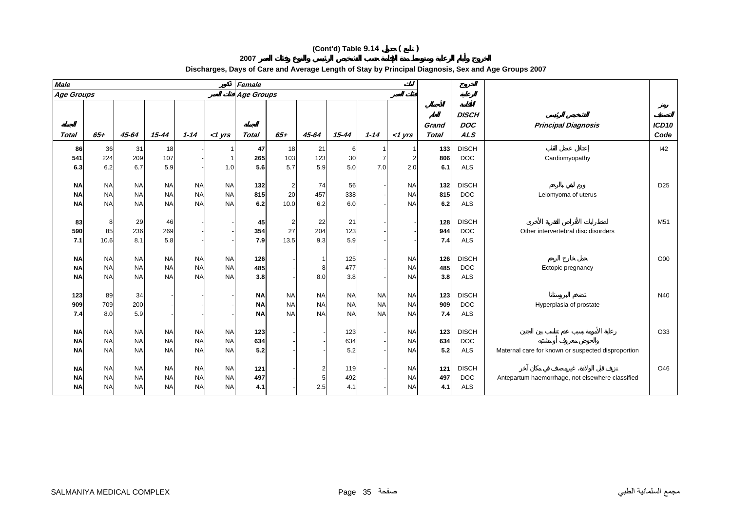# (Cont'd) Table 9.14 جدول ( تابع )

## الخروج وأيام الرعاية ومتوسط مدة الإقامة حسب التشخيص الرئيسي والنوع وفئات العمر 2007

## Discharges, Days of Care and Average Length of Stay by Principal Diagnosis, Sex and Age Groups 2007

| Male ذكور | | | | | | Female إناث | | | | | | | | | |
|---|---|---|---|---|---|---|---|---|---|---|---|---|---|---|---|
| Age Groups فئات العمر | | | | | | Age Groups فئات العمر | | | | | | | | | |
| Total الجملة | 65+ | 45-64 | 15-44 | 1-14 | <1 yrs | Total الجملة | 65+ | 45-64 | 15-44 | 1-14 | <1 yrs | Grand Total الجملة العامة | الخروج الرعاية الإقامة DISCH DOC ALS | التشخيص الرئيسي Principal Diagnosis | رمز التصنيف ICD10 Code |
| **86** | 36 | 31 | 18 | - | 1 | **47** | 18 | 21 | 6 | 1 | 1 | **133** | DISCH | إعتلال عضل القلب | I42 |
| **541** | 224 | 209 | 107 | - | 1 | **265** | 103 | 123 | 30 | 7 | 2 | **806** | DOC | Cardiomyopathy | |
| **6.3** | 6.2 | 6.7 | 5.9 | - | 1.0 | **5.6** | 5.7 | 5.9 | 5.0 | 7.0 | 2.0 | **6.1** | ALS | | |
| **NA** | NA | NA | NA | NA | NA | **132** | 2 | 74 | 56 | - | NA | **132** | DISCH | ورم ليفي بالرحم | D25 |
| **NA** | NA | NA | NA | NA | NA | **815** | 20 | 457 | 338 | - | NA | **815** | DOC | Leiomyoma of uterus | |
| **NA** | NA | NA | NA | NA | NA | **6.2** | 10.0 | 6.2 | 6.0 | - | NA | **6.2** | ALS | | |
| **83** | 8 | 29 | 46 | - | - | **45** | 2 | 22 | 21 | - | - | **128** | DISCH | اضطرابات الأقراص الفقرية الأخرى | M51 |
| **590** | 85 | 236 | 269 | - | - | **354** | 27 | 204 | 123 | - | - | **944** | DOC | Other intervertebral disc disorders | |
| **7.1** | 10.6 | 8.1 | 5.8 | - | - | **7.9** | 13.5 | 9.3 | 5.9 | - | - | **7.4** | ALS | | |
| **NA** | NA | NA | NA | NA | NA | **126** | - | 1 | 125 | - | NA | **126** | DISCH | حمل خارج الرحم | O00 |
| **NA** | NA | NA | NA | NA | NA | **485** | - | 8 | 477 | - | NA | **485** | DOC | Ectopic pregnancy | |
| **NA** | NA | NA | NA | NA | NA | **3.8** | - | 8.0 | 3.8 | - | NA | **3.8** | ALS | | |
| **123** | 89 | 34 | - | - | - | **NA** | NA | NA | NA | NA | NA | **123** | DISCH | تضخم البروستاتا | N40 |
| **909** | 709 | 200 | - | - | - | **NA** | NA | NA | NA | NA | NA | **909** | DOC | Hyperplasia of prostate | |
| **7.4** | 8.0 | 5.9 | - | - | - | **NA** | NA | NA | NA | NA | NA | **7.4** | ALS | | |
| **NA** | NA | NA | NA | NA | NA | **123** | - | - | 123 | - | NA | **123** | DISCH | رعاية الأمومة بسبب عدم تناسب بين الجنين والحوض معروف أو مشتبه | O33 |
| **NA** | NA | NA | NA | NA | NA | **634** | - | - | 634 | - | NA | **634** | DOC | | |
| **NA** | NA | NA | NA | NA | NA | **5.2** | - | - | 5.2 | - | NA | **5.2** | ALS | Maternal care for known or suspected disproportion | |
| **NA** | NA | NA | NA | NA | NA | **121** | - | 2 | 119 | - | NA | **121** | DISCH | نزيف قبل الولادة ، غير مصنف في مكان آخر | O46 |
| **NA** | NA | NA | NA | NA | NA | **497** | - | 5 | 492 | - | NA | **497** | DOC | Antepartum haemorrhage, not elsewhere classified | |
| **NA** | NA | NA | NA | NA | NA | **4.1** | - | 2.5 | 4.1 | - | NA | **4.1** | ALS | | |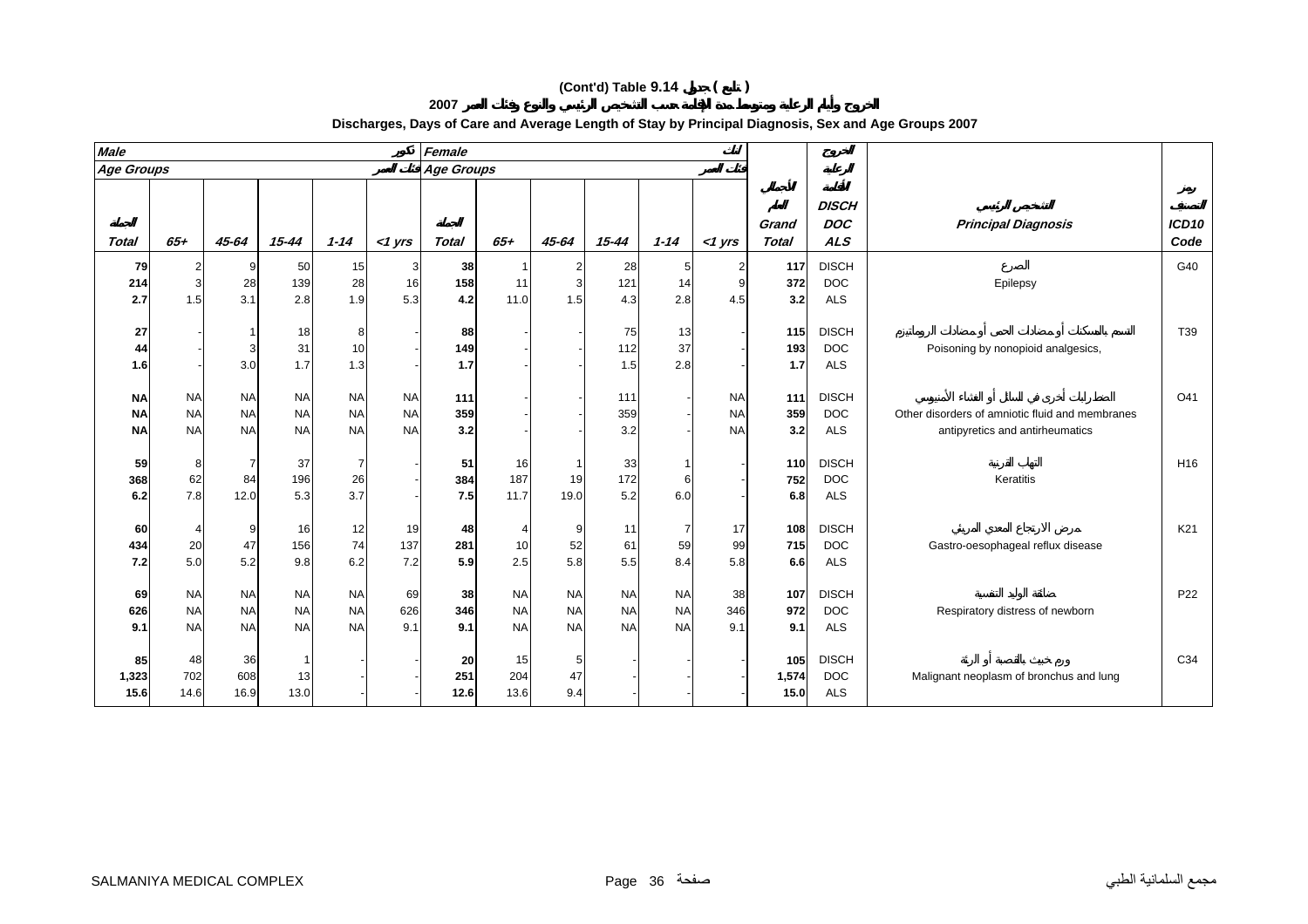**(Cont'd) Table 9.14 جدول ( تابع )**

**الخروج وأيام الرعاية ومتوسط مدة الإقامة حسب التشخيص الرئيسي والنوع وفئات العمر 2007**

**Discharges, Days of Care and Average Length of Stay by Principal Diagnosis, Sex and Age Groups 2007**

| *Male* تكور | | | | | | *Female* اناث | | | | | | | الخروج الرعاية الاقامة | | |
|---|---|---|---|---|---|---|---|---|---|---|---|---|---|---|---|
| *Age Groups* فئات العمر | | | | | | *Age Groups* فئات العمر | | | | | | | | | |
| ***Total*** الجملة | ***65+*** | ***45-64*** | ***15-44*** | ***1-14*** | ***<1 yrs*** | ***Total*** الجملة | ***65+*** | ***45-64*** | ***15-44*** | ***1-14*** | ***<1 yrs*** | ***Grand Total*** الاجمالي العام | ***DISCH DOC ALS*** | ***Principal Diagnosis*** التشخيص الرئيسي | ***ICD10 Code*** رمز التصنيف |
| **79** | 2 | 9 | 50 | 15 | 3 | **38** | 1 | 2 | 28 | 5 | 2 | **117** | DISCH | الصرع | G40 |
| **214** | 3 | 28 | 139 | 28 | 16 | **158** | 11 | 3 | 121 | 14 | 9 | **372** | DOC | Epilepsy | |
| **2.7** | 1.5 | 3.1 | 2.8 | 1.9 | 5.3 | **4.2** | 11.0 | 1.5 | 4.3 | 2.8 | 4.5 | **3.2** | ALS | | |
| **27** | - | 1 | 18 | 8 | - | **88** | - | - | 75 | 13 | - | **115** | DISCH | التسمم بالمسكنات أو مضادات الحمى أو مضادات الروماتيزم | T39 |
| **44** | - | 3 | 31 | 10 | - | **149** | - | - | 112 | 37 | - | **193** | DOC | Poisoning by nonopioid analgesics, | |
| **1.6** | - | 3.0 | 1.7 | 1.3 | - | **1.7** | - | - | 1.5 | 2.8 | - | **1.7** | ALS | | |
| **NA** | NA | NA | NA | NA | NA | **111** | - | - | 111 | - | NA | **111** | DISCH | اضطرابات أخرى في السائل أو الغشاء الأمنيوسي | O41 |
| **NA** | NA | NA | NA | NA | NA | **359** | - | - | 359 | - | NA | **359** | DOC | Other disorders of amniotic fluid and membranes | |
| **NA** | NA | NA | NA | NA | NA | **3.2** | - | - | 3.2 | - | NA | **3.2** | ALS | antipyretics and antirheumatics | |
| **59** | 8 | 7 | 37 | 7 | - | **51** | 16 | 1 | 33 | 1 | - | **110** | DISCH | التهاب القرنية | H16 |
| **368** | 62 | 84 | 196 | 26 | - | **384** | 187 | 19 | 172 | 6 | - | **752** | DOC | Keratitis | |
| **6.2** | 7.8 | 12.0 | 5.3 | 3.7 | - | **7.5** | 11.7 | 19.0 | 5.2 | 6.0 | - | **6.8** | ALS | | |
| **60** | 4 | 9 | 16 | 12 | 19 | **48** | 4 | 9 | 11 | 7 | 17 | **108** | DISCH | مرض الارتجاع المعدي المريئي | K21 |
| **434** | 20 | 47 | 156 | 74 | 137 | **281** | 10 | 52 | 61 | 59 | 99 | **715** | DOC | Gastro-oesophageal reflux disease | |
| **7.2** | 5.0 | 5.2 | 9.8 | 6.2 | 7.2 | **5.9** | 2.5 | 5.8 | 5.5 | 8.4 | 5.8 | **6.6** | ALS | | |
| **69** | NA | NA | NA | NA | 69 | **38** | NA | NA | NA | NA | 38 | **107** | DISCH | ضائقة الوليد التنفسية | P22 |
| **626** | NA | NA | NA | NA | 626 | **346** | NA | NA | NA | NA | 346 | **972** | DOC | Respiratory distress of newborn | |
| **9.1** | NA | NA | NA | NA | 9.1 | **9.1** | NA | NA | NA | NA | 9.1 | **9.1** | ALS | | |
| **85** | 48 | 36 | 1 | - | - | **20** | 15 | 5 | - | - | - | **105** | DISCH | ورم خبيث بالقصبة أو الرئة | C34 |
| **1,323** | 702 | 608 | 13 | - | - | **251** | 204 | 47 | - | - | - | **1,574** | DOC | Malignant neoplasm of bronchus and lung | |
| **15.6** | 14.6 | 16.9 | 13.0 | - | - | **12.6** | 13.6 | 9.4 | - | - | - | **15.0** | ALS | | |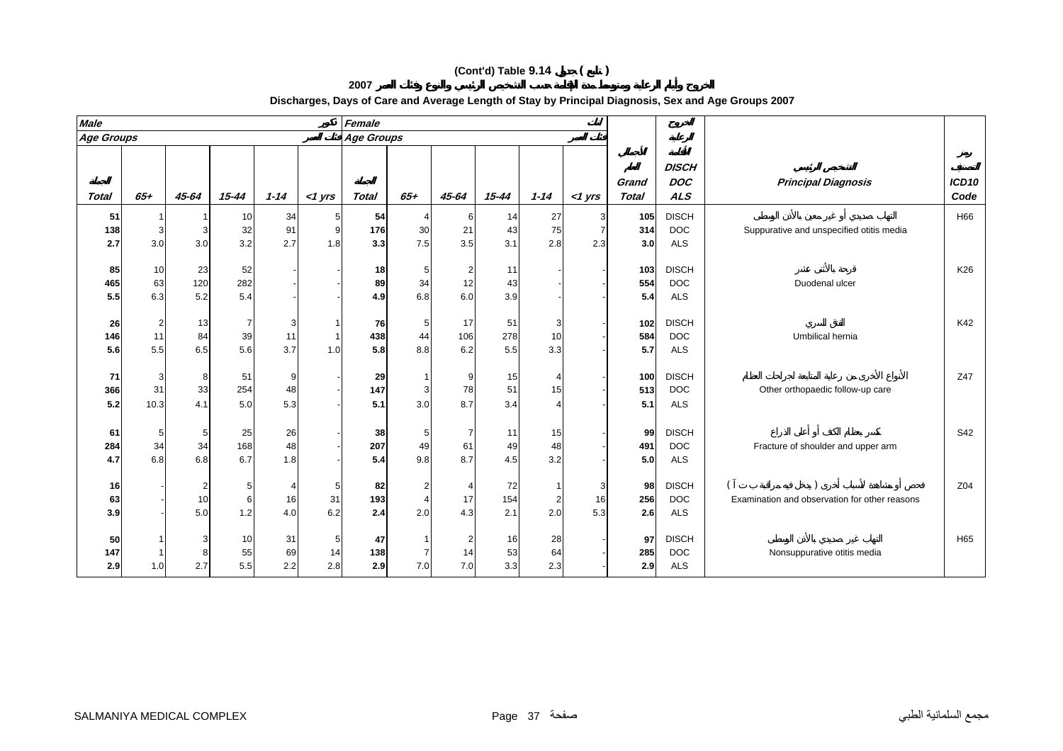# (Cont'd) Table 9.14 جدول ( تابع )

## الخروج وأيام الرعاية ومتوسط مدة الإقامة حسب التشخيص الرئيسي والنوع وفئات العمر 2007

## Discharges, Days of Care and Average Length of Stay by Principal Diagnosis, Sex and Age Groups 2007

| Male ذكور | | | | | | Female إناث | | | | | | | | | |
|---|---|---|---|---|---|---|---|---|---|---|---|---|---|---|---|
| Age Groups فئات العمر | | | | | | Age Groups فئات العمر | | | | | | | | | |
| الجملة Total | 65+ | 45-64 | 15-44 | 1-14 | <1 yrs | الجملة Total | 65+ | 45-64 | 15-44 | 1-14 | <1 yrs | الإجمالي العام Grand Total | الخروج الرعاية الإقامة DISCH DOC ALS | التشخيص الرئيسي Principal Diagnosis | رمز التصنيف ICD10 Code |
| **51** | 1 | 1 | 10 | 34 | 5 | **54** | 4 | 6 | 14 | 27 | 3 | **105** | DISCH | التهاب صديدي أو غير معين بالأذن الوسطى | H66 |
| **138** | 3 | 3 | 32 | 91 | 9 | **176** | 30 | 21 | 43 | 75 | 7 | **314** | DOC | Suppurative and unspecified otitis media | |
| **2.7** | 3.0 | 3.0 | 3.2 | 2.7 | 1.8 | **3.3** | 7.5 | 3.5 | 3.1 | 2.8 | 2.3 | **3.0** | ALS | | |
| **85** | 10 | 23 | 52 | - | - | **18** | 5 | 2 | 11 | - | - | **103** | DISCH | قرحة بالأثنى عشر | K26 |
| **465** | 63 | 120 | 282 | - | - | **89** | 34 | 12 | 43 | - | - | **554** | DOC | Duodenal ulcer | |
| **5.5** | 6.3 | 5.2 | 5.4 | - | - | **4.9** | 6.8 | 6.0 | 3.9 | - | - | **5.4** | ALS | | |
| **26** | 2 | 13 | 7 | 3 | 1 | **76** | 5 | 17 | 51 | 3 | - | **102** | DISCH | الفتق السري | K42 |
| **146** | 11 | 84 | 39 | 11 | 1 | **438** | 44 | 106 | 278 | 10 | - | **584** | DOC | Umbilical hernia | |
| **5.6** | 5.5 | 6.5 | 5.6 | 3.7 | 1.0 | **5.8** | 8.8 | 6.2 | 5.5 | 3.3 | - | **5.7** | ALS | | |
| **71** | 3 | 8 | 51 | 9 | - | **29** | 1 | 9 | 15 | 4 | - | **100** | DISCH | الأنواع الأخرى من رعاية المتابعة لجراحات العظام | Z47 |
| **366** | 31 | 33 | 254 | 48 | - | **147** | 3 | 78 | 51 | 15 | - | **513** | DOC | Other orthopaedic follow-up care | |
| **5.2** | 10.3 | 4.1 | 5.0 | 5.3 | - | **5.1** | 3.0 | 8.7 | 3.4 | 4 | - | **5.1** | ALS | | |
| **61** | 5 | 5 | 25 | 26 | - | **38** | 5 | 7 | 11 | 15 | - | **99** | DISCH | كسر بعظام الكف أو أعلى الذراع | S42 |
| **284** | 34 | 34 | 168 | 48 | - | **207** | 49 | 61 | 49 | 48 | - | **491** | DOC | Fracture of shoulder and upper arm | |
| **4.7** | 6.8 | 6.8 | 6.7 | 1.8 | - | **5.4** | 9.8 | 8.7 | 4.5 | 3.2 | - | **5.0** | ALS | | |
| **16** | - | 2 | 5 | 4 | 5 | **82** | 2 | 4 | 72 | 1 | 3 | **98** | DISCH | فحص أو مشاهدة لأسباب أخرى ( يدخل فيه مراقبة ب ت آ ) | Z04 |
| **63** | - | 10 | 6 | 16 | 31 | **193** | 4 | 17 | 154 | 2 | 16 | **256** | DOC | Examination and observation for other reasons | |
| **3.9** | - | 5.0 | 1.2 | 4.0 | 6.2 | **2.4** | 2.0 | 4.3 | 2.1 | 2.0 | 5.3 | **2.6** | ALS | | |
| **50** | 1 | 3 | 10 | 31 | 5 | **47** | 1 | 2 | 16 | 28 | - | **97** | DISCH | التهاب غير صديدي بالأذن الوسطى | H65 |
| **147** | 1 | 8 | 55 | 69 | 14 | **138** | 7 | 14 | 53 | 64 | - | **285** | DOC | Nonsuppurative otitis media | |
| **2.9** | 1.0 | 2.7 | 5.5 | 2.2 | 2.8 | **2.9** | 7.0 | 7.0 | 3.3 | 2.3 | - | **2.9** | ALS | | |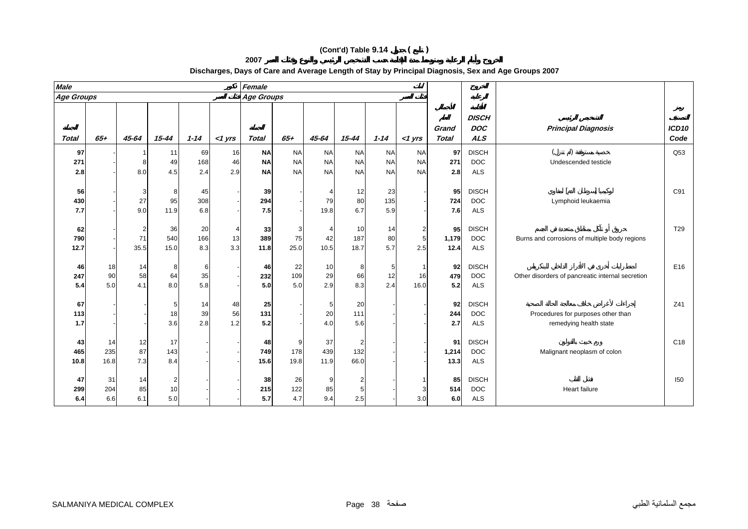# (Cont'd) Table 9.14 جدول ( تابع )

## الخروج وأيام الرعاية ومتوسط مدة الإقامة حسب التشخيص الرئيسي والنوع وفئات العمر 2007

### Discharges, Days of Care and Average Length of Stay by Principal Diagnosis, Sex and Age Groups 2007

| Male ذكور | | | | | | Female إناث | | | | | | | الخروج الرعاية الإقامة | | |
|---|---|---|---|---|---|---|---|---|---|---|---|---|---|---|---|
| Age Groups فئات العمر | | | | | | Age Groups فئات العمر | | | | | | | | | |
| الجملة Total | 65+ | 45-64 | 15-44 | 1-14 | <1 yrs | الجملة Total | 65+ | 45-64 | 15-44 | 1-14 | <1 yrs | الجمالي العام Grand Total | DISCH DOC ALS | التشخيص الرئيسي Principal Diagnosis | رمز التصنيف ICD10 Code |
| 97 | - | 1 | 11 | 69 | 16 | NA | NA | NA | NA | NA | NA | 97 | DISCH | خصية مستوقفة (لم تنزل) | Q53 |
| 271 | - | 8 | 49 | 168 | 46 | NA | NA | NA | NA | NA | NA | 271 | DOC | Undescended testicle | |
| 2.8 | - | 8.0 | 4.5 | 2.4 | 2.9 | NA | NA | NA | NA | NA | NA | 2.8 | ALS | | |
| 56 | - | 3 | 8 | 45 | - | 39 | - | 4 | 12 | 23 | - | 95 | DISCH | لوكيميا [سرطان الدم] لمفاوي | C91 |
| 430 | - | 27 | 95 | 308 | - | 294 | - | 79 | 80 | 135 | - | 724 | DOC | Lymphoid leukaemia | |
| 7.7 | - | 9.0 | 11.9 | 6.8 | - | 7.5 | - | 19.8 | 6.7 | 5.9 | - | 7.6 | ALS | | |
| 62 | - | 2 | 36 | 20 | 4 | 33 | 3 | 4 | 10 | 14 | 2 | 95 | DISCH | حروق أو تآكل بمناطق متعددة في الجسم | T29 |
| 790 | - | 71 | 540 | 166 | 13 | 389 | 75 | 42 | 187 | 80 | 5 | 1,179 | DOC | Burns and corrosions of multiple body regions | |
| 12.7 | - | 35.5 | 15.0 | 8.3 | 3.3 | 11.8 | 25.0 | 10.5 | 18.7 | 5.7 | 2.5 | 12.4 | ALS | | |
| 46 | 18 | 14 | 8 | 6 | - | 46 | 22 | 10 | 8 | 5 | 1 | 92 | DISCH | اضطرابات أخرى في الافراز الداخلي للبنكرياس | E16 |
| 247 | 90 | 58 | 64 | 35 | - | 232 | 109 | 29 | 66 | 12 | 16 | 479 | DOC | Other disorders of pancreatic internal secretion | |
| 5.4 | 5.0 | 4.1 | 8.0 | 5.8 | - | 5.0 | 5.0 | 2.9 | 8.3 | 2.4 | 16.0 | 5.2 | ALS | | |
| 67 | - | - | 5 | 14 | 48 | 25 | - | 5 | 20 | - | - | 92 | DISCH | إجراءات لأغراض خلاف معالجة الحالة الصحية | Z41 |
| 113 | - | - | 18 | 39 | 56 | 131 | - | 20 | 111 | - | - | 244 | DOC | Procedures for purposes other than | |
| 1.7 | - | - | 3.6 | 2.8 | 1.2 | 5.2 | - | 4.0 | 5.6 | - | - | 2.7 | ALS | remedying health state | |
| 43 | 14 | 12 | 17 | - | - | 48 | 9 | 37 | 2 | - | - | 91 | DISCH | ورم خبيث بالقولون | C18 |
| 465 | 235 | 87 | 143 | - | - | 749 | 178 | 439 | 132 | - | - | 1,214 | DOC | Malignant neoplasm of colon | |
| 10.8 | 16.8 | 7.3 | 8.4 | - | - | 15.6 | 19.8 | 11.9 | 66.0 | - | - | 13.3 | ALS | | |
| 47 | 31 | 14 | 2 | - | - | 38 | 26 | 9 | 2 | - | 1 | 85 | DISCH | فشل القلب | I50 |
| 299 | 204 | 85 | 10 | - | - | 215 | 122 | 85 | 5 | - | 3 | 514 | DOC | Heart failure | |
| 6.4 | 6.6 | 6.1 | 5.0 | - | - | 5.7 | 4.7 | 9.4 | 2.5 | - | 3.0 | 6.0 | ALS | | |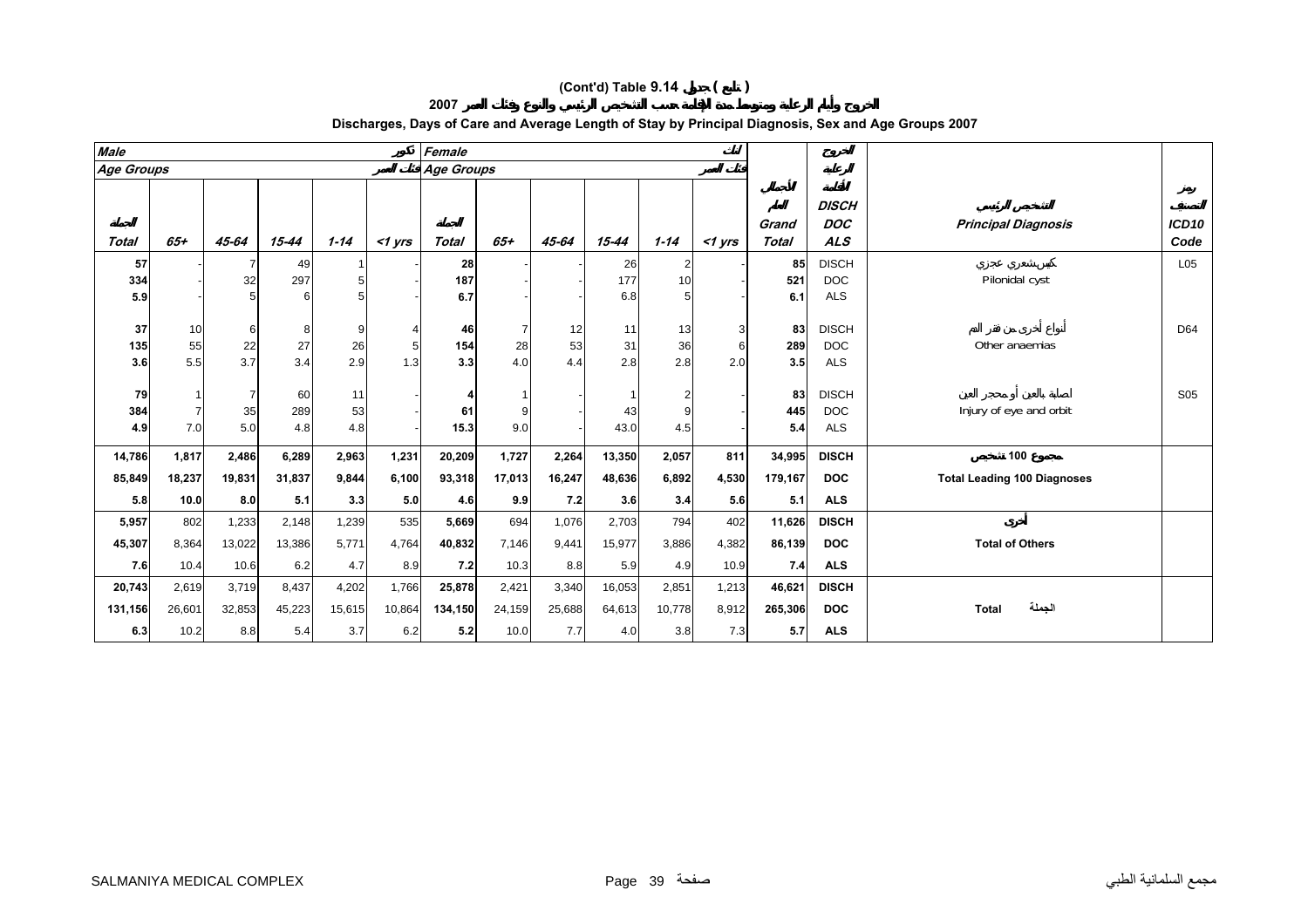# (Cont'd) Table 9.14 جدول ( تابع )

## الخروج وأيام الرعاية ومتوسط مدة الإقامة حسب التشخيص الرئيسي والنوع وفئات العمر 2007

## Discharges, Days of Care and Average Length of Stay by Principal Diagnosis, Sex and Age Groups 2007

| Male ذكور | | | | | | Female إناث | | | | | | | | | |
|---|---|---|---|---|---|---|---|---|---|---|---|---|---|---|---|
| Age Groups فئات العمر | | | | | | Age Groups فئات العمر | | | | | | | | | |
| Total الجملة | 65+ | 45-64 | 15-44 | 1-14 | <1 yrs | Total الجملة | 65+ | 45-64 | 15-44 | 1-14 | <1 yrs | Grand Total الجملة العامة | الخروج الرعاية الإقامة DISCH DOC ALS | التشخيص الرئيسي Principal Diagnosis | رمز التصنيف ICD10 Code |
| 57 | - | 7 | 49 | 1 | - | 28 | - | - | 26 | 2 | - | 85 | DISCH | كيس شعري عجزي Pilonidal cyst | L05 |
| 334 | - | 32 | 297 | 5 | - | 187 | - | - | 177 | 10 | - | 521 | DOC | | |
| 5.9 | - | 5 | 6 | 5 | - | 6.7 | - | - | 6.8 | 5 | - | 6.1 | ALS | | |
| 37 | 10 | 6 | 8 | 9 | 4 | 46 | 7 | 12 | 11 | 13 | 3 | 83 | DISCH | أنواع أخرى من فقر الدم Other anaemias | D64 |
| 135 | 55 | 22 | 27 | 26 | 5 | 154 | 28 | 53 | 31 | 36 | 6 | 289 | DOC | | |
| 3.6 | 5.5 | 3.7 | 3.4 | 2.9 | 1.3 | 3.3 | 4.0 | 4.4 | 2.8 | 2.8 | 2.0 | 3.5 | ALS | | |
| 79 | 1 | 7 | 60 | 11 | - | 4 | 1 | - | 1 | 2 | - | 83 | DISCH | اصابة بالعين أو محجر العين Injury of eye and orbit | S05 |
| 384 | 7 | 35 | 289 | 53 | - | 61 | 9 | - | 43 | 9 | - | 445 | DOC | | |
| 4.9 | 7.0 | 5.0 | 4.8 | 4.8 | - | 15.3 | 9.0 | - | 43.0 | 4.5 | - | 5.4 | ALS | | |
| **14,786** | **1,817** | **2,486** | **6,289** | **2,963** | **1,231** | **20,209** | **1,727** | **2,264** | **13,350** | **2,057** | **811** | **34,995** | **DISCH** | **مجموع 100 تشخيص Total Leading 100 Diagnoses** | |
| **85,849** | **18,237** | **19,831** | **31,837** | **9,844** | **6,100** | **93,318** | **17,013** | **16,247** | **48,636** | **6,892** | **4,530** | **179,167** | **DOC** | | |
| **5.8** | **10.0** | **8.0** | **5.1** | **3.3** | **5.0** | **4.6** | **9.9** | **7.2** | **3.6** | **3.4** | **5.6** | **5.1** | **ALS** | | |
| **5,957** | 802 | 1,233 | 2,148 | 1,239 | 535 | **5,669** | 694 | 1,076 | 2,703 | 794 | 402 | **11,626** | **DISCH** | **أخرى Total of Others** | |
| **45,307** | 8,364 | 13,022 | 13,386 | 5,771 | 4,764 | **40,832** | 7,146 | 9,441 | 15,977 | 3,886 | 4,382 | **86,139** | **DOC** | | |
| **7.6** | 10.4 | 10.6 | 6.2 | 4.7 | 8.9 | **7.2** | 10.3 | 8.8 | 5.9 | 4.9 | 10.9 | **7.4** | **ALS** | | |
| **20,743** | 2,619 | 3,719 | 8,437 | 4,202 | 1,766 | **25,878** | 2,421 | 3,340 | 16,053 | 2,851 | 1,213 | **46,621** | **DISCH** | **Total الجملة** | |
| **131,156** | 26,601 | 32,853 | 45,223 | 15,615 | 10,864 | **134,150** | 24,159 | 25,688 | 64,613 | 10,778 | 8,912 | **265,306** | **DOC** | | |
| **6.3** | 10.2 | 8.8 | 5.4 | 3.7 | 6.2 | **5.2** | 10.0 | 7.7 | 4.0 | 3.8 | 7.3 | **5.7** | **ALS** | | |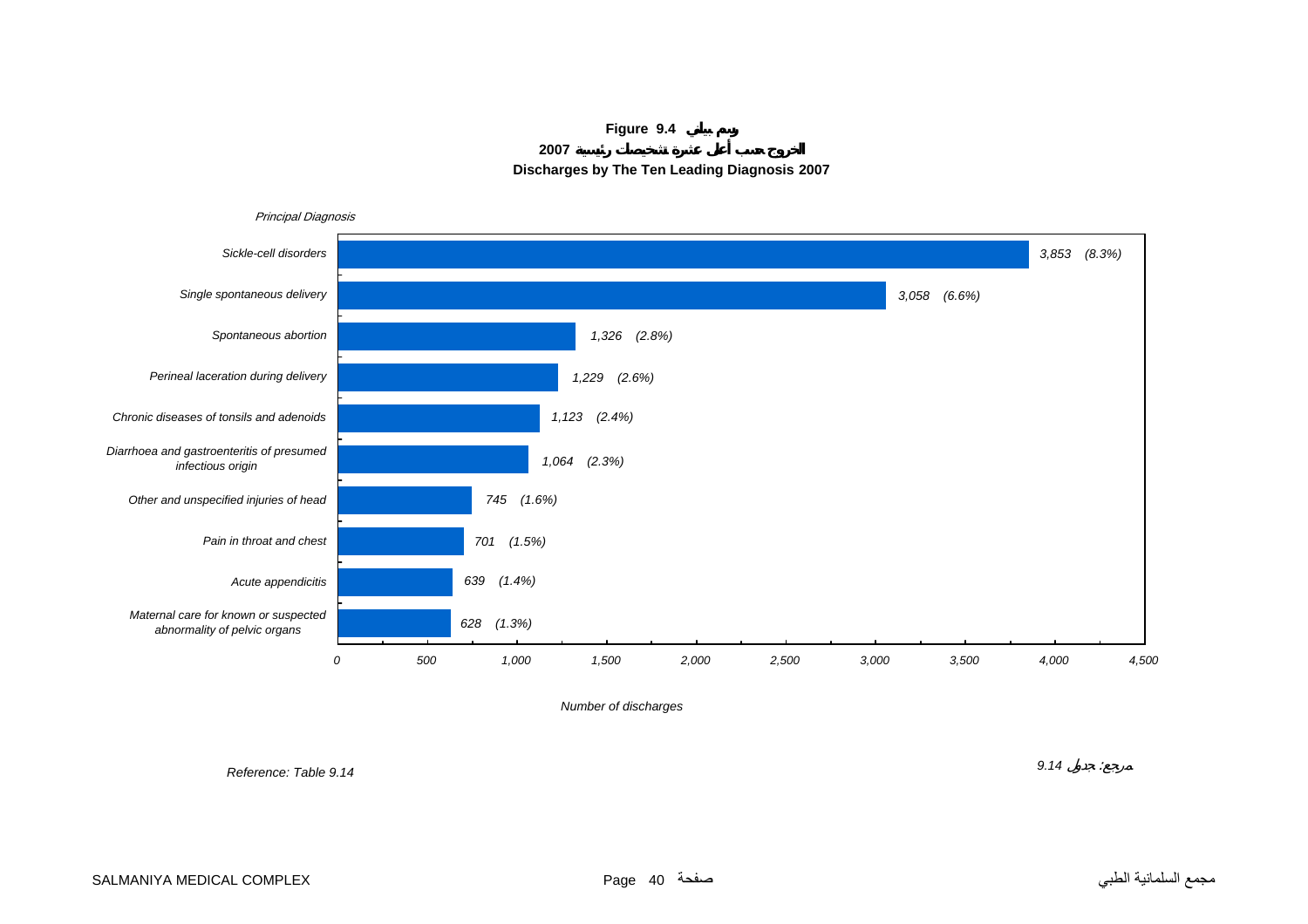**Figure 9.4 رسم بياني**

**الخروج حسب أعلى عشرة تشخيصات رئيسية 2007**

**Discharges by The Ten Leading Diagnosis 2007**

| Principal Diagnosis | Number of discharges | % |
| --- | --- | --- |
| Sickle-cell disorders | 3,853 | (8.3%) |
| Single spontaneous delivery | 3,058 | (6.6%) |
| Spontaneous abortion | 1,326 | (2.8%) |
| Perineal laceration during delivery | 1,229 | (2.6%) |
| Chronic diseases of tonsils and adenoids | 1,123 | (2.4%) |
| Diarrhoea and gastroenteritis of presumed infectious origin | 1,064 | (2.3%) |
| Other and unspecified injuries of head | 745 | (1.6%) |
| Pain in throat and chest | 701 | (1.5%) |
| Acute appendicitis | 639 | (1.4%) |
| Maternal care for known or suspected abnormality of pelvic organs | 628 | (1.3%) |

*Reference: Table 9.14*

*مرجع: جدول 9.14*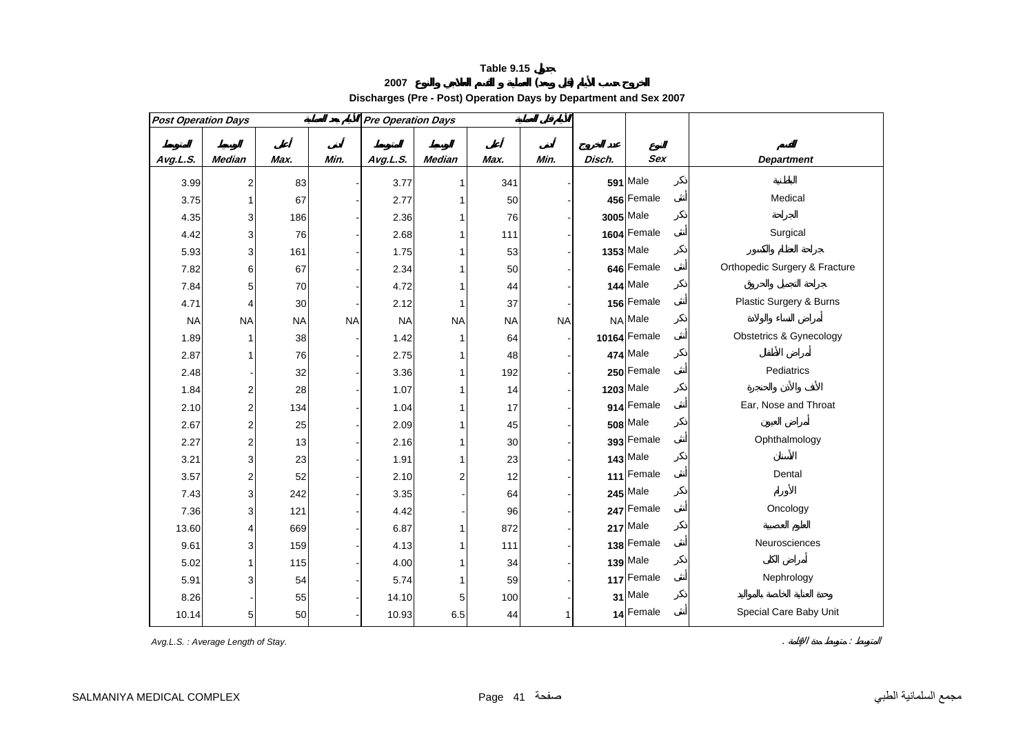# Table 9.15 جدول

## 2007 الخروج حسب الأيام (قبل وبعد) العملية و القسم المعالج والنوع

## Discharges (Pre - Post) Operation Days by Department and Sex 2007

| Post Operation Days الأيام بعد العملية | | | | Pre Operation Days الأيام قبل العملية | | | | | | | |
|---|---|---|---|---|---|---|---|---|---|---|---|
| المتوسط Avg.L.S. | الوسيط Median | أعلى Max. | أدنى Min. | المتوسط Avg.L.S. | الوسيط Median | أعلى Max. | أدنى Min. | عدد الخروج Disch. | النوع Sex | | القسم Department |
| 3.99 | 2 | 83 | - | 3.77 | 1 | 341 | - | 591 | Male | ذكر | الباطنية |
| 3.75 | 1 | 67 | - | 2.77 | 1 | 50 | - | 456 | Female | أنثى | Medical |
| 4.35 | 3 | 186 | - | 2.36 | 1 | 76 | - | 3005 | Male | ذكر | الجراحة |
| 4.42 | 3 | 76 | - | 2.68 | 1 | 111 | - | 1604 | Female | أنثى | Surgical |
| 5.93 | 3 | 161 | - | 1.75 | 1 | 53 | - | 1353 | Male | ذكر | جراحة العظام والكسور |
| 7.82 | 6 | 67 | - | 2.34 | 1 | 50 | - | 646 | Female | أنثى | Orthopedic Surgery & Fracture |
| 7.84 | 5 | 70 | - | 4.72 | 1 | 44 | - | 144 | Male | ذكر | جراحة التجميل والحروق |
| 4.71 | 4 | 30 | - | 2.12 | 1 | 37 | - | 156 | Female | أنثى | Plastic Surgery & Burns |
| NA | NA | NA | NA | NA | NA | NA | NA | NA | Male | ذكر | أمراض النساء والولادة |
| 1.89 | 1 | 38 | - | 1.42 | 1 | 64 | - | 10164 | Female | أنثى | Obstetrics & Gynecology |
| 2.87 | 1 | 76 | - | 2.75 | 1 | 48 | - | 474 | Male | ذكر | أمراض الأطفال |
| 2.48 | - | 32 | - | 3.36 | 1 | 192 | - | 250 | Female | أنثى | Pediatrics |
| 1.84 | 2 | 28 | - | 1.07 | 1 | 14 | - | 1203 | Male | ذكر | الأنف والأذن والحنجرة |
| 2.10 | 2 | 134 | - | 1.04 | 1 | 17 | - | 914 | Female | أنثى | Ear, Nose and Throat |
| 2.67 | 2 | 25 | - | 2.09 | 1 | 45 | - | 508 | Male | ذكر | أمراض العيون |
| 2.27 | 2 | 13 | - | 2.16 | 1 | 30 | - | 393 | Female | أنثى | Ophthalmology |
| 3.21 | 3 | 23 | - | 1.91 | 1 | 23 | - | 143 | Male | ذكر | الأسنان |
| 3.57 | 2 | 52 | - | 2.10 | 2 | 12 | - | 111 | Female | أنثى | Dental |
| 7.43 | 3 | 242 | - | 3.35 | - | 64 | - | 245 | Male | ذكر | الأورام |
| 7.36 | 3 | 121 | - | 4.42 | - | 96 | - | 247 | Female | أنثى | Oncology |
| 13.60 | 4 | 669 | - | 6.87 | 1 | 872 | - | 217 | Male | ذكر | العلوم العصبية |
| 9.61 | 3 | 159 | - | 4.13 | 1 | 111 | - | 138 | Female | أنثى | Neurosciences |
| 5.02 | 1 | 115 | - | 4.00 | 1 | 34 | - | 139 | Male | ذكر | أمراض الكلى |
| 5.91 | 3 | 54 | - | 5.74 | 1 | 59 | - | 117 | Female | أنثى | Nephrology |
| 8.26 | - | 55 | - | 14.10 | 5 | 100 | - | 31 | Male | ذكر | وحدة العناية الخاصة بالمواليد |
| 10.14 | 5 | 50 | - | 10.93 | 6.5 | 44 | 1 | 14 | Female | أنثى | Special Care Baby Unit |

*Avg.L.S. : Average Length of Stay.*

المتوسط : متوسط مدة الإقامة .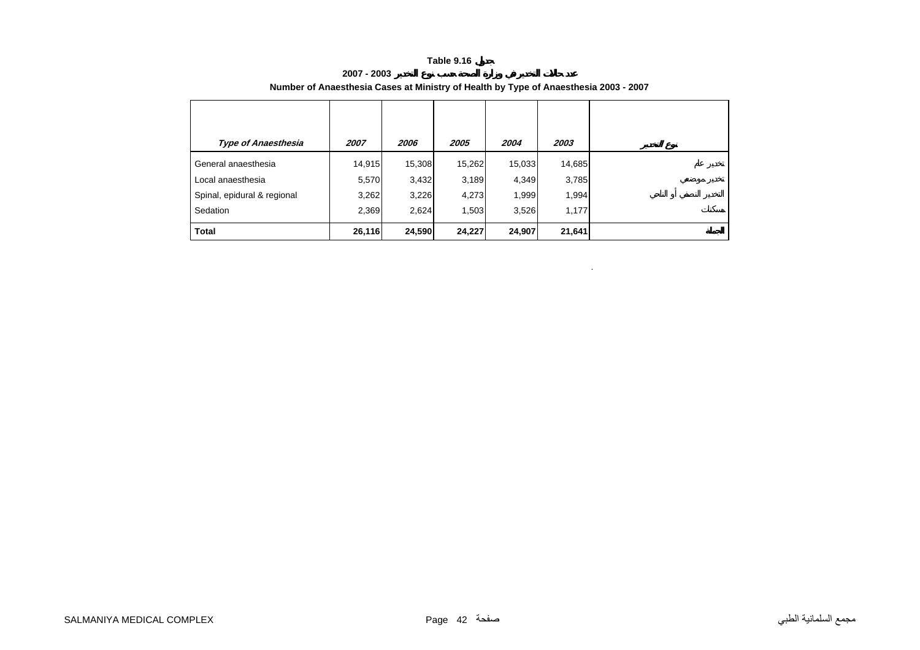**Table 9.16 جدول**

**عدد حالات التخدير في وزارة الصحة حسب نوع التخدير 2003 - 2007**

**Number of Anaesthesia Cases at Ministry of Health by Type of Anaesthesia 2003 - 2007**

| *Type of Anaesthesia* | *2007* | *2006* | *2005* | *2004* | *2003* | نوع التخدير |
|---|---|---|---|---|---|---|
| General anaesthesia | 14,915 | 15,308 | 15,262 | 15,033 | 14,685 | تخدير عام |
| Local anaesthesia | 5,570 | 3,432 | 3,189 | 4,349 | 3,785 | تخدير موضعي |
| Spinal, epidural & regional | 3,262 | 3,226 | 4,273 | 1,999 | 1,994 | التخدير النصفي أو النلحي |
| Sedation | 2,369 | 2,624 | 1,503 | 3,526 | 1,177 | مسكنات |
| **Total** | **26,116** | **24,590** | **24,227** | **24,907** | **21,641** | **الجملة** |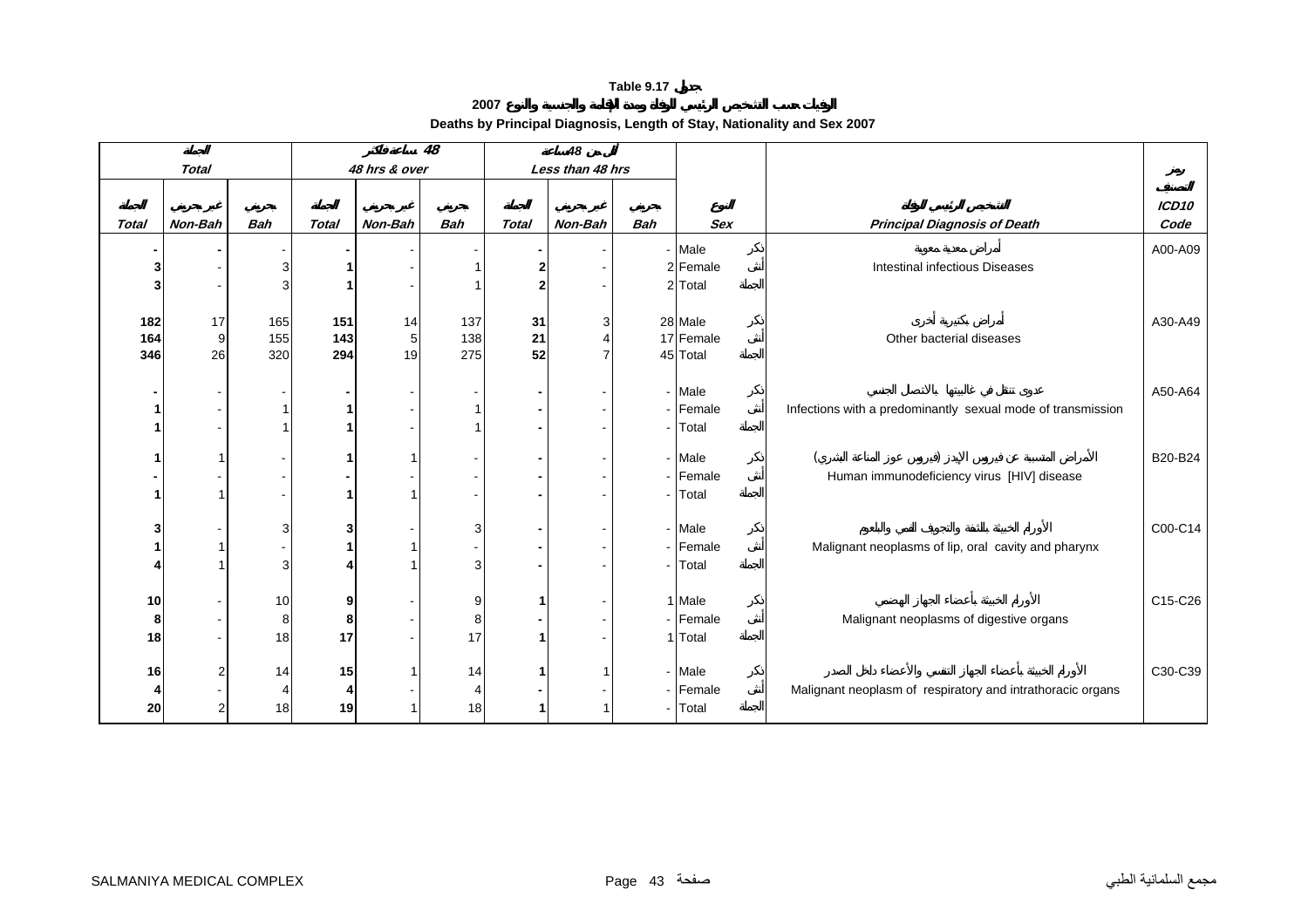**Table 9.17 جدول**

**الوفيات حسب التشخيص الرئيسي للوفاة ومدة الإقامة والجنسية والنوع 2007**

**Deaths by Principal Diagnosis, Length of Stay, Nationality and Sex 2007**

| الجملة *Total* | | | 48 ساعة فأكثر *48 hrs & over* | | | أقل من 48 ساعة *Less than 48 hrs* | | | | | | |
|---|---|---|---|---|---|---|---|---|---|---|---|---|
| الجملة *Total* | غير بحريني *Non-Bah* | بحريني *Bah* | الجملة *Total* | غير بحريني *Non-Bah* | بحريني *Bah* | الجملة *Total* | غير بحريني *Non-Bah* | بحريني *Bah* | النوع *Sex* | | التشخيص الرئيسي للوفاة *Principal Diagnosis of Death* | رمز التصنيف *ICD10 Code* |
| **-** | - | - | **-** | - | - | **-** | - | - | Male | ذكر | أمراض معدية معوية | A00-A09 |
| **3** | - | 3 | **1** | - | 1 | **2** | - | 2 | Female | أنثى | Intestinal infectious Diseases | |
| **3** | - | 3 | **1** | - | 1 | **2** | - | 2 | Total | الجملة | | |
| **182** | 17 | 165 | **151** | 14 | 137 | **31** | 3 | 28 | Male | ذكر | أمراض بكتيرية أخرى | A30-A49 |
| **164** | 9 | 155 | **143** | 5 | 138 | **21** | 4 | 17 | Female | أنثى | Other bacterial diseases | |
| **346** | 26 | 320 | **294** | 19 | 275 | **52** | 7 | 45 | Total | الجملة | | |
| **-** | - | - | **-** | - | - | **-** | - | - | Male | ذكر | عدوى تنتقل في غالبيتها بالاتصال الجنسي | A50-A64 |
| **1** | - | 1 | **1** | - | 1 | **-** | - | - | Female | أنثى | Infections with a predominantly sexual mode of transmission | |
| **1** | - | 1 | **1** | - | 1 | **-** | - | - | Total | الجملة | | |
| **1** | 1 | - | **1** | 1 | - | **-** | - | - | Male | ذكر | الأمراض المتسببة عن فيروس الإيدز (فيروس عوز المناعة البشري) | B20-B24 |
| **-** | - | - | **-** | - | - | **-** | - | - | Female | أنثى | Human immunodeficiency virus [HIV] disease | |
| **1** | 1 | - | **1** | 1 | - | **-** | - | - | Total | الجملة | | |
| **3** | - | 3 | **3** | - | 3 | **-** | - | - | Male | ذكر | الأورام الخبيثة بالشفة والتجويف الفمي والبلعوم | C00-C14 |
| **1** | 1 | - | **1** | 1 | - | **-** | - | - | Female | أنثى | Malignant neoplasms of lip, oral cavity and pharynx | |
| **4** | 1 | 3 | **4** | 1 | 3 | **-** | - | - | Total | الجملة | | |
| **10** | - | 10 | **9** | - | 9 | **1** | - | 1 | Male | ذكر | الأورام الخبيثة بأعضاء الجهاز الهضمي | C15-C26 |
| **8** | - | 8 | **8** | - | 8 | **-** | - | - | Female | أنثى | Malignant neoplasms of digestive organs | |
| **18** | - | 18 | **17** | - | 17 | **1** | - | 1 | Total | الجملة | | |
| **16** | 2 | 14 | **15** | 1 | 14 | **1** | 1 | - | Male | ذكر | الأورام الخبيثة بأعضاء الجهاز التنفسي والأعضاء داخل الصدر | C30-C39 |
| **4** | - | 4 | **4** | - | 4 | **-** | - | - | Female | أنثى | Malignant neoplasm of respiratory and intrathoracic organs | |
| **20** | 2 | 18 | **19** | 1 | 18 | **1** | 1 | - | Total | الجملة | | |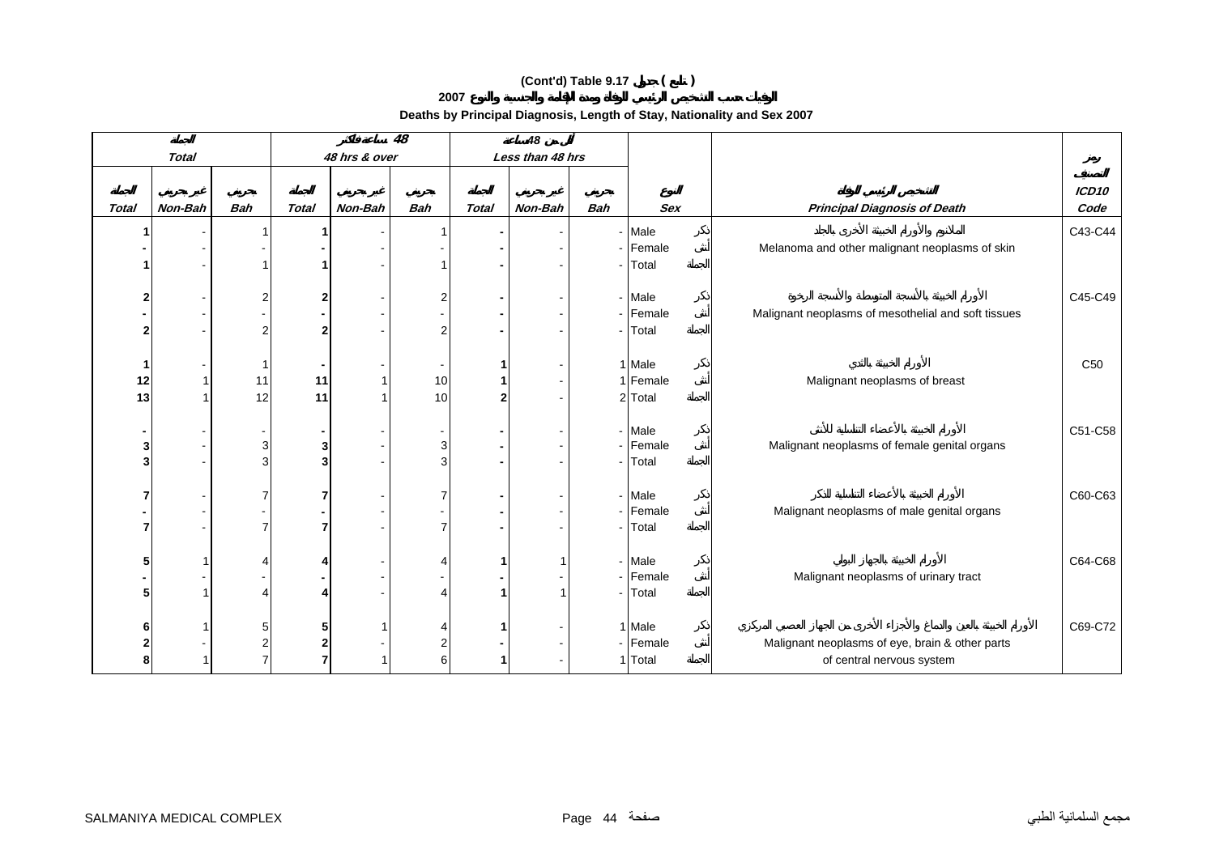# (Cont'd) Table 9.17 جدول ( تابع )

## الوفيات حسب التشخيص الرئيسي للوفاة ومدة الإقامة والجنسية والنوع 2007

### Deaths by Principal Diagnosis, Length of Stay, Nationality and Sex 2007

| الجملة Total | | | 48 ساعة فأكثر 48 hrs & over | | | أقل من 48 ساعة Less than 48 hrs | | | | | |
|---|---|---|---|---|---|---|---|---|---|---|---|
| الجملة Total | غير بحريني Non-Bah | بحريني Bah | الجملة Total | غير بحريني Non-Bah | بحريني Bah | الجملة Total | غير بحريني Non-Bah | بحريني Bah | النوع Sex | التشخيص الرئيسي للوفاة Principal Diagnosis of Death | رمز التصنيف ICD10 Code |
| **1** | - | 1 | **1** | - | 1 | **-** | - | - | Male ذكر | الملانوم والأورام الخبيثة الأخرى بالجلد Melanoma and other malignant neoplasms of skin | C43-C44 |
| **-** | - | - | **-** | - | - | **-** | - | - | Female أنثى | | |
| **1** | - | 1 | **1** | - | 1 | **-** | - | - | Total الجملة | | |
| **2** | - | 2 | **2** | - | 2 | **-** | - | - | Male ذكر | الأورام الخبيثة بالأنسجة المتوسطة والأنسجة الرخوة Malignant neoplasms of mesothelial and soft tissues | C45-C49 |
| **-** | - | - | **-** | - | - | **-** | - | - | Female أنثى | | |
| **2** | - | 2 | **2** | - | 2 | **-** | - | - | Total الجملة | | |
| **1** | - | 1 | **-** | - | - | **1** | - | 1 | Male ذكر | الأورام الخبيثة بالثدي Malignant neoplasms of breast | C50 |
| **12** | 1 | 11 | **11** | 1 | 10 | **1** | - | 1 | Female أنثى | | |
| **13** | 1 | 12 | **11** | 1 | 10 | **2** | - | 2 | Total الجملة | | |
| **-** | - | - | **-** | - | - | **-** | - | - | Male ذكر | الأورام الخبيثة بالأعضاء التناسلية للأنثى Malignant neoplasms of female genital organs | C51-C58 |
| **3** | - | 3 | **3** | - | 3 | **-** | - | - | Female أنثى | | |
| **3** | - | 3 | **3** | - | 3 | **-** | - | - | Total الجملة | | |
| **7** | - | 7 | **7** | - | 7 | **-** | - | - | Male ذكر | الأورام الخبيثة بالأعضاء التناسلية للذكر Malignant neoplasms of male genital organs | C60-C63 |
| **-** | - | - | **-** | - | - | **-** | - | - | Female أنثى | | |
| **7** | - | 7 | **7** | - | 7 | **-** | - | - | Total الجملة | | |
| **5** | 1 | 4 | **4** | - | 4 | **1** | 1 | - | Male ذكر | الأورام الخبيثة بالجهاز البولي Malignant neoplasms of urinary tract | C64-C68 |
| **-** | - | - | **-** | - | - | **-** | - | - | Female أنثى | | |
| **5** | 1 | 4 | **4** | - | 4 | **1** | 1 | - | Total الجملة | | |
| **6** | 1 | 5 | **5** | 1 | 4 | **1** | - | 1 | Male ذكر | الأورام الخبيثة بالعين والدماغ والأجزاء الأخرى من الجهاز العصبي المركزي Malignant neoplasms of eye, brain & other parts of central nervous system | C69-C72 |
| **2** | - | 2 | **2** | - | 2 | **-** | - | - | Female أنثى | | |
| **8** | 1 | 7 | **7** | 1 | 6 | **1** | - | 1 | Total الجملة | | |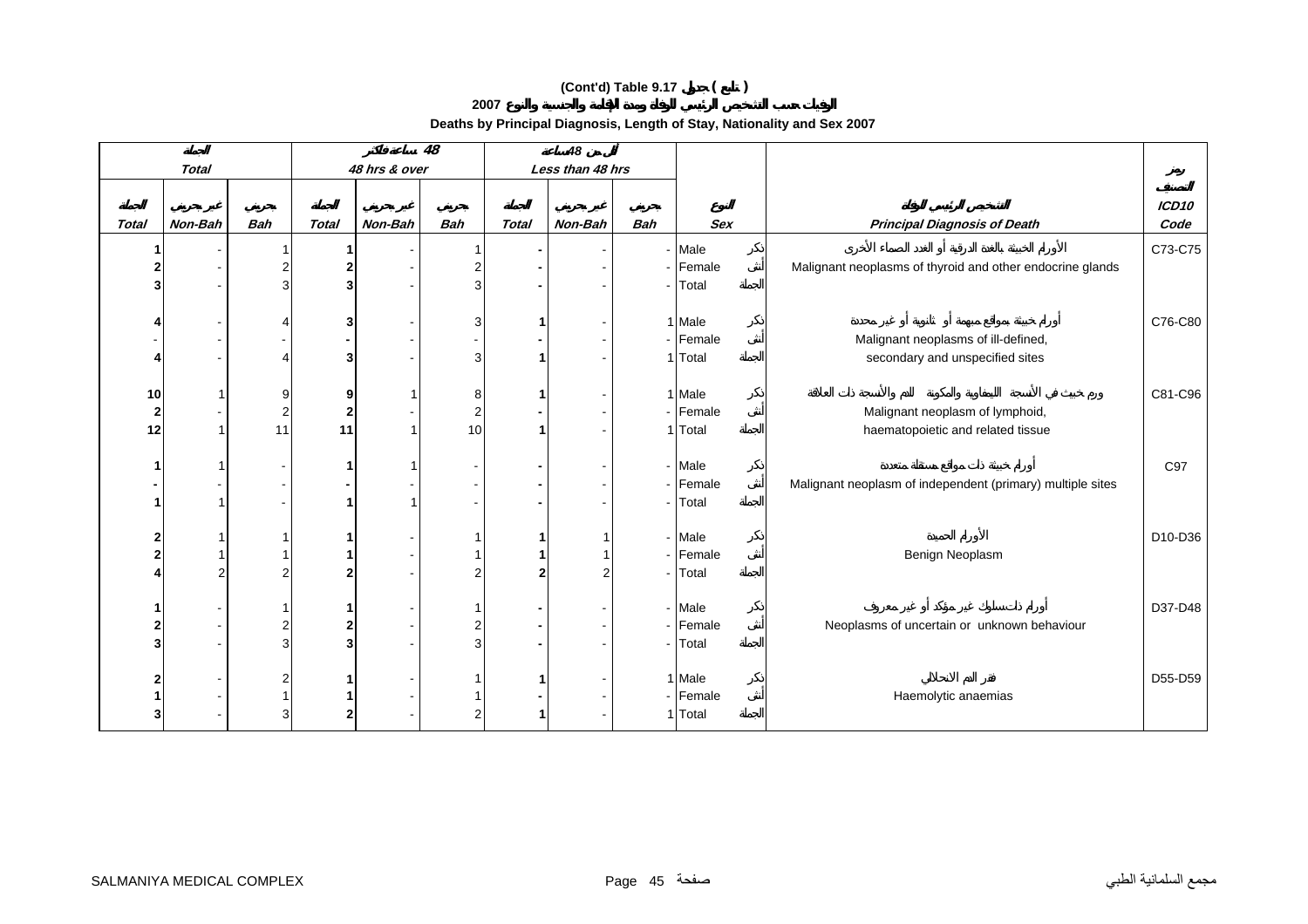**(Cont'd) Table 9.17 جدول ( تابع )**

**الوفيات حسب التشخيص الرئيسي للوفاة ومدة الإقامة والجنسية والنوع 2007**

**Deaths by Principal Diagnosis, Length of Stay, Nationality and Sex 2007**

| الجملة Total | | | 48 ساعة فأكثر 48 hrs & over | | | أقل من 48 ساعة Less than 48 hrs | | | | | | |
|---|---|---|---|---|---|---|---|---|---|---|---|---|
| الجملة Total | غير بحريني Non-Bah | بحريني Bah | الجملة Total | غير بحريني Non-Bah | بحريني Bah | الجملة Total | غير بحريني Non-Bah | بحريني Bah | النوع Sex | | التشخيص الرئيسي للوفاة Principal Diagnosis of Death | رمز التصنيف ICD10 Code |
| 1 | - | 1 | 1 | - | 1 | - | - | - | Male | ذكر | الأورام الخبيثة بالغدة الدرقية أو الغدد الصماء الأخرى | C73-C75 |
| 2 | - | 2 | 2 | - | 2 | - | - | - | Female | أنثى | Malignant neoplasms of thyroid and other endocrine glands | |
| 3 | - | 3 | 3 | - | 3 | - | - | - | Total | الجملة | | |
| 4 | - | 4 | 3 | - | 3 | 1 | - | 1 | Male | ذكر | أورام خبيثة بمواقع مبهمة أو ثانوية أو غير محددة | C76-C80 |
| - | - | - | - | - | - | - | - | - | Female | أنثى | Malignant neoplasms of ill-defined, | |
| 4 | - | 4 | 3 | - | 3 | 1 | - | 1 | Total | الجملة | secondary and unspecified sites | |
| 10 | 1 | 9 | 9 | 1 | 8 | 1 | - | 1 | Male | ذكر | ورم خبيث في الأنسجة الليمفاوية والمكونة للدم والأنسجة ذات العلاقة | C81-C96 |
| 2 | - | 2 | 2 | - | 2 | - | - | - | Female | أنثى | Malignant neoplasm of lymphoid, | |
| 12 | 1 | 11 | 11 | 1 | 10 | 1 | - | 1 | Total | الجملة | haematopoietic and related tissue | |
| 1 | 1 | - | 1 | 1 | - | - | - | - | Male | ذكر | أورام خبيثة ذات مواقع مستقلة متعددة | C97 |
| - | - | - | - | - | - | - | - | - | Female | أنثى | Malignant neoplasm of independent (primary) multiple sites | |
| 1 | 1 | - | 1 | 1 | - | - | - | - | Total | الجملة | | |
| 2 | 1 | 1 | 1 | - | 1 | 1 | 1 | - | Male | ذكر | الأورام الحميدة | D10-D36 |
| 2 | 1 | 1 | 1 | - | 1 | 1 | 1 | - | Female | أنثى | Benign Neoplasm | |
| 4 | 2 | 2 | 2 | - | 2 | 2 | 2 | - | Total | الجملة | | |
| 1 | - | 1 | 1 | - | 1 | - | - | - | Male | ذكر | أورام ذات سلوك غير مؤكد أو غير معروف | D37-D48 |
| 2 | - | 2 | 2 | - | 2 | - | - | - | Female | أنثى | Neoplasms of uncertain or unknown behaviour | |
| 3 | - | 3 | 3 | - | 3 | - | - | - | Total | الجملة | | |
| 2 | - | 2 | 1 | - | 1 | 1 | - | 1 | Male | ذكر | فقر الدم الانحلالي | D55-D59 |
| 1 | - | 1 | 1 | - | 1 | - | - | - | Female | أنثى | Haemolytic anaemias | |
| 3 | - | 3 | 2 | - | 2 | 1 | - | 1 | Total | الجملة | | |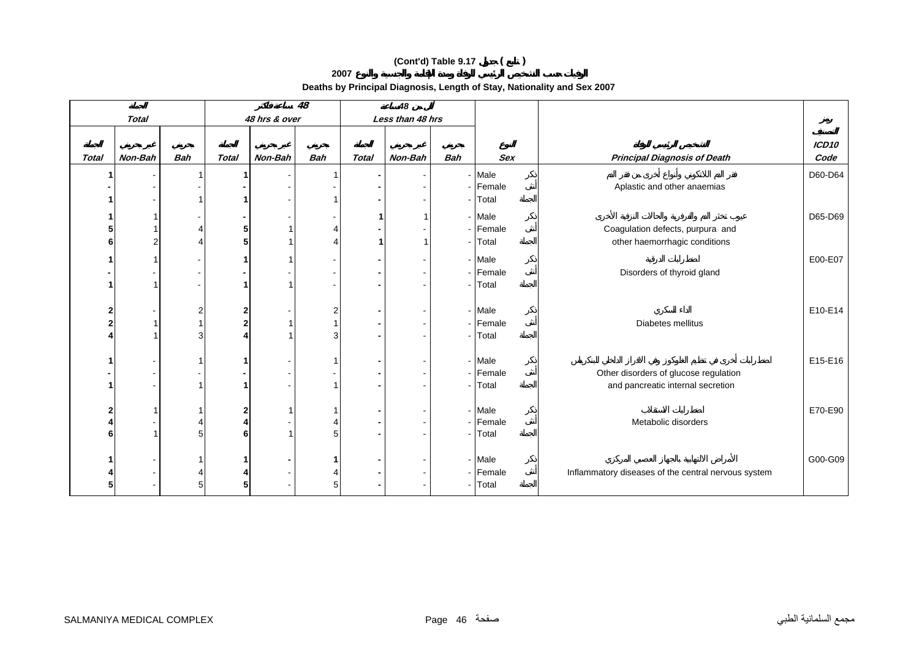**(Cont'd) Table 9.17 جدول ( تابع )**

**الوفيات حسب التشخيص الرئيسي للوفاة ومدة الإقامة والجنسية والنوع 2007**

**Deaths by Principal Diagnosis, Length of Stay, Nationality and Sex 2007**

| الجملة | | | 48 ساعة فأكثر | | | أقل من 48 ساعة | | | | | |
|---|---|---|---|---|---|---|---|---|---|---|---|
| *Total* | | | *48 hrs & over* | | | *Less than 48 hrs* | | | | | رمز التصنيف |
| الجملة | غير بحريني | بحريني | الجملة | غير بحريني | بحريني | الجملة | غير بحريني | بحريني | النوع | التشخيص الرئيسي للوفاة | *ICD10* |
| *Total* | *Non-Bah* | *Bah* | *Total* | *Non-Bah* | *Bah* | *Total* | *Non-Bah* | *Bah* | *Sex* | *Principal Diagnosis of Death* | *Code* |
| **1** | - | 1 | **1** | - | 1 | **-** | - | - | Male ذكر | فقر الدم اللاتكويني وأنواع أخرى من فقر الدم | D60-D64 |
| **-** | - | - | **-** | - | - | **-** | - | - | Female أنثى | Aplastic and other anaemias | |
| **1** | - | 1 | **1** | - | 1 | **-** | - | - | Total الجملة | | |
| **1** | 1 | - | **-** | - | - | **1** | 1 | - | Male ذكر | عيوب تخثر الدم والفرفرية والحالات النزفية الأخرى | D65-D69 |
| **5** | 1 | 4 | **5** | 1 | 4 | **-** | - | - | Female أنثى | Coagulation defects, purpura and | |
| **6** | 2 | 4 | **5** | 1 | 4 | **1** | 1 | - | Total الجملة | other haemorrhagic conditions | |
| **1** | 1 | - | **1** | 1 | - | **-** | - | - | Male ذكر | اضطرابات الدرقية | E00-E07 |
| **-** | - | - | **-** | - | - | **-** | - | - | Female أنثى | Disorders of thyroid gland | |
| **1** | 1 | - | **1** | 1 | - | **-** | - | - | Total الجملة | | |
| **2** | - | 2 | **2** | - | 2 | **-** | - | - | Male ذكر | الداء السكري | E10-E14 |
| **2** | 1 | 1 | **2** | 1 | 1 | **-** | - | - | Female أنثى | Diabetes mellitus | |
| **4** | 1 | 3 | **4** | 1 | 3 | **-** | - | - | Total الجملة | | |
| **1** | - | 1 | **1** | - | 1 | **-** | - | - | Male ذكر | اضطرابات أخرى في تنظيم الغلوكوز وفي الافراز الداخلي للبنكرياس | E15-E16 |
| **-** | - | - | **-** | - | - | **-** | - | - | Female أنثى | Other disorders of glucose regulation | |
| **1** | - | 1 | **1** | - | 1 | **-** | - | - | Total الجملة | and pancreatic internal secretion | |
| **2** | 1 | 1 | **2** | 1 | 1 | **-** | - | - | Male ذكر | اضطرابات الاستقلاب | E70-E90 |
| **4** | - | 4 | **4** | - | 4 | **-** | - | - | Female أنثى | Metabolic disorders | |
| **6** | 1 | 5 | **6** | 1 | 5 | **-** | - | - | Total الجملة | | |
| **1** | - | 1 | **1** | **-** | **1** | **-** | - | - | Male ذكر | الأمراض الالتهابية بالجهاز العصبي المركزي | G00-G09 |
| **4** | - | 4 | **4** | - | 4 | **-** | - | - | Female أنثى | Inflammatory diseases of the central nervous system | |
| **5** | - | 5 | **5** | - | 5 | **-** | - | - | Total الجملة | | |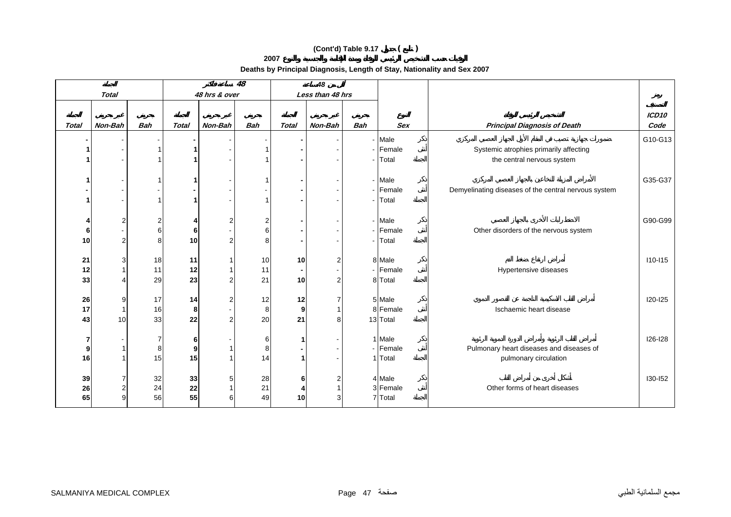# (Cont'd) Table 9.17 جدول ( تابع )

## الوفيات حسب التشخيص الرئيسي للوفاة ومدة الإقامة والجنسية والنوع 2007

## Deaths by Principal Diagnosis, Length of Stay, Nationality and Sex 2007

| الجملة Total | | | 48 ساعة فأكثر 48 hrs & over | | | أقل من 48 ساعة Less than 48 hrs | | | | | |
|---|---|---|---|---|---|---|---|---|---|---|---|
| الجملة Total | غير بحريني Non-Bah | بحريني Bah | الجملة Total | غير بحريني Non-Bah | بحريني Bah | الجملة Total | غير بحريني Non-Bah | بحريني Bah | النوع Sex | التشخيص الرئيسي للوفاة Principal Diagnosis of Death | رمز التصنيف ICD10 Code |
| - | - | - | - | - | - | - | - | - | Male ذكر | ضمورات جهازية تصيب في المقام الأول الجهاز العصبي المركزي Systemic atrophies primarily affecting the central nervous system | G10-G13 |
| 1 | - | 1 | 1 | - | 1 | - | - | - | Female أنثى | | |
| 1 | - | 1 | 1 | - | 1 | - | - | - | Total الجملة | | |
| 1 | - | 1 | 1 | - | 1 | - | - | - | Male ذكر | الأمراض المزيلة للنخاعين بالجهاز العصبي المركزي Demyelinating diseases of the central nervous system | G35-G37 |
| - | - | - | - | - | - | - | - | - | Female أنثى | | |
| 1 | - | 1 | 1 | - | 1 | - | - | - | Total الجملة | | |
| 4 | 2 | 2 | 4 | 2 | 2 | - | - | - | Male ذكر | الاضطرابات الأخرى بالجهاز العصبي Other disorders of the nervous system | G90-G99 |
| 6 | - | 6 | 6 | - | 6 | - | - | - | Female أنثى | | |
| 10 | 2 | 8 | 10 | 2 | 8 | - | - | - | Total الجملة | | |
| 21 | 3 | 18 | 11 | 1 | 10 | 10 | 2 | 8 | Male ذكر | أمراض ارتفاع ضغط الدم Hypertensive diseases | I10-I15 |
| 12 | 1 | 11 | 12 | 1 | 11 | - | - | - | Female أنثى | | |
| 33 | 4 | 29 | 23 | 2 | 21 | 10 | 2 | 8 | Total الجملة | | |
| 26 | 9 | 17 | 14 | 2 | 12 | 12 | 7 | 5 | Male ذكر | أمراض القلب الاسكيمية الناجمة عن القصور الدموي Ischaemic heart disease | I20-I25 |
| 17 | 1 | 16 | 8 | - | 8 | 9 | 1 | 8 | Female أنثى | | |
| 43 | 10 | 33 | 22 | 2 | 20 | 21 | 8 | 13 | Total الجملة | | |
| 7 | - | 7 | 6 | - | 6 | 1 | - | 1 | Male ذكر | أمراض القلب الرئوية وأمراض الدورة الدموية الرئوية Pulmonary heart diseases and diseases of pulmonary circulation | I26-I28 |
| 9 | 1 | 8 | 9 | 1 | 8 | - | - | - | Female أنثى | | |
| 16 | 1 | 15 | 15 | 1 | 14 | 1 | - | 1 | Total الجملة | | |
| 39 | 7 | 32 | 33 | 5 | 28 | 6 | 2 | 4 | Male ذكر | أشكال أخرى من أمراض القلب Other forms of heart diseases | I30-I52 |
| 26 | 2 | 24 | 22 | 1 | 21 | 4 | 1 | 3 | Female أنثى | | |
| 65 | 9 | 56 | 55 | 6 | 49 | 10 | 3 | 7 | Total الجملة | | |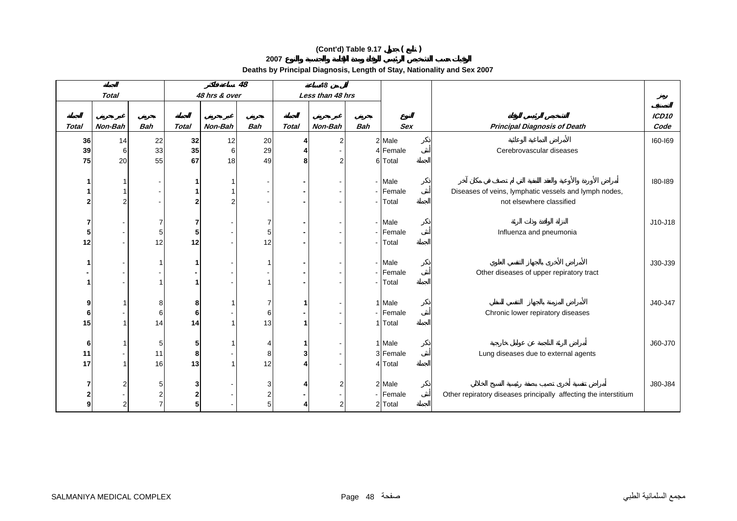**(Cont'd) Table 9.17 جدول ( تابع )**

**الوفيات حسب التشخيص الرئيسي للوفاة ومدة الإقامة والجنسية والنوع 2007**

**Deaths by Principal Diagnosis, Length of Stay, Nationality and Sex 2007**

| الجملة *Total* | | | 48 ساعة فأكثر *48 hrs & over* | | | أقل من 48 ساعة *Less than 48 hrs* | | | | | | |
|---|---|---|---|---|---|---|---|---|---|---|---|---|
| الجملة *Total* | غير بحريني *Non-Bah* | بحريني *Bah* | الجملة *Total* | غير بحريني *Non-Bah* | بحريني *Bah* | الجملة *Total* | غير بحريني *Non-Bah* | بحريني *Bah* | النوع *Sex* | | التشخيص الرئيسي للوفاة *Principal Diagnosis of Death* | رمز التصنيف *ICD10 Code* |
| **36** | 14 | 22 | **32** | 12 | 20 | **4** | 2 | 2 | Male | ذكر | الأمراض الدماغية الوعائية | I60-I69 |
| **39** | 6 | 33 | **35** | 6 | 29 | **4** | - | 4 | Female | أنثى | Cerebrovascular diseases | |
| **75** | 20 | 55 | **67** | 18 | 49 | **8** | 2 | 6 | Total | الجملة | | |
| **1** | 1 | - | **1** | 1 | - | **-** | - | - | Male | ذكر | أمراض الأوردة والأوعية والعقد اللمفية التي لم تصنف في مكان آخر | I80-I89 |
| **1** | 1 | - | **1** | 1 | - | **-** | - | - | Female | أنثى | Diseases of veins, lymphatic vessels and lymph nodes, | |
| **2** | 2 | - | **2** | 2 | - | **-** | - | - | Total | الجملة | not elsewhere classified | |
| **7** | - | 7 | **7** | - | 7 | **-** | - | - | Male | ذكر | النزلة الوافدة وذات الرئة | J10-J18 |
| **5** | - | 5 | **5** | - | 5 | **-** | - | - | Female | أنثى | Influenza and pneumonia | |
| **12** | - | 12 | **12** | - | 12 | **-** | - | - | Total | الجملة | | |
| **1** | - | 1 | **1** | - | 1 | **-** | - | - | Male | ذكر | الأمراض الأخرى بالجهاز التنفسي العلوي | J30-J39 |
| **-** | - | - | **-** | - | - | **-** | - | - | Female | أنثى | Other diseases of upper repiratory tract | |
| **1** | - | 1 | **1** | - | 1 | **-** | - | - | Total | الجملة | | |
| **9** | 1 | 8 | **8** | 1 | 7 | **1** | - | 1 | Male | ذكر | الأمراض المزمنة بالجهاز التنفسي السفلي | J40-J47 |
| **6** | - | 6 | **6** | - | 6 | **-** | - | - | Female | أنثى | Chronic lower repiratory diseases | |
| **15** | 1 | 14 | **14** | 1 | 13 | **1** | - | 1 | Total | الجملة | | |
| **6** | 1 | 5 | **5** | 1 | 4 | **1** | - | 1 | Male | ذكر | أمراض الرئة الناجمة عن عوامل خارجية | J60-J70 |
| **11** | - | 11 | **8** | - | 8 | **3** | - | 3 | Female | أنثى | Lung diseases due to external agents | |
| **17** | 1 | 16 | **13** | 1 | 12 | **4** | - | 4 | Total | الجملة | | |
| **7** | 2 | 5 | **3** | - | 3 | **4** | 2 | 2 | Male | ذكر | أمراض تنفسية أخرى تصيب بصفة رئيسية النسيج الخلالي | J80-J84 |
| **2** | - | 2 | **2** | - | 2 | **-** | - | - | Female | أنثى | Other repiratory diseases principally affecting the interstitium | |
| **9** | 2 | 7 | **5** | - | 5 | **4** | 2 | 2 | Total | الجملة | | |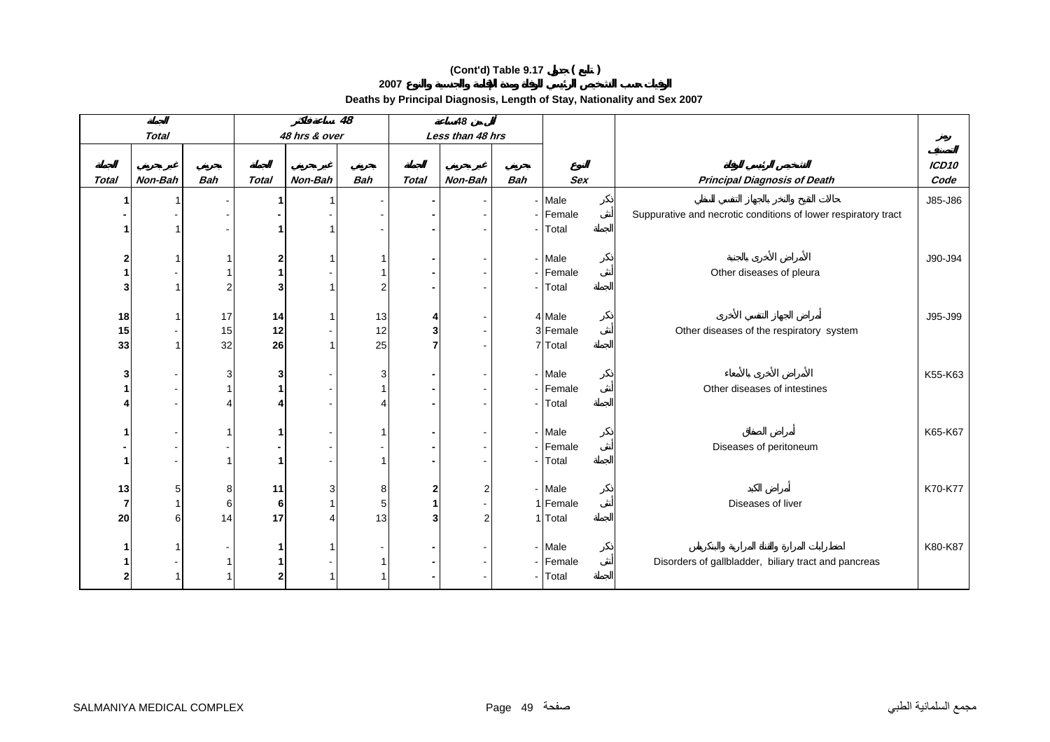**(Cont'd) Table 9.17 ( تابع ) جدول**

**الوفيات حسب التشخيص الرئيسي للوفاة ومدة الإقامة والجنسية والنوع 2007**

**Deaths by Principal Diagnosis, Length of Stay, Nationality and Sex 2007**

| الجملة *Total* | | | 48 ساعة فأكثر *48 hrs & over* | | | أقل من 48 ساعة *Less than 48 hrs* | | | | | | |
|---|---|---|---|---|---|---|---|---|---|---|---|---|
| الجملة *Total* | غير بحريني *Non-Bah* | بحريني *Bah* | الجملة *Total* | غير بحريني *Non-Bah* | بحريني *Bah* | الجملة *Total* | غير بحريني *Non-Bah* | بحريني *Bah* | النوع *Sex* | | التشخيص الرئيسي للوفاة *Principal Diagnosis of Death* | رمز التصنيف *ICD10 Code* |
| **1** | 1 | - | **1** | 1 | - | **-** | - | - | Male | ذكر | حالات القيح والنخر بالجهاز التنفسي السفلي | J85-J86 |
| **-** | - | - | **-** | - | - | **-** | - | - | Female | أنثى | Suppurative and necrotic conditions of lower respiratory tract | |
| **1** | 1 | - | **1** | 1 | - | **-** | - | - | Total | الجملة | | |
| **2** | 1 | 1 | **2** | 1 | 1 | **-** | - | - | Male | ذكر | الأمراض الأخرى بالجنبة | J90-J94 |
| **1** | - | 1 | **1** | - | 1 | **-** | - | - | Female | أنثى | Other diseases of pleura | |
| **3** | 1 | 2 | **3** | 1 | 2 | **-** | - | - | Total | الجملة | | |
| **18** | 1 | 17 | **14** | 1 | 13 | **4** | - | 4 | Male | ذكر | أمراض الجهاز التنفسي الأخرى | J95-J99 |
| **15** | - | 15 | **12** | - | 12 | **3** | - | 3 | Female | أنثى | Other diseases of the respiratory system | |
| **33** | 1 | 32 | **26** | 1 | 25 | **7** | - | 7 | Total | الجملة | | |
| **3** | - | 3 | **3** | - | 3 | **-** | - | - | Male | ذكر | الأمراض الأخرى بالأمعاء | K55-K63 |
| **1** | - | 1 | **1** | - | 1 | **-** | - | - | Female | أنثى | Other diseases of intestines | |
| **4** | - | 4 | **4** | - | 4 | **-** | - | - | Total | الجملة | | |
| **1** | - | 1 | **1** | - | 1 | **-** | - | - | Male | ذكر | أمراض الصفاق | K65-K67 |
| **-** | - | - | **-** | - | - | **-** | - | - | Female | أنثى | Diseases of peritoneum | |
| **1** | - | 1 | **1** | - | 1 | **-** | - | - | Total | الجملة | | |
| **13** | 5 | 8 | **11** | 3 | 8 | **2** | 2 | - | Male | ذكر | أمراض الكبد | K70-K77 |
| **7** | 1 | 6 | **6** | 1 | 5 | **1** | - | 1 | Female | أنثى | Diseases of liver | |
| **20** | 6 | 14 | **17** | 4 | 13 | **3** | 2 | 1 | Total | الجملة | | |
| **1** | 1 | - | **1** | 1 | - | **-** | - | - | Male | ذكر | اضطرابات المرارة والقناة المرارية والبنكرياس | K80-K87 |
| **1** | - | 1 | **1** | - | 1 | **-** | - | - | Female | أنثى | Disorders of gallbladder, biliary tract and pancreas | |
| **2** | 1 | 1 | **2** | 1 | 1 | **-** | - | - | Total | الجملة | | |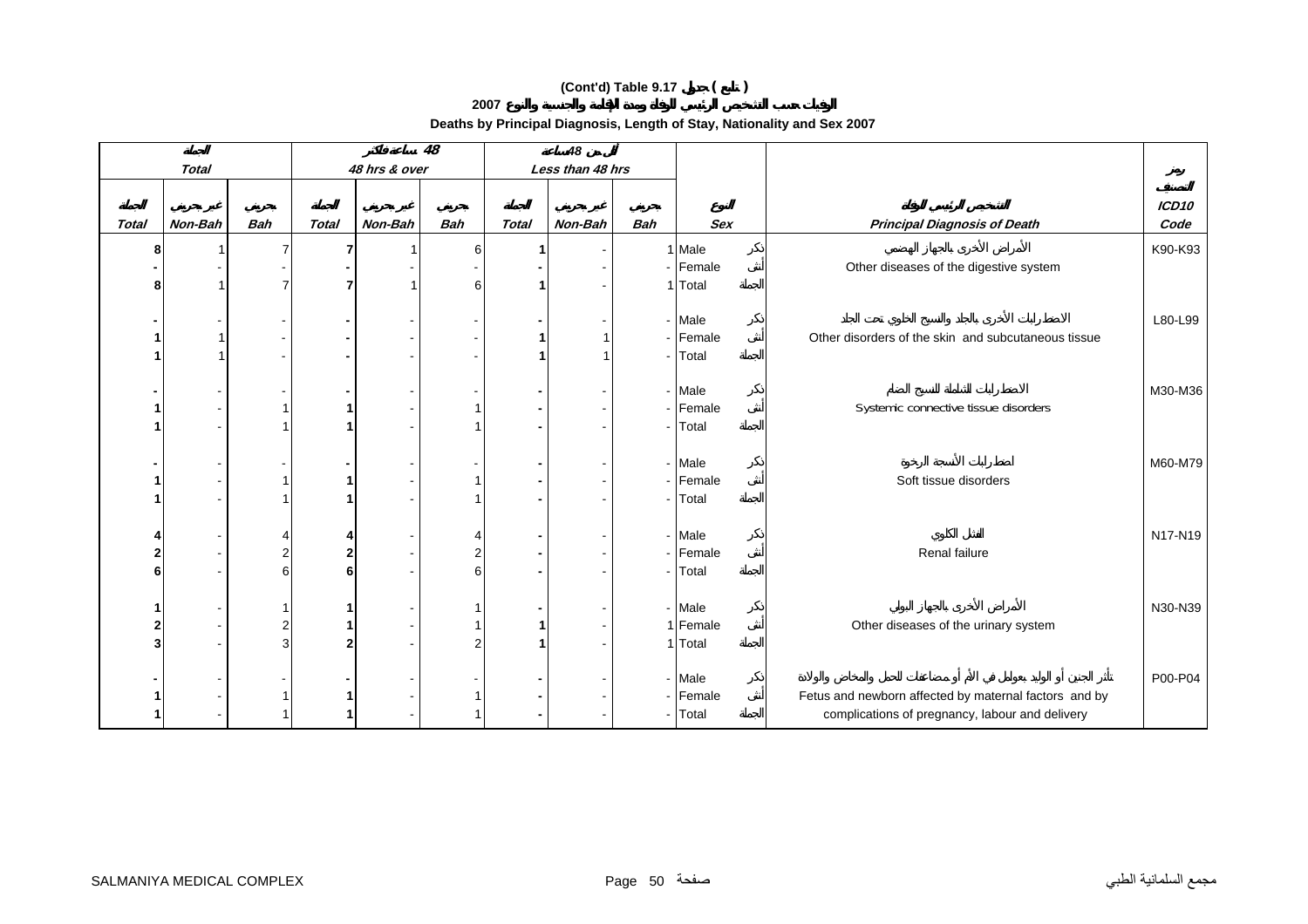**(Cont'd) Table 9.17 جدول ( تابع )**

**2007 الوفيات حسب التشخيص الرئيسي للوفاة ومدة الإقامة والجنسية والنوع**

**Deaths by Principal Diagnosis, Length of Stay, Nationality and Sex 2007**

| الجملة Total | | | 48 ساعة فأكثر 48 hrs & over | | | أقل من 48 ساعة Less than 48 hrs | | | | | | |
|---|---|---|---|---|---|---|---|---|---|---|---|---|
| الجملة Total | غير بحريني Non-Bah | بحريني Bah | الجملة Total | غير بحريني Non-Bah | بحريني Bah | الجملة Total | غير بحريني Non-Bah | بحريني Bah | النوع Sex | | التشخيص الرئيسي للوفاة Principal Diagnosis of Death | رمز التصنيف ICD10 Code |
| 8 | 1 | 7 | 7 | 1 | 6 | 1 | - | 1 | Male | ذكر | الأمراض الأخرى بالجهاز الهضمي | K90-K93 |
| - | - | - | - | - | - | - | - | - | Female | أنثى | Other diseases of the digestive system | |
| 8 | 1 | 7 | 7 | 1 | 6 | 1 | - | 1 | Total | الجملة | | |
| - | - | - | - | - | - | - | - | - | Male | ذكر | الاضطرابات الأخرى بالجلد والنسيج الخلوي تحت الجلد | L80-L99 |
| 1 | 1 | - | - | - | - | 1 | 1 | - | Female | أنثى | Other disorders of the skin and subcutaneous tissue | |
| 1 | 1 | - | - | - | - | 1 | 1 | - | Total | الجملة | | |
| - | - | - | - | - | - | - | - | - | Male | ذكر | الاضطرابات الشاملة للنسيج الضام | M30-M36 |
| 1 | - | 1 | 1 | - | 1 | - | - | - | Female | أنثى | Systemic connective tissue disorders | |
| 1 | - | 1 | 1 | - | 1 | - | - | - | Total | الجملة | | |
| - | - | - | - | - | - | - | - | - | Male | ذكر | اضطرابات الأنسجة الرخوة | M60-M79 |
| 1 | - | 1 | 1 | - | 1 | - | - | - | Female | أنثى | Soft tissue disorders | |
| 1 | - | 1 | 1 | - | 1 | - | - | - | Total | الجملة | | |
| 4 | - | 4 | 4 | - | 4 | - | - | - | Male | ذكر | الفشل الكلوي | N17-N19 |
| 2 | - | 2 | 2 | - | 2 | - | - | - | Female | أنثى | Renal failure | |
| 6 | - | 6 | 6 | - | 6 | - | - | - | Total | الجملة | | |
| 1 | - | 1 | 1 | - | 1 | - | - | - | Male | ذكر | الأمراض الأخرى بالجهاز البولي | N30-N39 |
| 2 | - | 2 | 1 | - | 1 | 1 | - | 1 | Female | أنثى | Other diseases of the urinary system | |
| 3 | - | 3 | 2 | - | 2 | 1 | - | 1 | Total | الجملة | | |
| - | - | - | - | - | - | - | - | - | Male | ذكر | تأثر الجنين أو الوليد بعوامل في الأم أو مضاعفات للحمل والمخاض والولادة | P00-P04 |
| 1 | - | 1 | 1 | - | 1 | - | - | - | Female | أنثى | Fetus and newborn affected by maternal factors and by | |
| 1 | - | 1 | 1 | - | 1 | - | - | - | Total | الجملة | complications of pregnancy, labour and delivery | |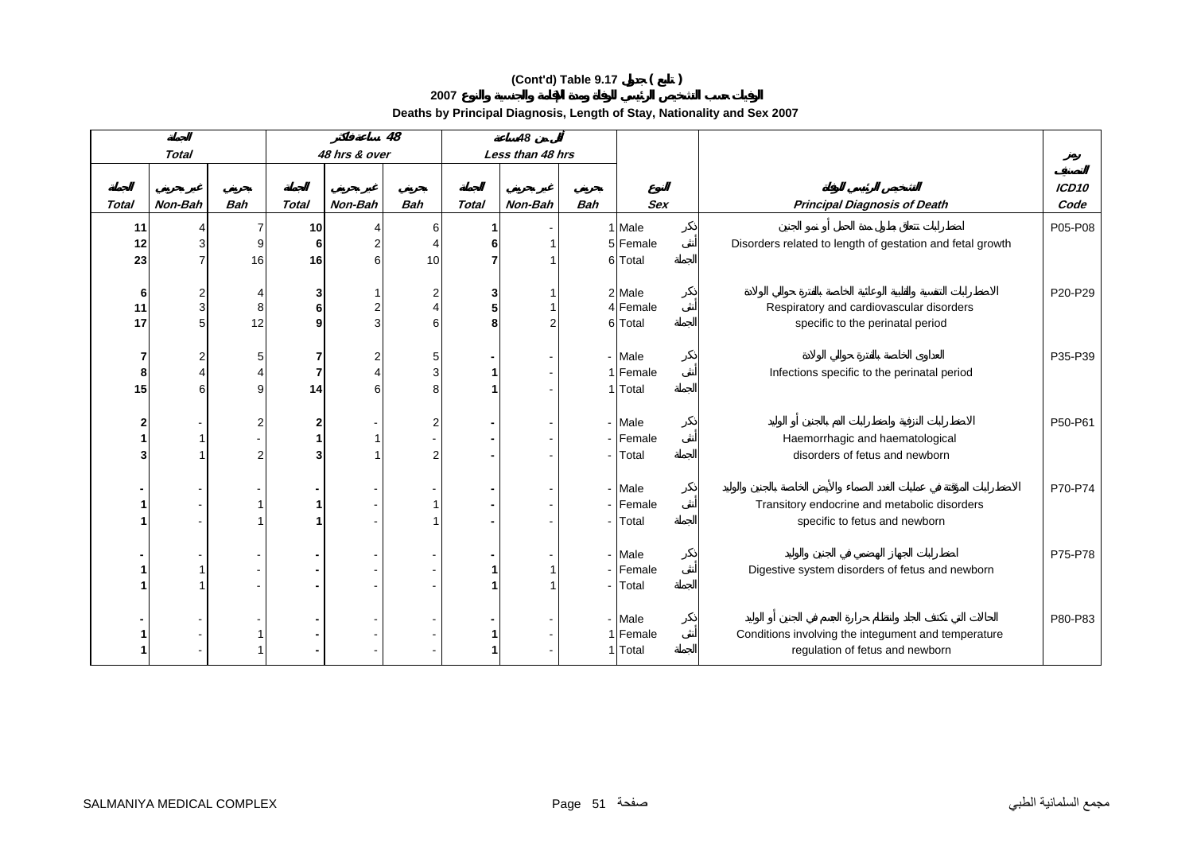**(Cont'd) Table 9.17 جدول ( تابع )**

**الوفيات حسب التشخيص الرئيسي للوفاة ومدة الإقامة والجنسية والنوع 2007**

**Deaths by Principal Diagnosis, Length of Stay, Nationality and Sex 2007**

| الجملة | | | 48 ساعة فأكثر | | | أقل من 48 ساعة | | | | | | |
|---|---|---|---|---|---|---|---|---|---|---|---|---|
| *Total* | | | *48 hrs & over* | | | *Less than 48 hrs* | | | | | | |
| الجملة | غير بحريني | بحريني | الجملة | غير بحريني | بحريني | الجملة | غير بحريني | بحريني | النوع | | التشخيص الرئيسي للوفاة | رمز التصنيف |
| *Total* | *Non-Bah* | *Bah* | *Total* | *Non-Bah* | *Bah* | *Total* | *Non-Bah* | *Bah* | *Sex* | | *Principal Diagnosis of Death* | *ICD10 Code* |
| **11** | 4 | 7 | **10** | 4 | 6 | **1** | - | 1 | Male | ذكر | اضطرابات تتعلق بطول مدة الحمل أو نمو الجنين | P05-P08 |
| **12** | 3 | 9 | **6** | 2 | 4 | **6** | 1 | 5 | Female | أنثى | Disorders related to length of gestation and fetal growth | |
| **23** | 7 | 16 | **16** | 6 | 10 | **7** | 1 | 6 | Total | الجملة | | |
| **6** | 2 | 4 | **3** | 1 | 2 | **3** | 1 | 2 | Male | ذكر | الاضطرابات التنفسية والقلبية والوعائية الخاصة بالفترة حوالي الولادة | P20-P29 |
| **11** | 3 | 8 | **6** | 2 | 4 | **5** | 1 | 4 | Female | أنثى | Respiratory and cardiovascular disorders | |
| **17** | 5 | 12 | **9** | 3 | 6 | **8** | 2 | 6 | Total | الجملة | specific to the perinatal period | |
| **7** | 2 | 5 | **7** | 2 | 5 | **-** | - | - | Male | ذكر | العداوى الخاصة بالفترة حوالي الولادة | P35-P39 |
| **8** | 4 | 4 | **7** | 4 | 3 | **1** | - | 1 | Female | أنثى | Infections specific to the perinatal period | |
| **15** | 6 | 9 | **14** | 6 | 8 | **1** | - | 1 | Total | الجملة | | |
| **2** | - | 2 | **2** | - | 2 | **-** | - | - | Male | ذكر | الاضطرابات النزفية واضطرابات الدم بالجنين أو الوليد | P50-P61 |
| **1** | 1 | - | **1** | 1 | - | **-** | - | - | Female | أنثى | Haemorrhagic and haematological | |
| **3** | 1 | 2 | **3** | 1 | 2 | **-** | - | - | Total | الجملة | disorders of fetus and newborn | |
| **-** | - | - | **-** | - | - | **-** | - | - | Male | ذكر | الاضطرابات المؤقتة في عمليات الغدد الصماء والأيض الخاصة بالجنين والوليد | P70-P74 |
| **1** | - | 1 | **1** | - | 1 | **-** | - | - | Female | أنثى | Transitory endocrine and metabolic disorders | |
| **1** | - | 1 | **1** | - | 1 | **-** | - | - | Total | الجملة | specific to fetus and newborn | |
| **-** | - | - | **-** | - | - | **-** | - | - | Male | ذكر | اضطرابات الجهاز الهضمي في الجنين والوليد | P75-P78 |
| **1** | 1 | - | **-** | - | - | **1** | 1 | - | Female | أنثى | Digestive system disorders of fetus and newborn | |
| **1** | 1 | - | **-** | - | - | **1** | 1 | - | Total | الجملة | | |
| **-** | - | - | **-** | - | - | **-** | - | - | Male | ذكر | الحالات التي تكتنف الجلد وانتظام حرارة الجسم في الجنين أو الوليد | P80-P83 |
| **1** | - | 1 | **-** | - | - | **1** | - | 1 | Female | أنثى | Conditions involving the integument and temperature | |
| **1** | - | 1 | **-** | - | - | **1** | - | 1 | Total | الجملة | regulation of fetus and newborn | |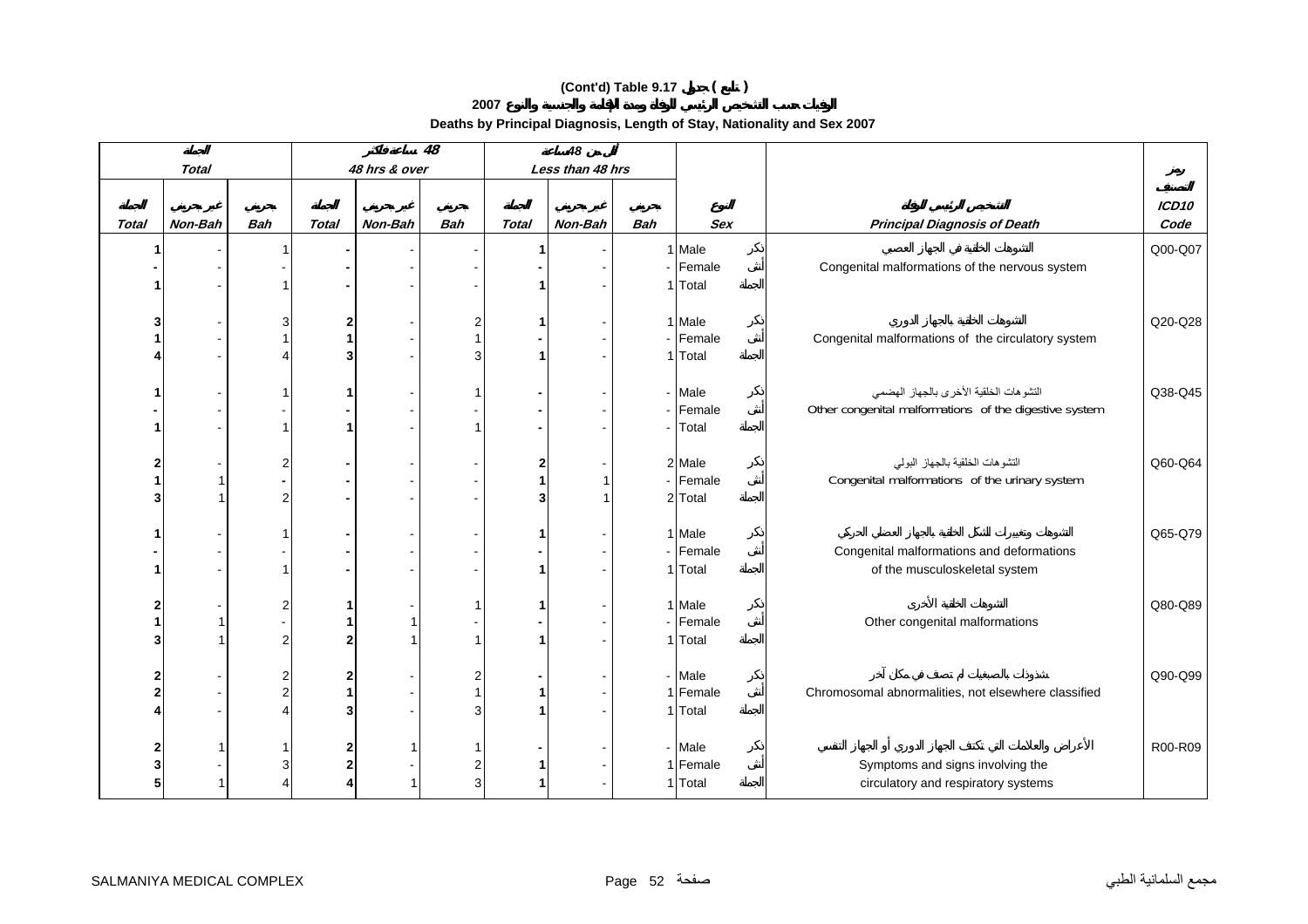**(Cont'd) Table 9.17 جدول ( تابع )**

**الوفيات حسب التشخيص الرئيسي للوفاة ومدة الإقامة والجنسية والنوع 2007**

**Deaths by Principal Diagnosis, Length of Stay, Nationality and Sex 2007**

| الجملة | | | 48 ساعة فأكثر | | | أقل من 48 ساعة | | | | | |
|---|---|---|---|---|---|---|---|---|---|---|---|
| *Total* | | | *48 hrs & over* | | | *Less than 48 hrs* | | | | | رمز التصنيف |
| الجملة | غير بحريني | بحريني | الجملة | غير بحريني | بحريني | الجملة | غير بحريني | بحريني | النوع | التشخيص الرئيسي للوفاة | *ICD10* |
| *Total* | *Non-Bah* | *Bah* | *Total* | *Non-Bah* | *Bah* | *Total* | *Non-Bah* | *Bah* | *Sex* | *Principal Diagnosis of Death* | *Code* |
| **1** | - | 1 | **-** | - | - | **1** | - | 1 | Male ذكر | التشوهات الخلقية في الجهاز العصبي | Q00-Q07 |
| **-** | - | - | **-** | - | - | **-** | - | - | Female أنثى | Congenital malformations of the nervous system | |
| **1** | - | 1 | **-** | - | - | **1** | - | 1 | Total الجملة | | |
| **3** | - | 3 | **2** | - | 2 | **1** | - | 1 | Male ذكر | التشوهات الخلقية بالجهاز الدوري | Q20-Q28 |
| **1** | - | 1 | **1** | - | 1 | **-** | - | - | Female أنثى | Congenital malformations of the circulatory system | |
| **4** | - | 4 | **3** | - | 3 | **1** | - | 1 | Total الجملة | | |
| **1** | - | 1 | **1** | - | 1 | **-** | - | - | Male ذكر | التشوهات الخلقية الأخرى بالجهاز الهضمي | Q38-Q45 |
| **-** | - | - | **-** | - | - | **-** | - | - | Female أنثى | Other congenital malformations of the digestive system | |
| **1** | - | 1 | **1** | - | 1 | **-** | - | - | Total الجملة | | |
| **2** | - | 2 | **-** | - | - | **2** | - | 2 | Male ذكر | التشوهات الخلقية بالجهاز البولي | Q60-Q64 |
| **1** | 1 | **-** | **-** | - | - | **1** | 1 | - | Female أنثى | Congenital malformations of the urinary system | |
| **3** | 1 | 2 | **-** | - | - | **3** | 1 | 2 | Total الجملة | | |
| **1** | - | 1 | **-** | - | - | **1** | - | 1 | Male ذكر | التشوهات وتغييرات الشكل الخلقية بالجهاز العضلي الحركي | Q65-Q79 |
| **-** | - | - | **-** | - | - | **-** | - | - | Female أنثى | Congenital malformations and deformations | |
| **1** | - | 1 | **-** | - | - | **1** | - | 1 | Total الجملة | of the musculoskeletal system | |
| **2** | - | 2 | **1** | - | 1 | **1** | - | 1 | Male ذكر | التشوهات الخلقية الأخرى | Q80-Q89 |
| **1** | 1 | - | **1** | 1 | - | **-** | - | - | Female أنثى | Other congenital malformations | |
| **3** | 1 | 2 | **2** | 1 | 1 | **1** | - | 1 | Total الجملة | | |
| **2** | - | 2 | **2** | - | 2 | **-** | - | - | Male ذكر | شذوذات بالصبغيات لم تصنف في مكان آخر | Q90-Q99 |
| **2** | - | 2 | **1** | - | 1 | **1** | - | 1 | Female أنثى | Chromosomal abnormalities, not elsewhere classified | |
| **4** | - | 4 | **3** | - | 3 | **1** | - | 1 | Total الجملة | | |
| **2** | 1 | 1 | **2** | 1 | 1 | **-** | - | - | Male ذكر | الأعراض والعلامات التي تكتنف الجهاز الدوري أو الجهاز التنفسي | R00-R09 |
| **3** | - | 3 | **2** | - | 2 | **1** | - | 1 | Female أنثى | Symptoms and signs involving the | |
| **5** | 1 | 4 | **4** | 1 | 3 | **1** | - | 1 | Total الجملة | circulatory and respiratory systems | |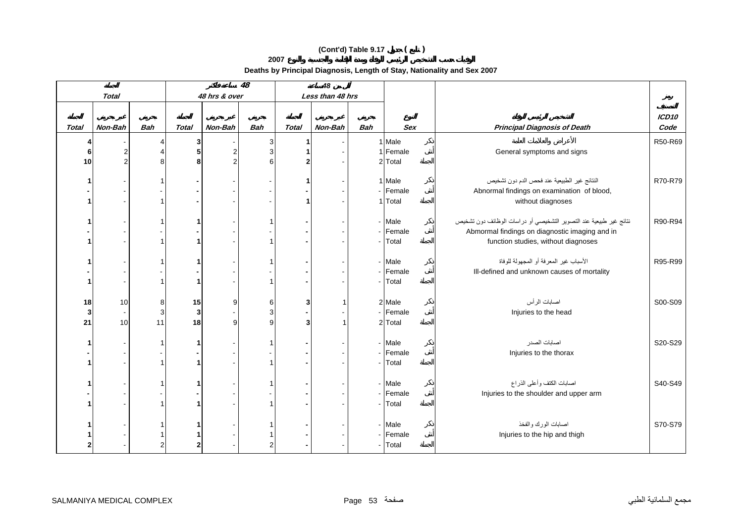**(Cont'd) Table 9.17 جدول ( تابع )**

**الوفيات حسب التشخيص الرئيسي للوفاة ومدة الإقامة والجنسية والنوع 2007**

**Deaths by Principal Diagnosis, Length of Stay, Nationality and Sex 2007**

| الجملة | | | 48 ساعة فأكثر | | | أقل من 48 ساعة | | | | | |
|---|---|---|---|---|---|---|---|---|---|---|---|
| *Total* | | | *48 hrs & over* | | | *Less than 48 hrs* | | | | | رمز التصنيف |
| الجملة | غير بحريني | بحريني | الجملة | غير بحريني | بحريني | الجملة | غير بحريني | بحريني | النوع | التشخيص الرئيسي للوفاة | ICD10 |
| *Total* | *Non-Bah* | *Bah* | *Total* | *Non-Bah* | *Bah* | *Total* | *Non-Bah* | *Bah* | *Sex* | *Principal Diagnosis of Death* | *Code* |
| **4** | - | 4 | **3** | - | 3 | **1** | - | 1 | Male ذكر | الأعراض والعلامات العامة | R50-R69 |
| **6** | 2 | 4 | **5** | 2 | 3 | **1** | - | 1 | Female أنثى | General symptoms and signs | |
| **10** | 2 | 8 | **8** | 2 | 6 | **2** | - | 2 | Total الجملة | | |
| **1** | - | 1 | **-** | - | - | **1** | - | 1 | Male ذكر | النتائج غير الطبيعية عند فحص الدم دون تشخيص | R70-R79 |
| **-** | - | - | **-** | - | - | **-** | - | - | Female أنثى | Abnormal findings on examination of blood, | |
| **1** | - | 1 | **-** | - | - | **1** | - | 1 | Total الجملة | without diagnoses | |
| **1** | - | 1 | **1** | - | 1 | **-** | - | - | Male ذكر | نتائج غير طبيعية عند التصوير التشخيصي أو دراسات الوظائف دون تشخيص | R90-R94 |
| **-** | - | - | **-** | - | - | **-** | - | - | Female أنثى | Abmormal findings on diagnostic imaging and in | |
| **1** | - | 1 | **1** | - | 1 | **-** | - | - | Total الجملة | function studies, without diagnoses | |
| **1** | - | 1 | **1** | - | 1 | **-** | - | - | Male ذكر | الأسباب غير المعرفة أو المجهولة للوفاة | R95-R99 |
| **-** | - | - | **-** | - | - | **-** | - | - | Female أنثى | Ill-defined and unknown causes of mortality | |
| **1** | - | 1 | **1** | - | 1 | **-** | - | - | Total الجملة | | |
| **18** | 10 | 8 | **15** | 9 | 6 | **3** | 1 | 2 | Male ذكر | اصابات الرأس | S00-S09 |
| **3** | - | 3 | **3** | - | 3 | **-** | - | - | Female أنثى | Injuries to the head | |
| **21** | 10 | 11 | **18** | 9 | 9 | **3** | 1 | 2 | Total الجملة | | |
| **1** | - | 1 | **1** | - | 1 | **-** | - | - | Male ذكر | اصابات الصدر | S20-S29 |
| **-** | - | - | **-** | - | - | **-** | - | - | Female أنثى | Injuries to the thorax | |
| **1** | - | 1 | **1** | - | 1 | **-** | - | - | Total الجملة | | |
| **1** | - | 1 | **1** | - | 1 | **-** | - | - | Male ذكر | اصابات الكتف وأعلى الذراع | S40-S49 |
| **-** | - | - | **-** | - | - | **-** | - | - | Female أنثى | Injuries to the shoulder and upper arm | |
| **1** | - | 1 | **1** | - | 1 | **-** | - | - | Total الجملة | | |
| **1** | - | 1 | **1** | - | 1 | **-** | - | - | Male ذكر | اصابات الورك والفخذ | S70-S79 |
| **1** | - | 1 | **1** | - | 1 | **-** | - | - | Female أنثى | Injuries to the hip and thigh | |
| **2** | - | 2 | **2** | - | 2 | **-** | - | - | Total الجملة | | |

SALMANIYA MEDICAL COMPLEX — مجمع السلمانية الطبي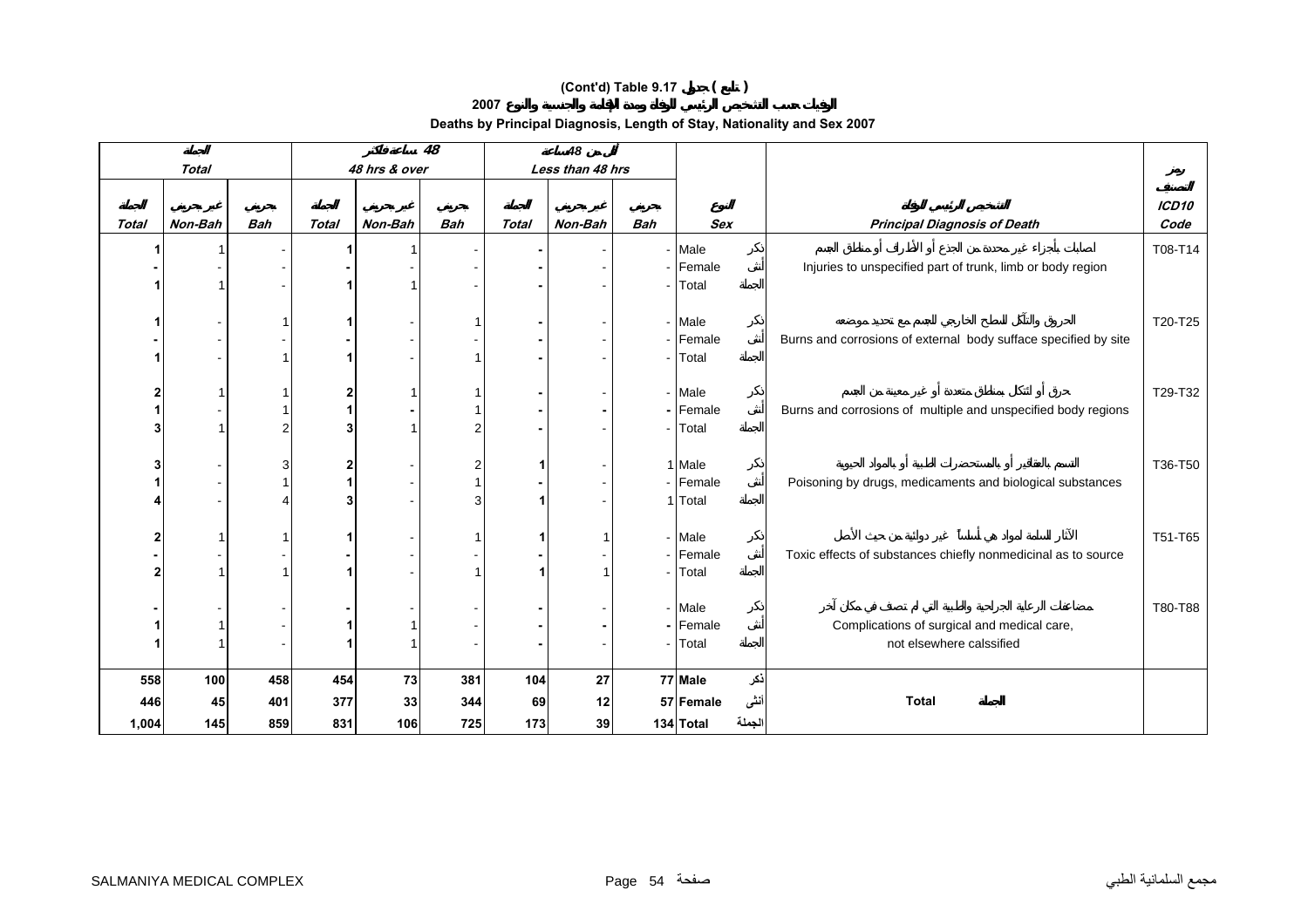## (Cont'd) Table 9.17 جدول ( تابع )

## الوفيات حسب التشخيص الرئيسي للوفاة ومدة الإقامة والجنسية والنوع 2007

## Deaths by Principal Diagnosis, Length of Stay, Nationality and Sex 2007

| الجملة Total | | | 48 ساعة فأكثر 48 hrs & over | | | أقل من 48 ساعة Less than 48 hrs | | | | التشخيص الرئيسي للوفاة | رمز التصنيف |
|---|---|---|---|---|---|---|---|---|---|---|---|
| الجملة Total | غير بحريني Non-Bah | بحريني Bah | الجملة Total | غير بحريني Non-Bah | بحريني Bah | الجملة Total | غير بحريني Non-Bah | بحريني Bah | النوع Sex | Principal Diagnosis of Death | ICD10 Code |
| 1 | 1 | - | 1 | 1 | - | - | - | - | Male ذكر | اصابات بأجزاء غير محددة من الجذع أو الأطراف أو مناطق الجسم | T08-T14 |
| - | - | - | - | - | - | - | - | - | Female أنثى | Injuries to unspecified part of trunk, limb or body region | |
| 1 | 1 | - | 1 | 1 | - | - | - | - | Total الجملة | | |
| 1 | - | 1 | 1 | - | 1 | - | - | - | Male ذكر | الحروق والتآكل للسطح الخارجي للجسم مع تحديد موضعه | T20-T25 |
| - | - | - | - | - | - | - | - | - | Female أنثى | Burns and corrosions of external body suffacе specified by site | |
| 1 | - | 1 | 1 | - | 1 | - | - | - | Total الجملة | | |
| 2 | 1 | 1 | 2 | 1 | 1 | - | - | - | Male ذكر | حرق أو تآكل بمناطق متعددة أو غير معينة من الجسم | T29-T32 |
| 1 | - | 1 | 1 | - | 1 | - | - | - | Female أنثى | Burns and corrosions of multiple and unspecified body regions | |
| 3 | 1 | 2 | 3 | 1 | 2 | - | - | - | Total الجملة | | |
| 3 | - | 3 | 2 | - | 2 | 1 | - | 1 | Male ذكر | التسمم بالعقاقير أو بالمستحضرات الطبية أو بالمواد الحيوية | T36-T50 |
| 1 | - | 1 | 1 | - | 1 | - | - | - | Female أنثى | Poisoning by drugs, medicaments and biological substances | |
| 4 | - | 4 | 3 | - | 3 | 1 | - | 1 | Total الجملة | | |
| 2 | 1 | 1 | 1 | - | 1 | 1 | 1 | - | Male ذكر | الآثار السامة لمواد هي أساساً غير دوائية من حيث الأصل | T51-T65 |
| - | - | - | - | - | - | - | - | - | Female أنثى | Toxic effects of substances chiefly nonmedicinal as to source | |
| 2 | 1 | 1 | 1 | - | 1 | 1 | 1 | - | Total الجملة | | |
| - | - | - | - | - | - | - | - | - | Male ذكر | مضاعفات الرعاية الجراحية والطبية التي لم تصنف في مكان آخر | T80-T88 |
| 1 | 1 | - | 1 | 1 | - | - | - | - | Female أنثى | Complications of surgical and medical care, | |
| 1 | 1 | - | 1 | 1 | - | - | - | - | Total الجملة | not elsewhere calssified | |
| **558** | **100** | **458** | **454** | **73** | **381** | **104** | **27** | **77** | **Male** ذكر | | |
| **446** | **45** | **401** | **377** | **33** | **344** | **69** | **12** | **57** | **Female** أنثى | **Total** الجملة | |
| **1,004** | **145** | **859** | **831** | **106** | **725** | **173** | **39** | **134** | **Total** الجملة | | |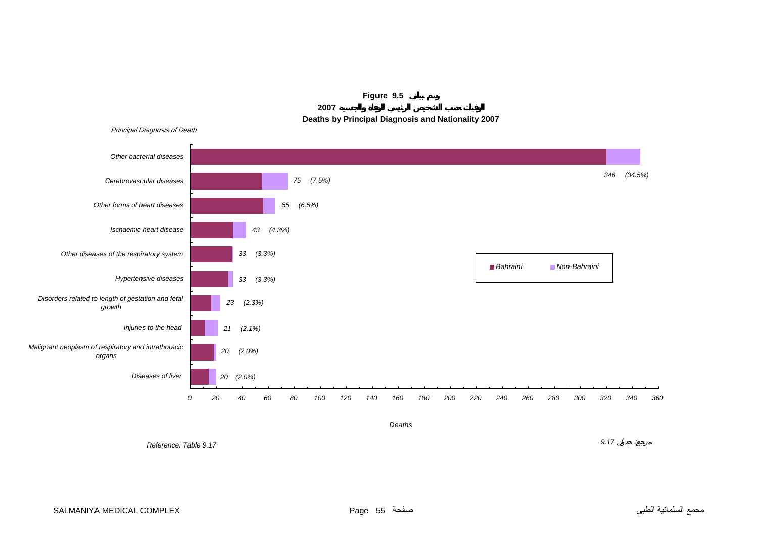**Figure 9.5 رسم بياني**

**الوفيات حسب التشخيص الرئيسي للوفاة والجنسية 2007**

**Deaths by Principal Diagnosis and Nationality 2007**

| Principal Diagnosis of Death | Deaths | % |
|---|---|---|
| Other bacterial diseases | 346 | (34.5%) |
| Cerebrovascular diseases | 75 | (7.5%) |
| Other forms of heart diseases | 65 | (6.5%) |
| Ischaemic heart disease | 43 | (4.3%) |
| Other diseases of the respiratory system | 33 | (3.3%) |
| Hypertensive diseases | 33 | (3.3%) |
| Disorders related to length of gestation and fetal growth | 23 | (2.3%) |
| Injuries to the head | 21 | (2.1%) |
| Malignant neoplasm of respiratory and intrathoracic organs | 20 | (2.0%) |
| Diseases of liver | 20 | (2.0%) |

Legend: Bahraini, Non-Bahraini

Deaths

Reference: Table 9.17

مرجع: جدول 9.17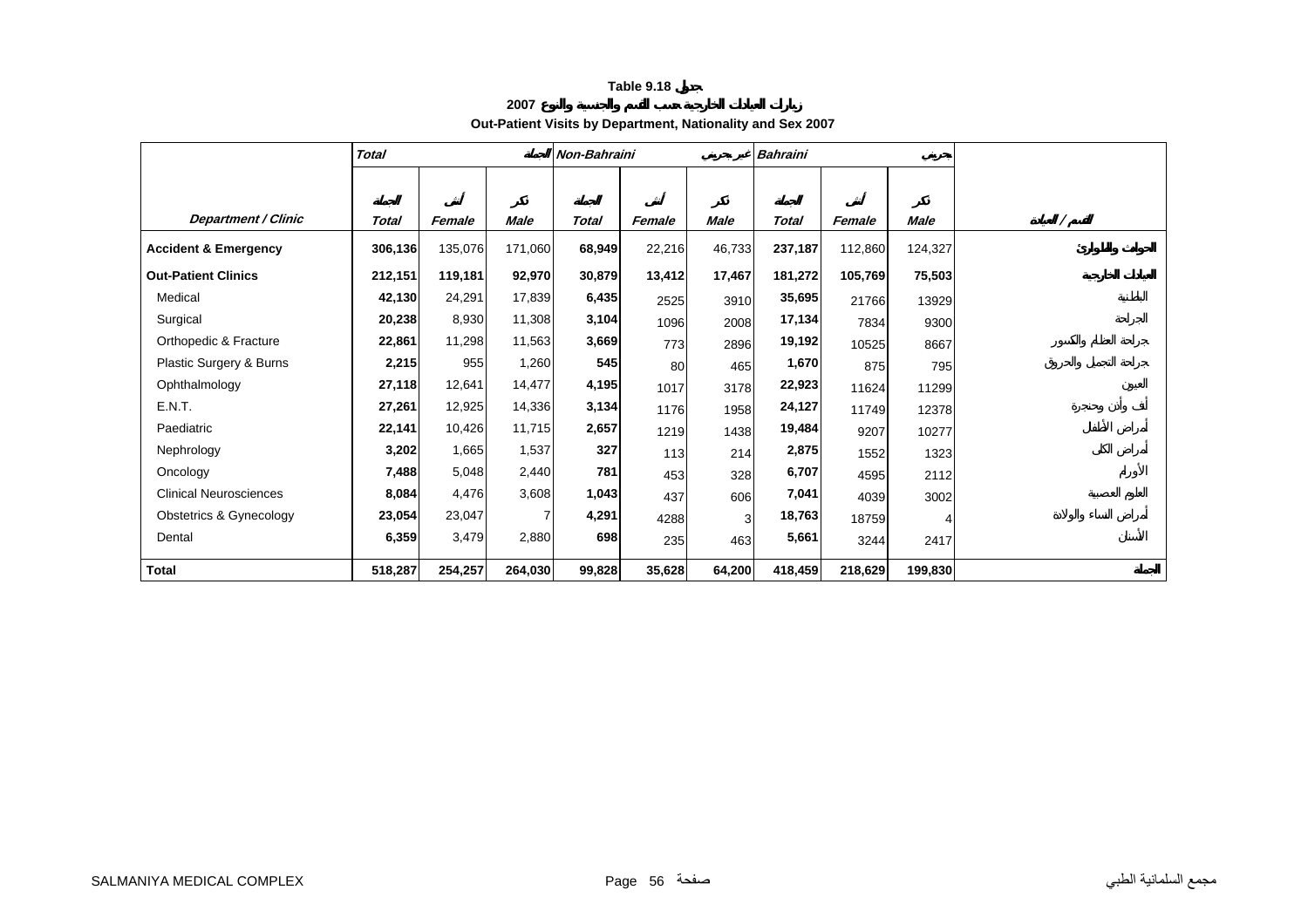**Table 9.18 جدول**

**زيارات العيادات الخارجية حسب القسم والجنسية والنوع 2007**

**Out-Patient Visits by Department, Nationality and Sex 2007**

| | *Total* | | *الجملة* | *Non-Bahraini* | | *غير بحريني* | *Bahraini* | | *بحريني* | |
|---|---|---|---|---|---|---|---|---|---|---|
| ***Department / Clinic*** | *الجملة* *Total* | *أنثى* *Female* | *ذكر* *Male* | *الجملة* *Total* | *أنثى* *Female* | *ذكر* *Male* | *الجملة* *Total* | *أنثى* *Female* | *ذكر* *Male* | *القسم / العيادة* |
| **Accident & Emergency** | **306,136** | 135,076 | 171,060 | **68,949** | 22,216 | 46,733 | **237,187** | 112,860 | 124,327 | **الحوادث والطوارئ** |
| **Out-Patient Clinics** | **212,151** | **119,181** | **92,970** | **30,879** | **13,412** | **17,467** | **181,272** | **105,769** | **75,503** | **العيادات الخارجية** |
| Medical | **42,130** | 24,291 | 17,839 | **6,435** | 2525 | 3910 | **35,695** | 21766 | 13929 | الباطنية |
| Surgical | **20,238** | 8,930 | 11,308 | **3,104** | 1096 | 2008 | **17,134** | 7834 | 9300 | الجراحة |
| Orthopedic & Fracture | **22,861** | 11,298 | 11,563 | **3,669** | 773 | 2896 | **19,192** | 10525 | 8667 | جراحة العظام والكسور |
| Plastic Surgery & Burns | **2,215** | 955 | 1,260 | **545** | 80 | 465 | **1,670** | 875 | 795 | جراحة التجميل والحروق |
| Ophthalmology | **27,118** | 12,641 | 14,477 | **4,195** | 1017 | 3178 | **22,923** | 11624 | 11299 | العيون |
| E.N.T. | **27,261** | 12,925 | 14,336 | **3,134** | 1176 | 1958 | **24,127** | 11749 | 12378 | أنف وأذن وحنجرة |
| Paediatric | **22,141** | 10,426 | 11,715 | **2,657** | 1219 | 1438 | **19,484** | 9207 | 10277 | أمراض الأطفال |
| Nephrology | **3,202** | 1,665 | 1,537 | **327** | 113 | 214 | **2,875** | 1552 | 1323 | أمراض الكلى |
| Oncology | **7,488** | 5,048 | 2,440 | **781** | 453 | 328 | **6,707** | 4595 | 2112 | الأورام |
| Clinical Neurosciences | **8,084** | 4,476 | 3,608 | **1,043** | 437 | 606 | **7,041** | 4039 | 3002 | العلوم العصبية |
| Obstetrics & Gynecology | **23,054** | 23,047 | 7 | **4,291** | 4288 | 3 | **18,763** | 18759 | 4 | أمراض النساء والولادة |
| Dental | **6,359** | 3,479 | 2,880 | **698** | 235 | 463 | **5,661** | 3244 | 2417 | الأسنان |
| **Total** | **518,287** | **254,257** | **264,030** | **99,828** | **35,628** | **64,200** | **418,459** | **218,629** | **199,830** | **الجملة** |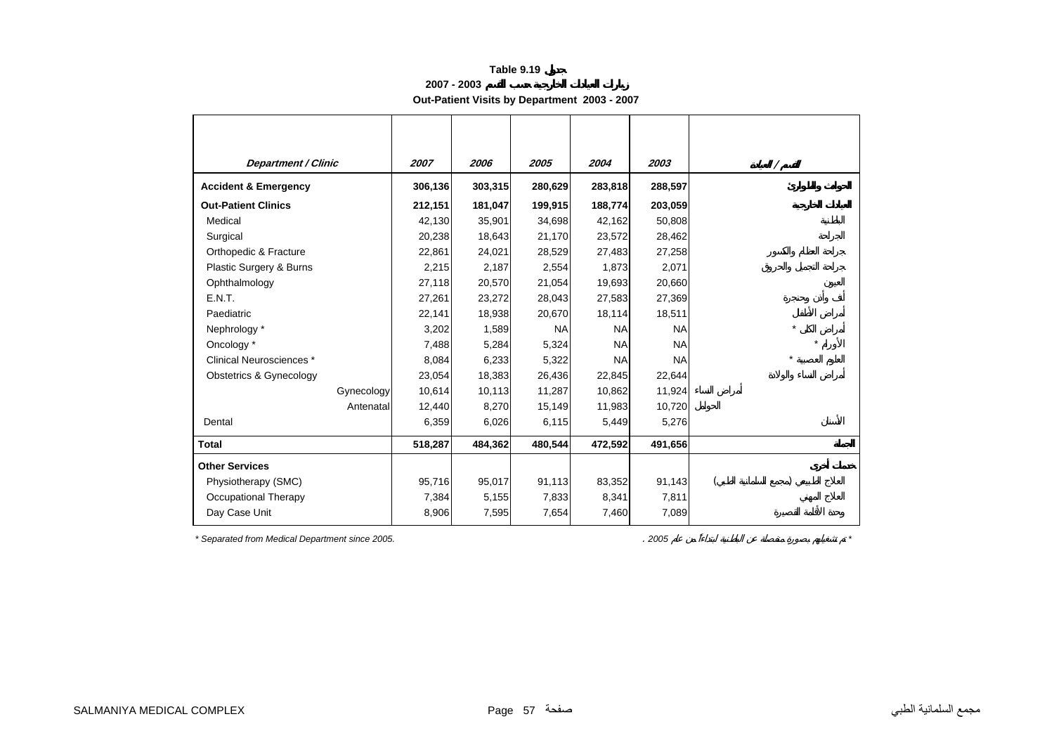# Table 9.19 جدول

## زيارات العيادات الخارجية حسب القسم 2003 - 2007

## Out-Patient Visits by Department 2003 - 2007

| Department / Clinic | 2007 | 2006 | 2005 | 2004 | 2003 | القسم / العيادة |
|---|---|---|---|---|---|---|
| **Accident & Emergency** | **306,136** | **303,315** | **280,629** | **283,818** | **288,597** | **الحوادث والطوارئ** |
| **Out-Patient Clinics** | **212,151** | **181,047** | **199,915** | **188,774** | **203,059** | **العيادات الخارجية** |
| Medical | 42,130 | 35,901 | 34,698 | 42,162 | 50,808 | الباطنية |
| Surgical | 20,238 | 18,643 | 21,170 | 23,572 | 28,462 | الجراحة |
| Orthopedic & Fracture | 22,861 | 24,021 | 28,529 | 27,483 | 27,258 | جراحة العظام والكسور |
| Plastic Surgery & Burns | 2,215 | 2,187 | 2,554 | 1,873 | 2,071 | جراحة التجميل والحروق |
| Ophthalmology | 27,118 | 20,570 | 21,054 | 19,693 | 20,660 | العيون |
| E.N.T. | 27,261 | 23,272 | 28,043 | 27,583 | 27,369 | أنف وأذن وحنجرة |
| Paediatric | 22,141 | 18,938 | 20,670 | 18,114 | 18,511 | أمراض الأطفال |
| Nephrology * | 3,202 | 1,589 | NA | NA | NA | أمراض الكلى * |
| Oncology * | 7,488 | 5,284 | 5,324 | NA | NA | الأورام * |
| Clinical Neurosciences * | 8,084 | 6,233 | 5,322 | NA | NA | العلوم العصبية * |
| Obstetrics & Gynecology | 23,054 | 18,383 | 26,436 | 22,845 | 22,644 | أمراض النساء والولادة |
| Gynecology | 10,614 | 10,113 | 11,287 | 10,862 | 11,924 | أمراض النساء |
| Antenatal | 12,440 | 8,270 | 15,149 | 11,983 | 10,720 | الحوامل |
| Dental | 6,359 | 6,026 | 6,115 | 5,449 | 5,276 | الأسنان |
| **Total** | **518,287** | **484,362** | **480,544** | **472,592** | **491,656** | **الجملة** |
| **Other Services** | | | | | | **خدمات أخرى** |
| Physiotherapy (SMC) | 95,716 | 95,017 | 91,113 | 83,352 | 91,143 | العلاج الطبيعي (مجمع السلمانية الطبي) |
| Occupational Therapy | 7,384 | 5,155 | 7,833 | 8,341 | 7,811 | العلاج المهني |
| Day Case Unit | 8,906 | 7,595 | 7,654 | 7,460 | 7,089 | وحدة الإقامة القصيرة |

*\* Separated from Medical Department since 2005.*

\* تم تشغيلها بصورة منفصلة عن الباطنية ابتداءً من عام 2005 .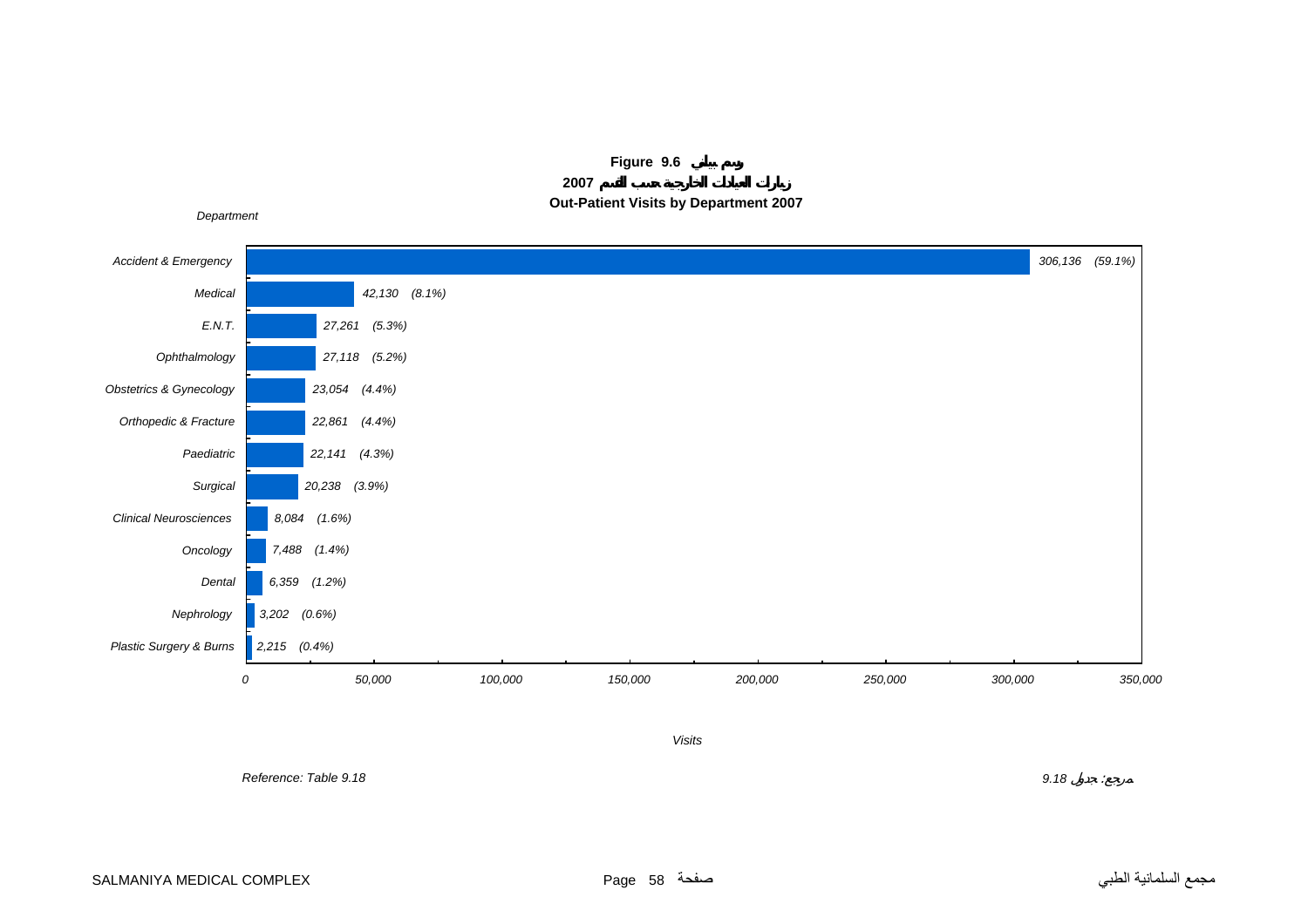**Figure 9.6 رسم بياني**

**زيارات العيادات الخارجية حسب القسم 2007**

**Out-Patient Visits by Department 2007**

| Department | Visits | (%) |
|---|---|---|
| Accident & Emergency | 306,136 | (59.1%) |
| Medical | 42,130 | (8.1%) |
| E.N.T. | 27,261 | (5.3%) |
| Ophthalmology | 27,118 | (5.2%) |
| Obstetrics & Gynecology | 23,054 | (4.4%) |
| Orthopedic & Fracture | 22,861 | (4.4%) |
| Paediatric | 22,141 | (4.3%) |
| Surgical | 20,238 | (3.9%) |
| Clinical Neurosciences | 8,084 | (1.6%) |
| Oncology | 7,488 | (1.4%) |
| Dental | 6,359 | (1.2%) |
| Nephrology | 3,202 | (0.6%) |
| Plastic Surgery & Burns | 2,215 | (0.4%) |

*Reference: Table 9.18* *مرجع: جدول 9.18*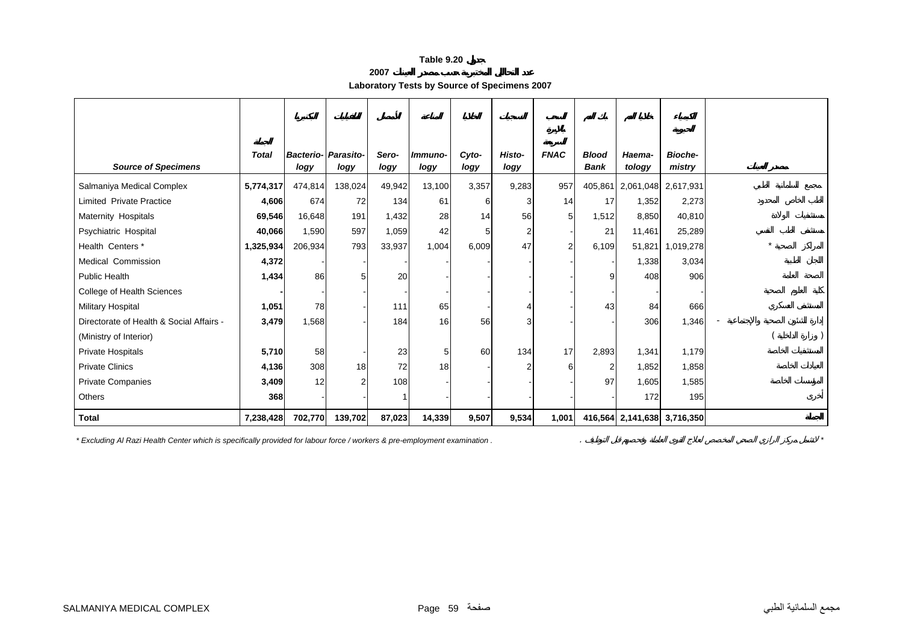**Table 9.20 جدول**

**2007 عدد التحاليل المختبرية حسب مصدر العينات**

**Laboratory Tests by Source of Specimens 2007**

| Source of Specimens | الجملة Total | البكتيريا Bacterio-logy | الطفيليات Parasito-logy | الأمصال Sero-logy | المناعة Immuno-logy | الخلايا Cyto-logy | الأنسجة Histo-logy | السحب بالإبرة الرفيعة FNAC | بنك الدم Blood Bank | خلايا الدم Haema-tology | الكيمياء الحيوية Bioche-mistry | مصدر العينات |
|---|---|---|---|---|---|---|---|---|---|---|---|---|
| Salmaniya Medical Complex | **5,774,317** | 474,814 | 138,024 | 49,942 | 13,100 | 3,357 | 9,283 | 957 | 405,861 | 2,061,048 | 2,617,931 | مجمع السلمانية الطبي |
| Limited Private Practice | **4,606** | 674 | 72 | 134 | 61 | 6 | 3 | 14 | 17 | 1,352 | 2,273 | الطب الخاص المحدود |
| Maternity Hospitals | **69,546** | 16,648 | 191 | 1,432 | 28 | 14 | 56 | 5 | 1,512 | 8,850 | 40,810 | مستشفيات الولادة |
| Psychiatric Hospital | **40,066** | 1,590 | 597 | 1,059 | 42 | 5 | 2 | - | 21 | 11,461 | 25,289 | مستشفى الطب النفسي |
| Health Centers * | **1,325,934** | 206,934 | 793 | 33,937 | 1,004 | 6,009 | 47 | 2 | 6,109 | 51,821 | 1,019,278 | المراكز الصحية * |
| Medical Commission | **4,372** | - | - | - | - | - | - | - | - | 1,338 | 3,034 | اللجان الطبية |
| Public Health | **1,434** | 86 | 5 | 20 | - | - | - | - | 9 | 408 | 906 | الصحة العامة |
| College of Health Sciences | **-** | - | - | - | - | - | - | - | - | - | - | كلية العلوم الصحية |
| Military Hospital | **1,051** | 78 | - | 111 | 65 | - | 4 | - | 43 | 84 | 666 | المستشفى العسكري |
| Directorate of Health & Social Affairs - (Ministry of Interior) | **3,479** | 1,568 | - | 184 | 16 | 56 | 3 | - | - | 306 | 1,346 | إدارة الشئون الصحية والإجتماعية - ( وزارة الداخلية ) |
| Private Hospitals | **5,710** | 58 | - | 23 | 5 | 60 | 134 | 17 | 2,893 | 1,341 | 1,179 | المستشفيات الخاصة |
| Private Clinics | **4,136** | 308 | 18 | 72 | 18 | - | 2 | 6 | 2 | 1,852 | 1,858 | العيادات الخاصة |
| Private Companies | **3,409** | 12 | 2 | 108 | - | - | - | - | 97 | 1,605 | 1,585 | المؤسسات الخاصة |
| Others | **368** | - | - | 1 | - | - | - | - | - | 172 | 195 | أخرى |
| **Total** | **7,238,428** | **702,770** | **139,702** | **87,023** | **14,339** | **9,507** | **9,534** | **1,001** | **416,564** | **2,141,638** | **3,716,350** | **الجملة** |

* Excluding Al Razi Health Center which is specifically provided for labour force / workers & pre-employment examination .

* لا تشمل مركز الرازي الصحي المخصص لعلاج القوى العاملة وفحصهم قبل التوظيف .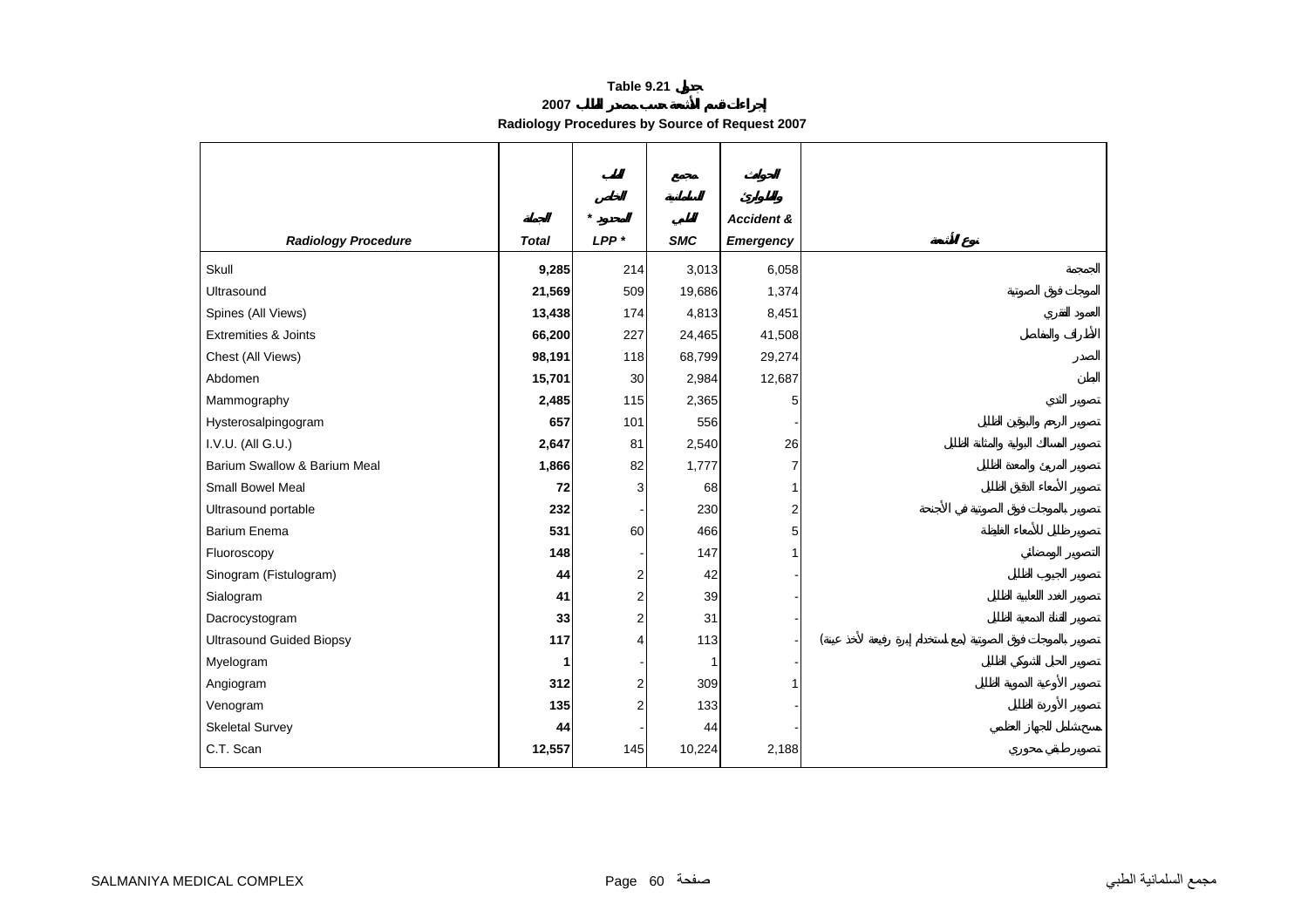**Table 9.21 جدول**

**2007 إجراءات قسم الأشعة حسب مصدر الطلب**

**Radiology Procedures by Source of Request 2007**

| *Radiology Procedure* | الجملة *Total* | الطب الخاص المحدود * *LPP ** | مجمع السلمانية الطبي *SMC* | الحوادث والطوارئ *Accident & Emergency* | نوع الأشعة |
|---|---|---|---|---|---|
| Skull | **9,285** | 214 | 3,013 | 6,058 | الجمجمة |
| Ultrasound | **21,569** | 509 | 19,686 | 1,374 | الموجات فوق الصوتية |
| Spines (All Views) | **13,438** | 174 | 4,813 | 8,451 | العمود الفقري |
| Extremities & Joints | **66,200** | 227 | 24,465 | 41,508 | الأطراف والمفاصل |
| Chest (All Views) | **98,191** | 118 | 68,799 | 29,274 | الصدر |
| Abdomen | **15,701** | 30 | 2,984 | 12,687 | البطن |
| Mammography | **2,485** | 115 | 2,365 | 5 | تصوير الثدي |
| Hysterosalpingogram | **657** | 101 | 556 | - | تصوير الرحم والبوقين الظليل |
| I.V.U. (All G.U.) | **2,647** | 81 | 2,540 | 26 | تصوير المسالك البولية والمثانة الظليل |
| Barium Swallow & Barium Meal | **1,866** | 82 | 1,777 | 7 | تصوير المريئ والمعدة الظليل |
| Small Bowel Meal | **72** | 3 | 68 | 1 | تصوير الأمعاء الدقيق الظليل |
| Ultrasound portable | **232** | - | 230 | 2 | تصوير بالموجات فوق الصوتية في الأجنحة |
| Barium Enema | **531** | 60 | 466 | 5 | تصوير ظليل للأمعاء الغليظة |
| Fluoroscopy | **148** | - | 147 | 1 | التصوير الومضائي |
| Sinogram (Fistulogram) | **44** | 2 | 42 | - | تصوير الجيوب الظليل |
| Sialogram | **41** | 2 | 39 | - | تصوير الغدد اللعابية الظليل |
| Dacrocystogram | **33** | 2 | 31 | - | تصوير القناة الدمعية الظليل |
| Ultrasound Guided Biopsy | **117** | 4 | 113 | - | تصوير بالموجات فوق الصوتية (مع استخدام إبرة رفيعة لأخذ عينة) |
| Myelogram | **1** | - | 1 | - | تصوير الحبل الشوكي الظليل |
| Angiogram | **312** | 2 | 309 | 1 | تصوير الأوعية الدموية الظليل |
| Venogram | **135** | 2 | 133 | - | تصوير الأوردة الظليل |
| Skeletal Survey | **44** | - | 44 | - | مسح شامل للجهاز العظمي |
| C.T. Scan | **12,557** | 145 | 10,224 | 2,188 | تصوير طبقي محوري |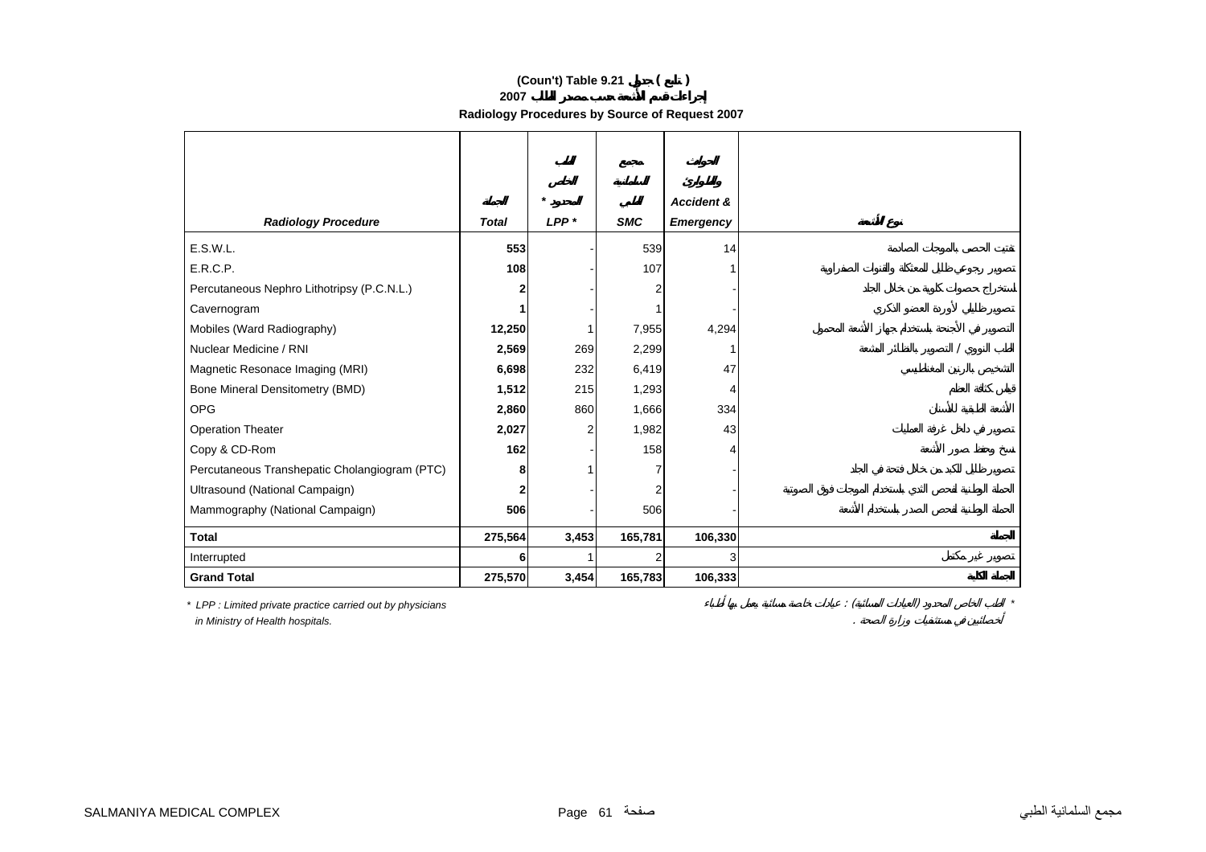**(Coun't) Table 9.21 جدول ( تابع )**

**2007 إجراءات قسم الأشعة حسب مصدر الطلب**

**Radiology Procedures by Source of Request 2007**

| *Radiology Procedure* | الجملة *Total* | الطب الخاص المحدود * *LPP ** | مجمع السلمانية الطبي *SMC* | الحوادث والطوارئ *Accident & Emergency* | نوع الأشعة |
|---|---|---|---|---|---|
| E.S.W.L. | **553** | - | 539 | 14 | تفتيت الحصى بالموجات الصادمة |
| E.R.C.P. | **108** | - | 107 | 1 | تصوير رجوعي لظليل للمعثكلة والقنوات الصفراوية |
| Percutaneous Nephro Lithotripsy (P.C.N.L.) | **2** | - | 2 | - | استخراج حصوات كلوية من خلال الجلد |
| Cavernogram | **1** | - | 1 | - | تصوير ظليلي لأوردة العضو الذكري |
| Mobiles (Ward Radiography) | **12,250** | 1 | 7,955 | 4,294 | التصوير في الأجنحة باستخدام جهاز الأشعة المحمول |
| Nuclear Medicine / RNI | **2,569** | 269 | 2,299 | 1 | الطب النووي / التصوير بالنظائر المشعة |
| Magnetic Resonace Imaging (MRI) | **6,698** | 232 | 6,419 | 47 | التشخيص بالرنين المغناطيسي |
| Bone Mineral Densitometry (BMD) | **1,512** | 215 | 1,293 | 4 | قياس كثافة العظام |
| OPG | **2,860** | 860 | 1,666 | 334 | الأشعة الطبقية للأسنان |
| Operation Theater | **2,027** | 2 | 1,982 | 43 | تصوير في داخل غرفة العمليات |
| Copy & CD-Rom | **162** | - | 158 | 4 | نسخ وحفظ صور الأشعة |
| Percutaneous Transhepatic Cholangiogram (PTC) | **8** | 1 | 7 | - | تصوير ظليلي للكبد من خلال فتحة في الجلد |
| Ultrasound (National Campaign) | **2** | - | 2 | - | الحملة الوطنية لفحص الثدي باستخدام الموجات فوق الصوتية |
| Mammography (National Campaign) | **506** | - | 506 | - | الحملة الوطنية لفحص الصدر باستخدام الأشعة |
| **Total** | **275,564** | **3,453** | **165,781** | **106,330** | **الجملة** |
| Interrupted | **6** | 1 | 2 | 3 | تصوير غير مكتمل |
| **Grand Total** | **275,570** | **3,454** | **165,783** | **106,333** | **الجملة الكلية** |

\* LPP : Limited private practice carried out by physicians in Ministry of Health hospitals.

\* الطب الخاص المحدود (العيادات المسائية) : عيادات خاصة مسائية يعمل بها أطباء أخصائيين في مستشفيات وزارة الصحة .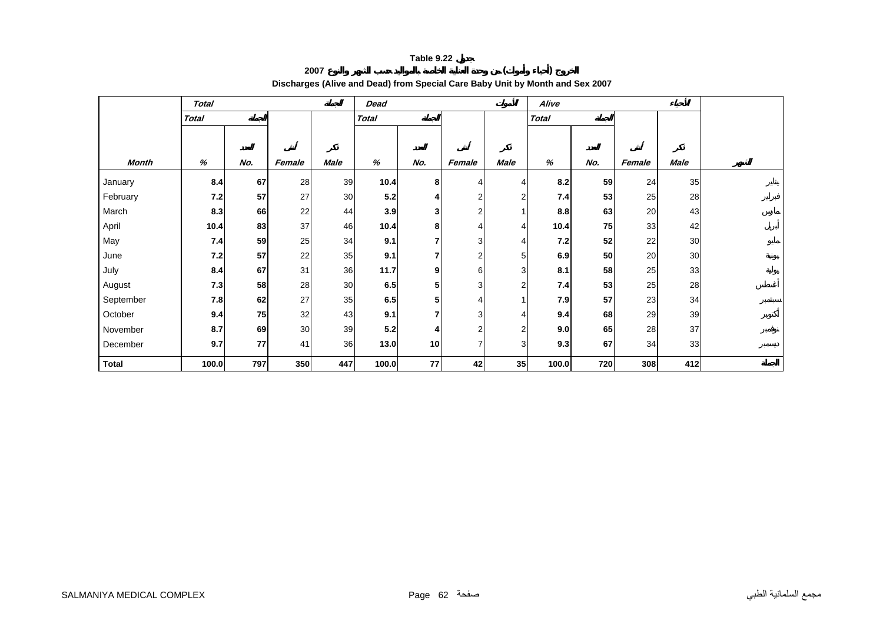**Table 9.22 جدول**

**الخروج (أحياء وأموات) من وحدة العناية الخاصة بالمواليد حسب الشهر والنوع 2007**

**Discharges (Alive and Dead) from Special Care Baby Unit by Month and Sex 2007**

| | *Total* الجملة | | | | *Dead* الأموات | | | | *Alive* الأحياء | | | | |
|---|---|---|---|---|---|---|---|---|---|---|---|---|---|
| | *Total* الجملة | | | | *Total* الجملة | | | | *Total* الجملة | | | | |
| *Month* | *%* | العدد *No.* | أنثى *Female* | ذكر *Male* | *%* | العدد *No.* | أنثى *Female* | ذكر *Male* | *%* | العدد *No.* | أنثى *Female* | ذكر *Male* | الشهر |
| January | **8.4** | **67** | 28 | 39 | **10.4** | **8** | 4 | 4 | **8.2** | **59** | 24 | 35 | يناير |
| February | **7.2** | **57** | 27 | 30 | **5.2** | **4** | 2 | 2 | **7.4** | **53** | 25 | 28 | فبراير |
| March | **8.3** | **66** | 22 | 44 | **3.9** | **3** | 2 | 1 | **8.8** | **63** | 20 | 43 | مارس |
| April | **10.4** | **83** | 37 | 46 | **10.4** | **8** | 4 | 4 | **10.4** | **75** | 33 | 42 | أبريل |
| May | **7.4** | **59** | 25 | 34 | **9.1** | **7** | 3 | 4 | **7.2** | **52** | 22 | 30 | مايو |
| June | **7.2** | **57** | 22 | 35 | **9.1** | **7** | 2 | 5 | **6.9** | **50** | 20 | 30 | يونية |
| July | **8.4** | **67** | 31 | 36 | **11.7** | **9** | 6 | 3 | **8.1** | **58** | 25 | 33 | يولية |
| August | **7.3** | **58** | 28 | 30 | **6.5** | **5** | 3 | 2 | **7.4** | **53** | 25 | 28 | أغسطس |
| September | **7.8** | **62** | 27 | 35 | **6.5** | **5** | 4 | 1 | **7.9** | **57** | 23 | 34 | سبتمبر |
| October | **9.4** | **75** | 32 | 43 | **9.1** | **7** | 3 | 4 | **9.4** | **68** | 29 | 39 | أكتوبر |
| November | **8.7** | **69** | 30 | 39 | **5.2** | **4** | 2 | 2 | **9.0** | **65** | 28 | 37 | نوفمبر |
| December | **9.7** | **77** | 41 | 36 | **13.0** | **10** | 7 | 3 | **9.3** | **67** | 34 | 33 | ديسمبر |
| **Total** | **100.0** | **797** | **350** | **447** | **100.0** | **77** | **42** | **35** | **100.0** | **720** | **308** | **412** | **الجملة** |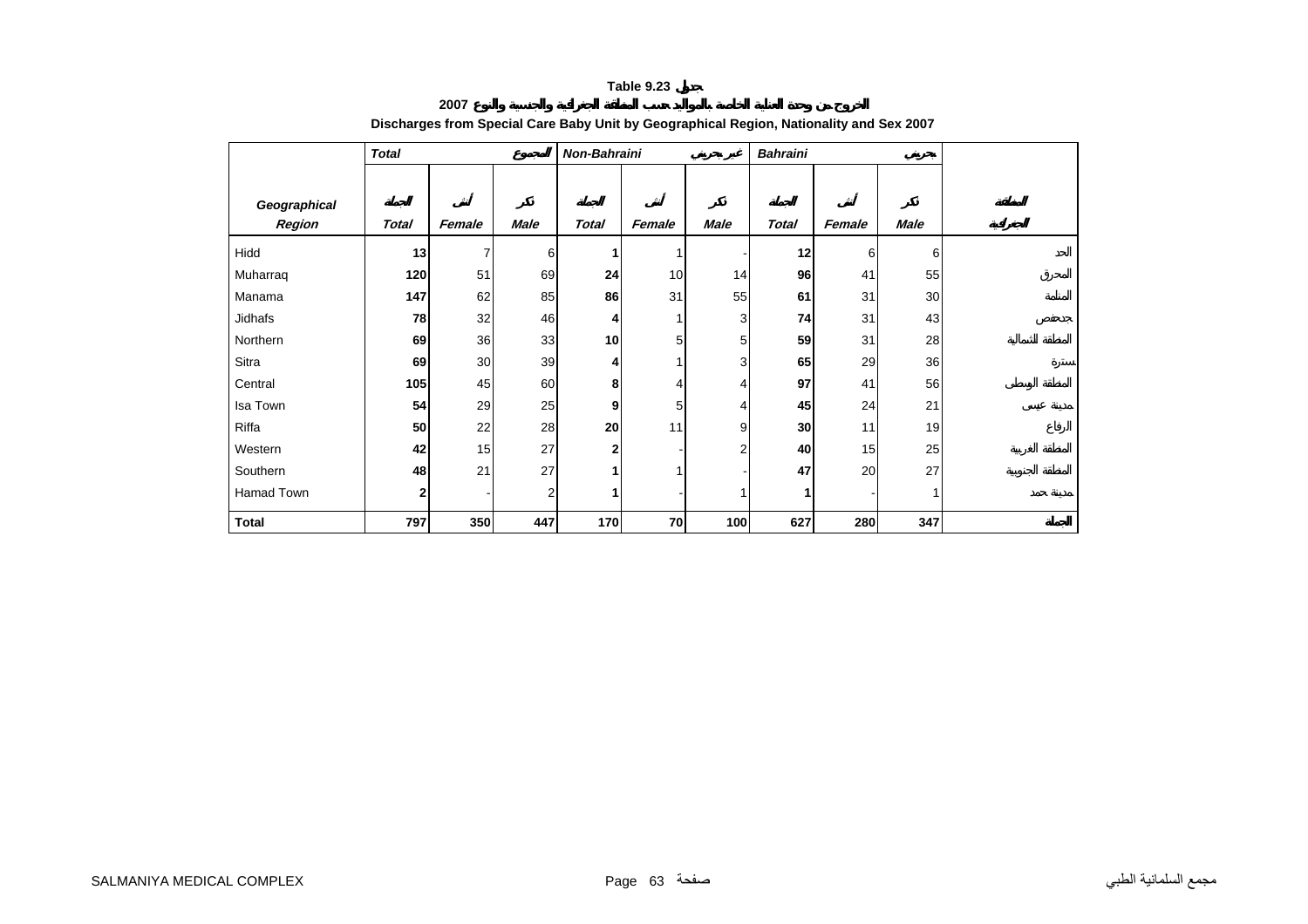**Table 9.23 جدول**

**الخروج من وحدة العناية الخاصة بالمواليد حسب المنطقة الجغرافية والجنسية والنوع 2007**

**Discharges from Special Care Baby Unit by Geographical Region, Nationality and Sex 2007**

| | Total | المجموع | | Non-Bahraini | غير بحريني | | Bahraini | بحريني | | |
|---|---|---|---|---|---|---|---|---|---|---|
| Geographical Region | الجملة Total | أنثى Female | ذكر Male | الجملة Total | أنثى Female | ذكر Male | الجملة Total | أنثى Female | ذكر Male | المنطقة الجغرافية |
| Hidd | **13** | 7 | 6 | **1** | 1 | - | **12** | 6 | 6 | الحد |
| Muharraq | **120** | 51 | 69 | **24** | 10 | 14 | **96** | 41 | 55 | المحرق |
| Manama | **147** | 62 | 85 | **86** | 31 | 55 | **61** | 31 | 30 | المنامة |
| Jidhafs | **78** | 32 | 46 | **4** | 1 | 3 | **74** | 31 | 43 | جدحفص |
| Northern | **69** | 36 | 33 | **10** | 5 | 5 | **59** | 31 | 28 | المنطقة الشمالية |
| Sitra | **69** | 30 | 39 | **4** | 1 | 3 | **65** | 29 | 36 | سترة |
| Central | **105** | 45 | 60 | **8** | 4 | 4 | **97** | 41 | 56 | المنطقة الوسطى |
| Isa Town | **54** | 29 | 25 | **9** | 5 | 4 | **45** | 24 | 21 | مدينة عيسى |
| Riffa | **50** | 22 | 28 | **20** | 11 | 9 | **30** | 11 | 19 | الرفاع |
| Western | **42** | 15 | 27 | **2** | - | 2 | **40** | 15 | 25 | المنطقة الغربية |
| Southern | **48** | 21 | 27 | **1** | 1 | - | **47** | 20 | 27 | المنطقة الجنوبية |
| Hamad Town | **2** | - | 2 | **1** | - | 1 | **1** | - | 1 | مدينة حمد |
| **Total** | **797** | **350** | **447** | **170** | **70** | **100** | **627** | **280** | **347** | **الجملة** |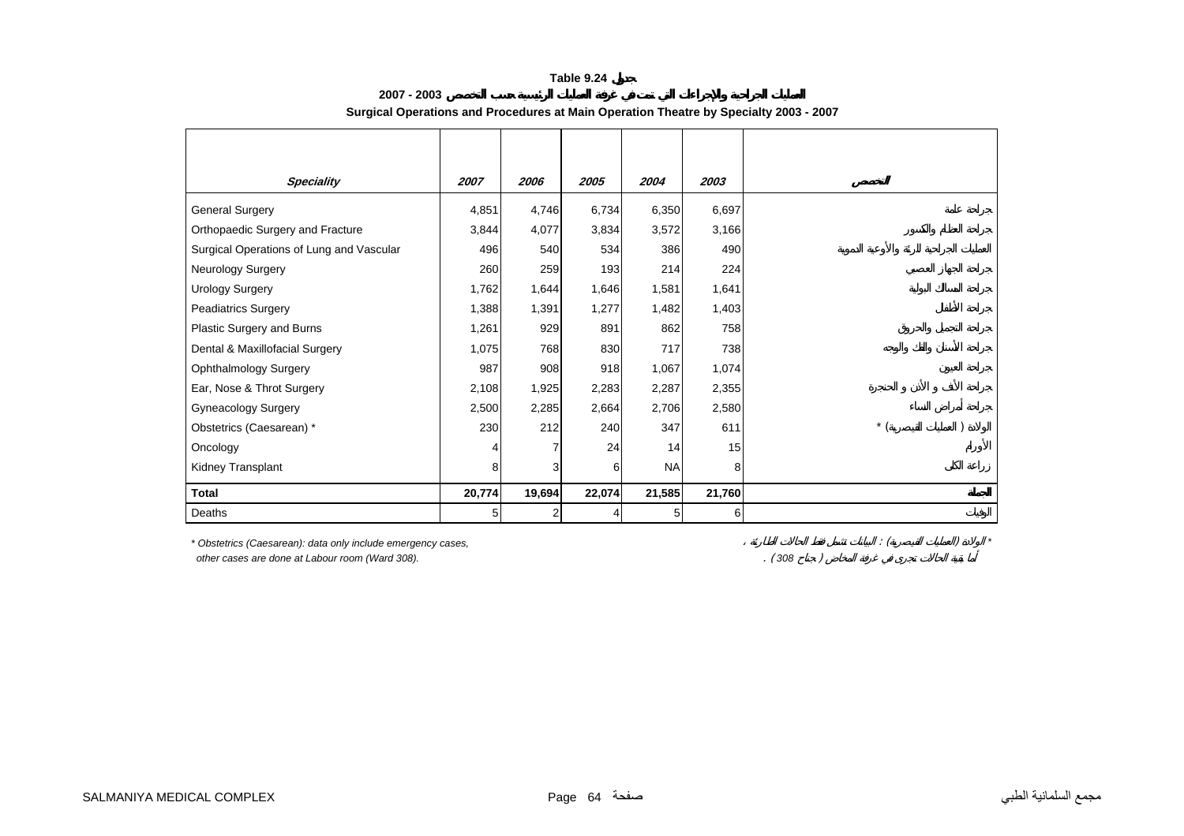**Table 9.24 جدول**

**العمليات الجراحية والإجراءات التي تمت في غرفة العمليات الرئيسية حسب التخصص 2003 - 2007**

**Surgical Operations and Procedures at Main Operation Theatre by Specialty 2003 - 2007**

| *Speciality* | *2007* | *2006* | *2005* | *2004* | *2003* | التخصص |
|---|---|---|---|---|---|---|
| General Surgery | 4,851 | 4,746 | 6,734 | 6,350 | 6,697 | جراحة عامة |
| Orthopaedic Surgery and Fracture | 3,844 | 4,077 | 3,834 | 3,572 | 3,166 | جراحة العظام والكسور |
| Surgical Operations of Lung and Vascular | 496 | 540 | 534 | 386 | 490 | العمليات الجراحية للرئة والأوعية الدموية |
| Neurology Surgery | 260 | 259 | 193 | 214 | 224 | جراحة الجهاز العصبي |
| Urology Surgery | 1,762 | 1,644 | 1,646 | 1,581 | 1,641 | جراحة المسالك البولية |
| Peadiatrics Surgery | 1,388 | 1,391 | 1,277 | 1,482 | 1,403 | جراحة الأطفال |
| Plastic Surgery and Burns | 1,261 | 929 | 891 | 862 | 758 | جراحة التجميل والحروق |
| Dental & Maxillofacial Surgery | 1,075 | 768 | 830 | 717 | 738 | جراحة الأسنان والفك والوجه |
| Ophthalmology Surgery | 987 | 908 | 918 | 1,067 | 1,074 | جراحة العيون |
| Ear, Nose & Throt Surgery | 2,108 | 1,925 | 2,283 | 2,287 | 2,355 | جراحة الأنف و الأذن و الحنجرة |
| Gyneacology Surgery | 2,500 | 2,285 | 2,664 | 2,706 | 2,580 | جراحة أمراض النساء |
| Obstetrics (Caesarean) * | 230 | 212 | 240 | 347 | 611 | الولادة ( العمليات القيصرية) * |
| Oncology | 4 | 7 | 24 | 14 | 15 | الأورام |
| Kidney Transplant | 8 | 3 | 6 | NA | 8 | زراعة الكلى |
| **Total** | **20,774** | **19,694** | **22,074** | **21,585** | **21,760** | **الجملة** |
| Deaths | 5 | 2 | 4 | 5 | 6 | الوفيات |

*\* Obstetrics (Caesarean): data only include emergency cases,*
*other cases are done at Labour room (Ward 308).*

*\* الولادة (العمليات القيصرية) : البيانات تشمل فقط الحالات الطارئة ،*
*أما بقية الحالات تجرى في غرفة المخاض ( جناح 308 ) .*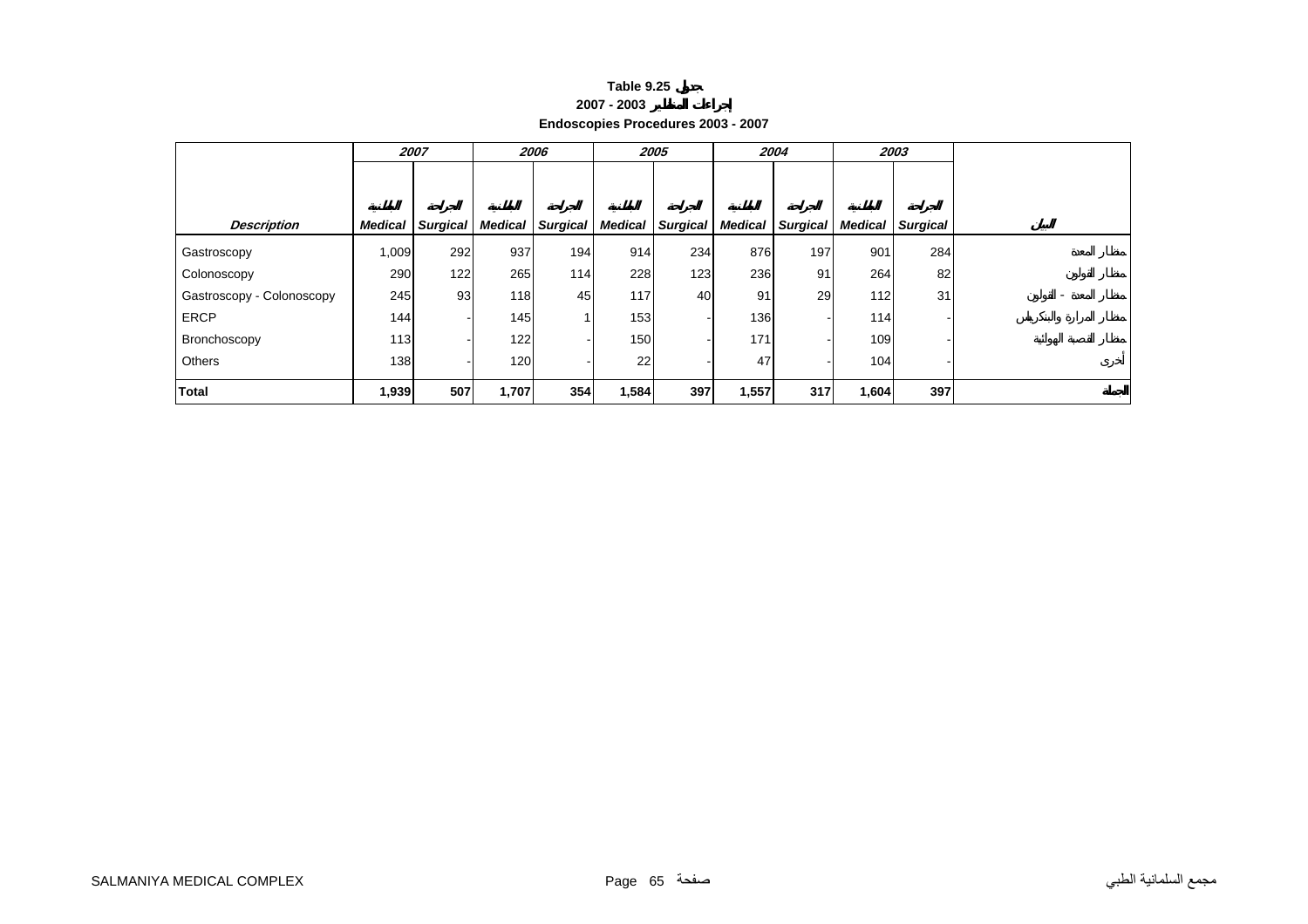**Table 9.25 جدول**

**2007 - 2003 إجراءات المناظير**

**Endoscopies Procedures 2003 - 2007**

| | 2007 | | 2006 | | 2005 | | 2004 | | 2003 | | |
|---|---|---|---|---|---|---|---|---|---|---|---|
| *Description* | *Medical* الباطنية | *Surgical* الجراحة | *Medical* الباطنية | *Surgical* الجراحة | *Medical* الباطنية | *Surgical* الجراحة | *Medical* الباطنية | *Surgical* الجراحة | *Medical* الباطنية | *Surgical* الجراحة | البيان |
| Gastroscopy | 1,009 | 292 | 937 | 194 | 914 | 234 | 876 | 197 | 901 | 284 | منظار المعدة |
| Colonoscopy | 290 | 122 | 265 | 114 | 228 | 123 | 236 | 91 | 264 | 82 | منظار القولون |
| Gastroscopy - Colonoscopy | 245 | 93 | 118 | 45 | 117 | 40 | 91 | 29 | 112 | 31 | منظار المعدة - القولون |
| ERCP | 144 | - | 145 | 1 | 153 | - | 136 | - | 114 | - | منظار المرارة والبنكرياس |
| Bronchoscopy | 113 | - | 122 | - | 150 | - | 171 | - | 109 | - | منظار القصبة الهوائية |
| Others | 138 | - | 120 | - | 22 | - | 47 | - | 104 | - | أخرى |
| **Total** | **1,939** | **507** | **1,707** | **354** | **1,584** | **397** | **1,557** | **317** | **1,604** | **397** | **الجملة** |

SALMANIYA MEDICAL COMPLEX مجمع السلمانية الطبي